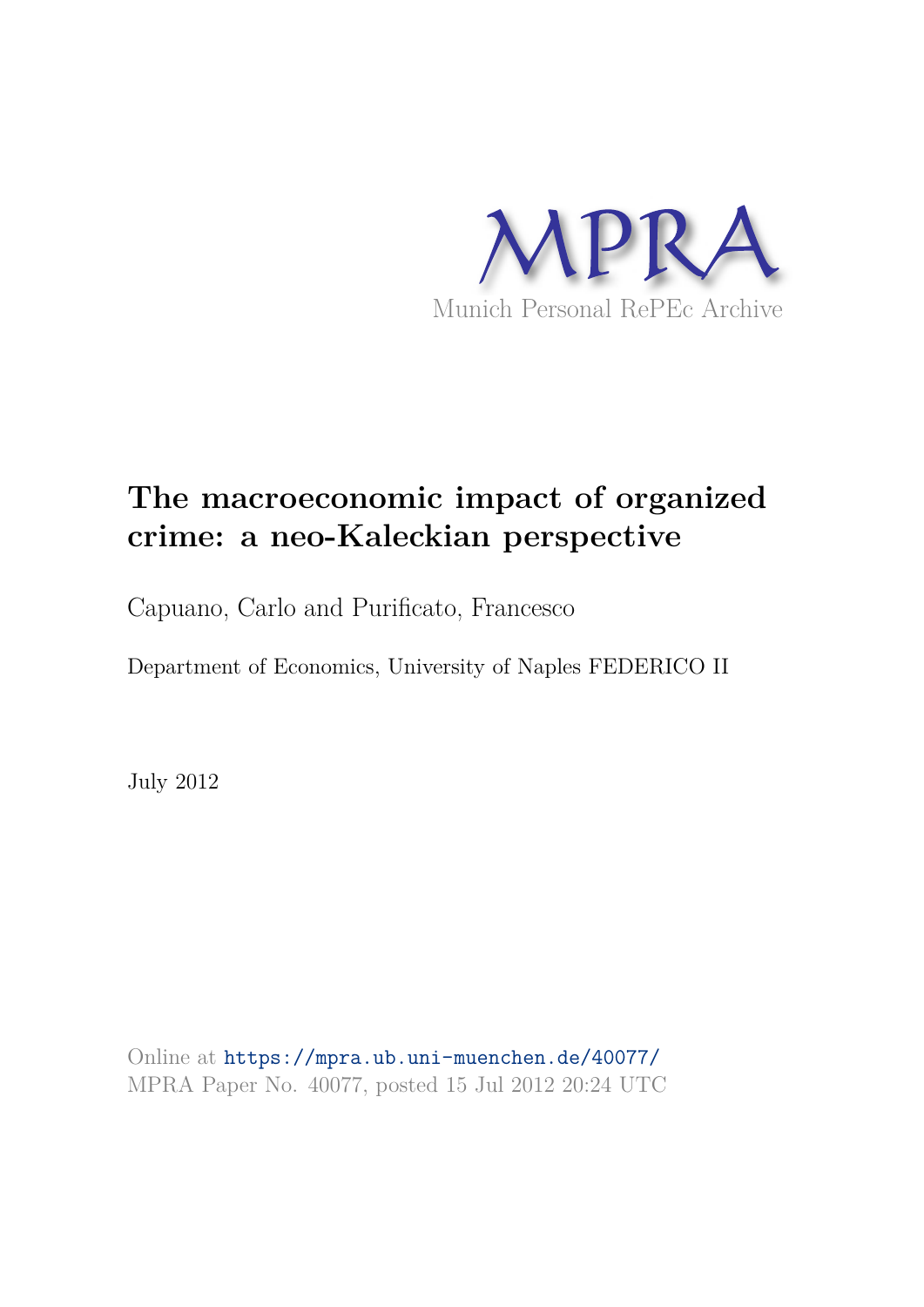MPRA

Munich Personal RePEc Archive

# The macroeconomic impact of organized crime: a neo-Kaleckian perspective

Capuano, Carlo and Purificato, Francesco

Department of Economics, University of Naples FEDERICO II

July 2012

Online at https://mpra.ub.uni-muenchen.de/40077/
MPRA Paper No. 40077, posted 15 Jul 2012 20:24 UTC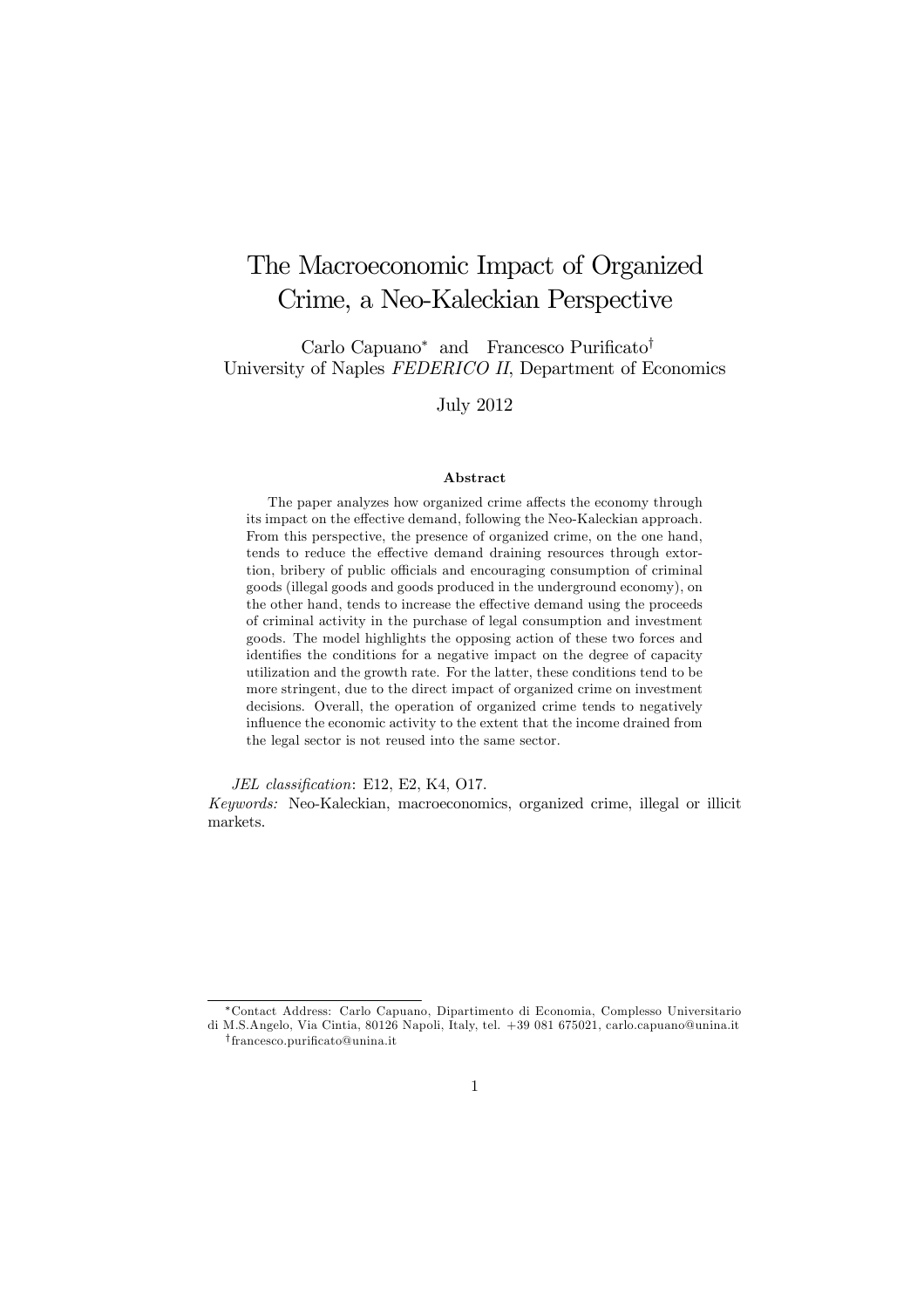# The Macroeconomic Impact of Organized Crime, a Neo-Kaleckian Perspective

Carlo Capuano[*] and Francesco Purificato[†]
University of Naples *FEDERICO II*, Department of Economics

July 2012

### Abstract

The paper analyzes how organized crime affects the economy through its impact on the effective demand, following the Neo-Kaleckian approach. From this perspective, the presence of organized crime, on the one hand, tends to reduce the effective demand draining resources through extortion, bribery of public officials and encouraging consumption of criminal goods (illegal goods and goods produced in the underground economy), on the other hand, tends to increase the effective demand using the proceeds of criminal activity in the purchase of legal consumption and investment goods. The model highlights the opposing action of these two forces and identifies the conditions for a negative impact on the degree of capacity utilization and the growth rate. For the latter, these conditions tend to be more stringent, due to the direct impact of organized crime on investment decisions. Overall, the operation of organized crime tends to negatively influence the economic activity to the extent that the income drained from the legal sector is not reused into the same sector.

*JEL classification*: E12, E2, K4, O17.

*Keywords:* Neo-Kaleckian, macroeconomics, organized crime, illegal or illicit markets.

---

[*] Contact Address: Carlo Capuano, Dipartimento di Economia, Complesso Universitario di M.S.Angelo, Via Cintia, 80126 Napoli, Italy, tel. +39 081 675021, carlo.capuano@unina.it

[†] francesco.purificato@unina.it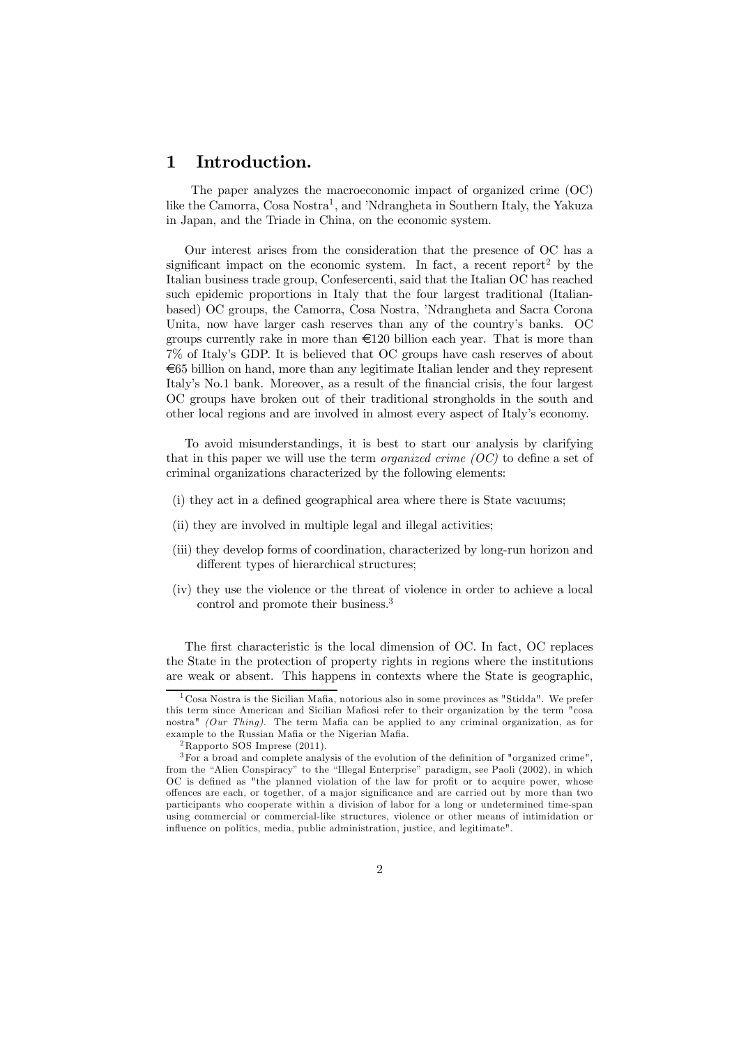# 1 Introduction.

The paper analyzes the macroeconomic impact of organized crime (OC) like the Camorra, Cosa Nostra[1], and 'Ndrangheta in Southern Italy, the Yakuza in Japan, and the Triade in China, on the economic system.

Our interest arises from the consideration that the presence of OC has a significant impact on the economic system. In fact, a recent report[2] by the Italian business trade group, Confesercenti, said that the Italian OC has reached such epidemic proportions in Italy that the four largest traditional (Italian-based) OC groups, the Camorra, Cosa Nostra, 'Ndrangheta and Sacra Corona Unita, now have larger cash reserves than any of the country's banks. OC groups currently rake in more than €120 billion each year. That is more than 7% of Italy's GDP. It is believed that OC groups have cash reserves of about €65 billion on hand, more than any legitimate Italian lender and they represent Italy's No.1 bank. Moreover, as a result of the financial crisis, the four largest OC groups have broken out of their traditional strongholds in the south and other local regions and are involved in almost every aspect of Italy's economy.

To avoid misunderstandings, it is best to start our analysis by clarifying that in this paper we will use the term *organized crime (OC)* to define a set of criminal organizations characterized by the following elements:

(i) they act in a defined geographical area where there is State vacuums;

(ii) they are involved in multiple legal and illegal activities;

(iii) they develop forms of coordination, characterized by long-run horizon and different types of hierarchical structures;

(iv) they use the violence or the threat of violence in order to achieve a local control and promote their business.[3]

The first characteristic is the local dimension of OC. In fact, OC replaces the State in the protection of property rights in regions where the institutions are weak or absent. This happens in contexts where the State is geographic,

---

[1] Cosa Nostra is the Sicilian Mafia, notorious also in some provinces as "Stidda". We prefer this term since American and Sicilian Mafiosi refer to their organization by the term "cosa nostra" *(Our Thing)*. The term Mafia can be applied to any criminal organization, as for example to the Russian Mafia or the Nigerian Mafia.

[2] Rapporto SOS Imprese (2011).

[3] For a broad and complete analysis of the evolution of the definition of "organized crime", from the "Alien Conspiracy" to the "Illegal Enterprise" paradigm, see Paoli (2002), in which OC is defined as "the planned violation of the law for profit or to acquire power, whose offences are each, or together, of a major significance and are carried out by more than two participants who cooperate within a division of labor for a long or undetermined time-span using commercial or commercial-like structures, violence or other means of intimidation or influence on politics, media, public administration, justice, and legitimate".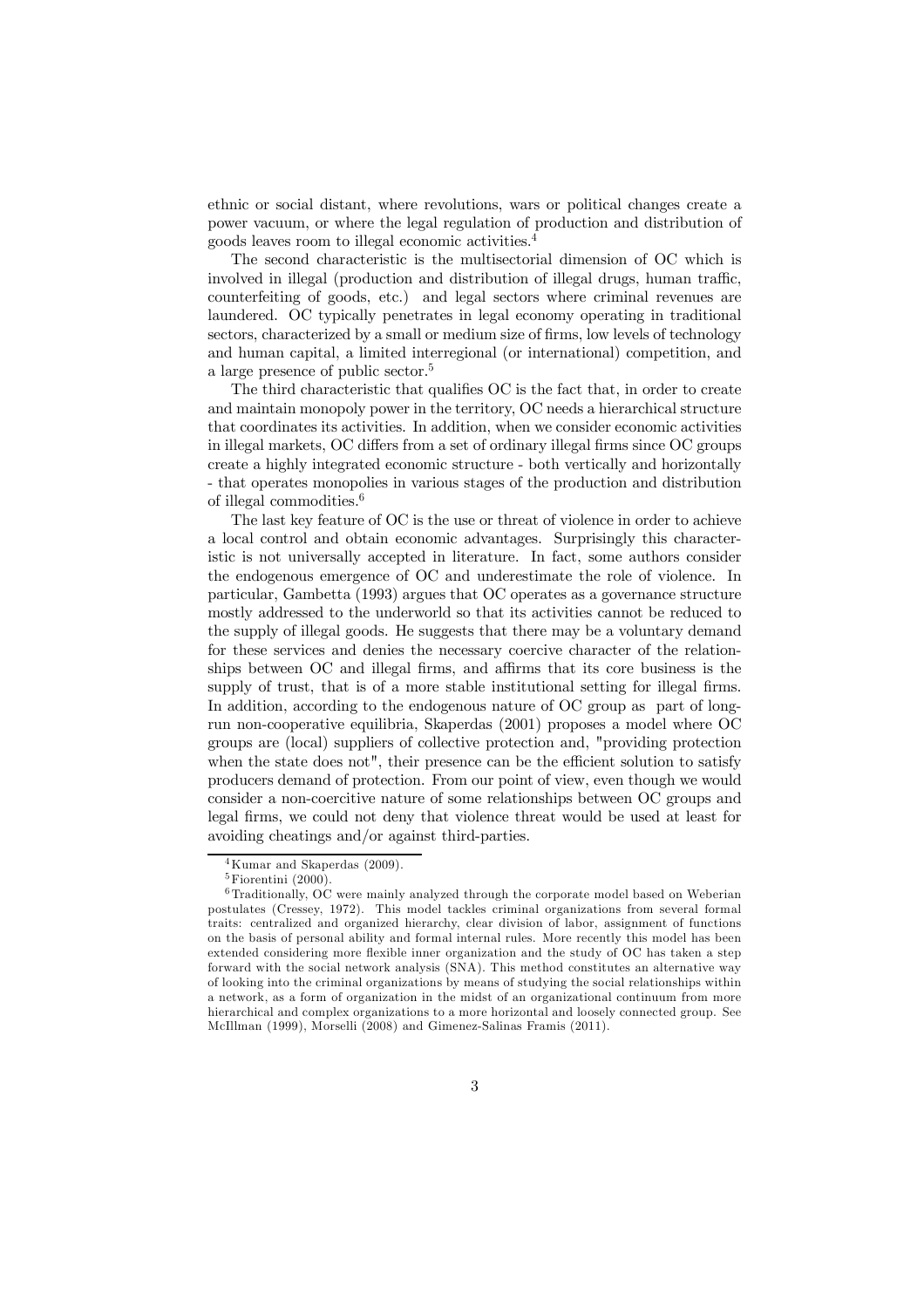ethnic or social distant, where revolutions, wars or political changes create a power vacuum, or where the legal regulation of production and distribution of goods leaves room to illegal economic activities.[4]

The second characteristic is the multisectorial dimension of OC which is involved in illegal (production and distribution of illegal drugs, human traffic, counterfeiting of goods, etc.) and legal sectors where criminal revenues are laundered. OC typically penetrates in legal economy operating in traditional sectors, characterized by a small or medium size of firms, low levels of technology and human capital, a limited interregional (or international) competition, and a large presence of public sector.[5]

The third characteristic that qualifies OC is the fact that, in order to create and maintain monopoly power in the territory, OC needs a hierarchical structure that coordinates its activities. In addition, when we consider economic activities in illegal markets, OC differs from a set of ordinary illegal firms since OC groups create a highly integrated economic structure - both vertically and horizontally - that operates monopolies in various stages of the production and distribution of illegal commodities.[6]

The last key feature of OC is the use or threat of violence in order to achieve a local control and obtain economic advantages. Surprisingly this characteristic is not universally accepted in literature. In fact, some authors consider the endogenous emergence of OC and underestimate the role of violence. In particular, Gambetta (1993) argues that OC operates as a governance structure mostly addressed to the underworld so that its activities cannot be reduced to the supply of illegal goods. He suggests that there may be a voluntary demand for these services and denies the necessary coercive character of the relationships between OC and illegal firms, and affirms that its core business is the supply of trust, that is of a more stable institutional setting for illegal firms. In addition, according to the endogenous nature of OC group as part of long-run non-cooperative equilibria, Skaperdas (2001) proposes a model where OC groups are (local) suppliers of collective protection and, "providing protection when the state does not", their presence can be the efficient solution to satisfy producers demand of protection. From our point of view, even though we would consider a non-coercitive nature of some relationships between OC groups and legal firms, we could not deny that violence threat would be used at least for avoiding cheatings and/or against third-parties.

---

[4] Kumar and Skaperdas (2009).

[5] Fiorentini (2000).

[6] Traditionally, OC were mainly analyzed through the corporate model based on Weberian postulates (Cressey, 1972). This model tackles criminal organizations from several formal traits: centralized and organized hierarchy, clear division of labor, assignment of functions on the basis of personal ability and formal internal rules. More recently this model has been extended considering more flexible inner organization and the study of OC has taken a step forward with the social network analysis (SNA). This method constitutes an alternative way of looking into the criminal organizations by means of studying the social relationships within a network, as a form of organization in the midst of an organizational continuum from more hierarchical and complex organizations to a more horizontal and loosely connected group. See McIllman (1999), Morselli (2008) and Gimenez-Salinas Framis (2011).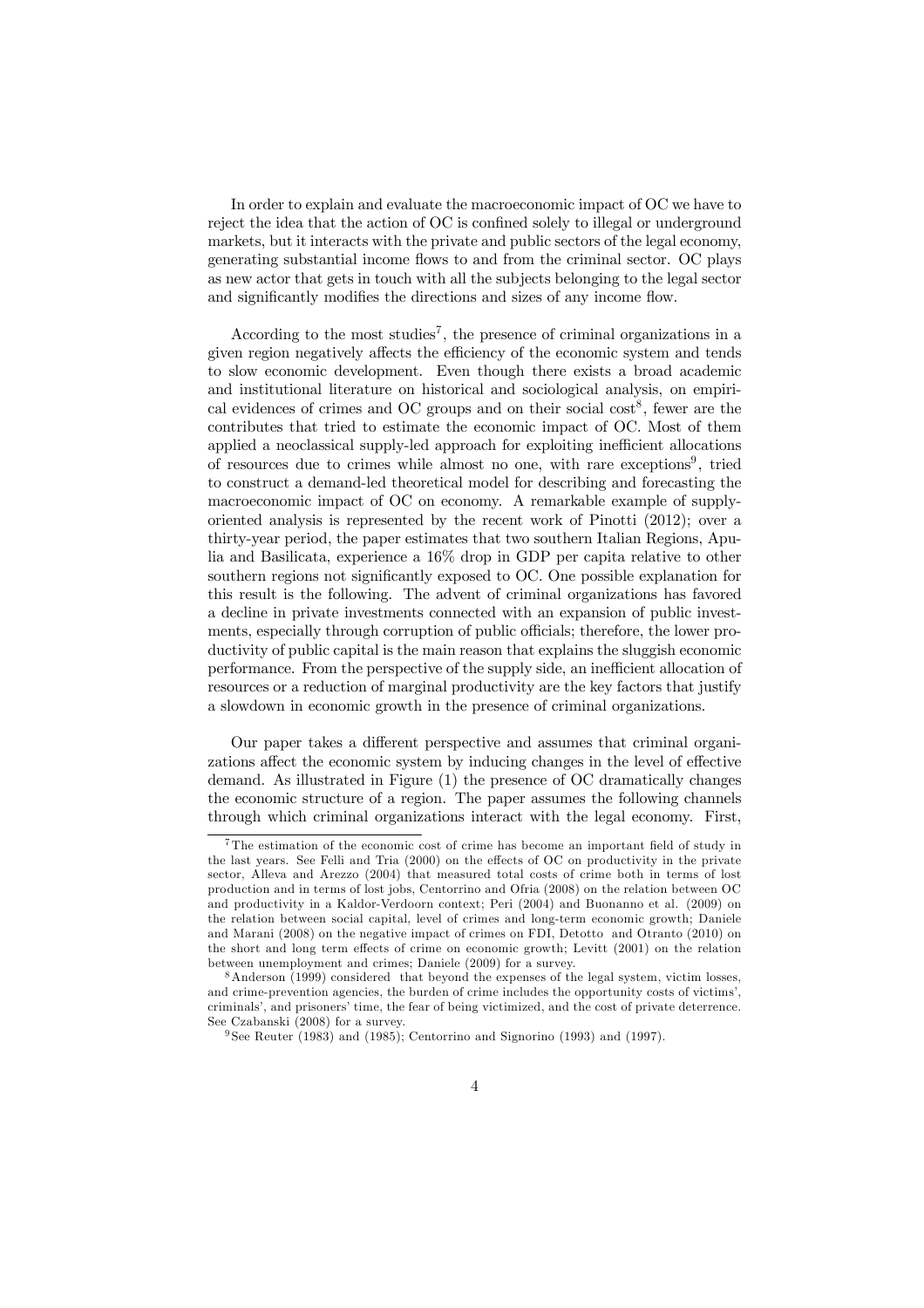In order to explain and evaluate the macroeconomic impact of OC we have to reject the idea that the action of OC is confined solely to illegal or underground markets, but it interacts with the private and public sectors of the legal economy, generating substantial income flows to and from the criminal sector. OC plays as new actor that gets in touch with all the subjects belonging to the legal sector and significantly modifies the directions and sizes of any income flow.

According to the most studies[7], the presence of criminal organizations in a given region negatively affects the efficiency of the economic system and tends to slow economic development. Even though there exists a broad academic and institutional literature on historical and sociological analysis, on empirical evidences of crimes and OC groups and on their social cost[8], fewer are the contributes that tried to estimate the economic impact of OC. Most of them applied a neoclassical supply-led approach for exploiting inefficient allocations of resources due to crimes while almost no one, with rare exceptions[9], tried to construct a demand-led theoretical model for describing and forecasting the macroeconomic impact of OC on economy. A remarkable example of supply-oriented analysis is represented by the recent work of Pinotti (2012); over a thirty-year period, the paper estimates that two southern Italian Regions, Apulia and Basilicata, experience a 16% drop in GDP per capita relative to other southern regions not significantly exposed to OC. One possible explanation for this result is the following. The advent of criminal organizations has favored a decline in private investments connected with an expansion of public investments, especially through corruption of public officials; therefore, the lower productivity of public capital is the main reason that explains the sluggish economic performance. From the perspective of the supply side, an inefficient allocation of resources or a reduction of marginal productivity are the key factors that justify a slowdown in economic growth in the presence of criminal organizations.

Our paper takes a different perspective and assumes that criminal organizations affect the economic system by inducing changes in the level of effective demand. As illustrated in Figure (1) the presence of OC dramatically changes the economic structure of a region. The paper assumes the following channels through which criminal organizations interact with the legal economy. First,

[7] The estimation of the economic cost of crime has become an important field of study in the last years. See Felli and Tria (2000) on the effects of OC on productivity in the private sector, Alleva and Arezzo (2004) that measured total costs of crime both in terms of lost production and in terms of lost jobs, Centorrino and Ofria (2008) on the relation between OC and productivity in a Kaldor-Verdoorn context; Peri (2004) and Buonanno et al. (2009) on the relation between social capital, level of crimes and long-term economic growth; Daniele and Marani (2008) on the negative impact of crimes on FDI, Detotto and Otranto (2010) on the short and long term effects of crime on economic growth; Levitt (2001) on the relation between unemployment and crimes; Daniele (2009) for a survey.

[8] Anderson (1999) considered that beyond the expenses of the legal system, victim losses, and crime-prevention agencies, the burden of crime includes the opportunity costs of victims', criminals', and prisoners' time, the fear of being victimized, and the cost of private deterrence. See Czabanski (2008) for a survey.

[9] See Reuter (1983) and (1985); Centorrino and Signorino (1993) and (1997).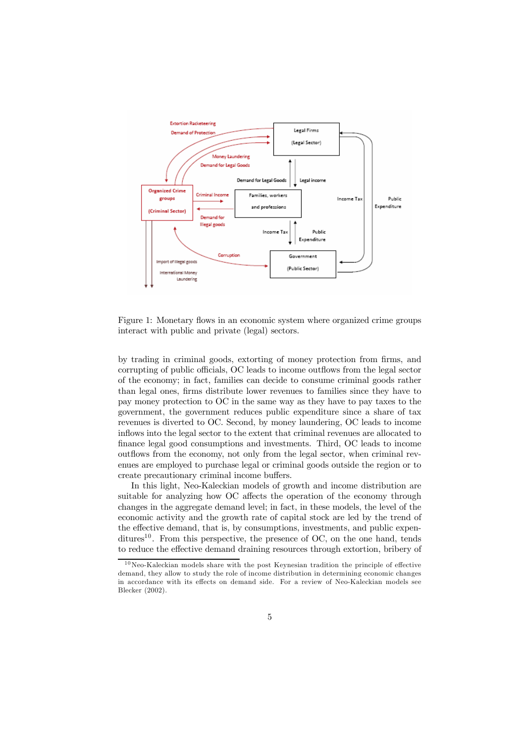Extortion Racketeering

Demand of Protection

Legal Firms

(Legal Sector)

Money Laundering

Demand for Legal Goods

Demand for Legal Goods

Legal income

Organized Crime groups

(Criminal Sector)

Criminal Income

Families, workers and professions

Income Tax

Public Expenditure

Demand for Illegal goods

Income Tax

Public Expenditure

Corruption

Government

(Public Sector)

Import of illegal goods

International Money Laundering

Figure 1: Monetary flows in an economic system where organized crime groups interact with public and private (legal) sectors.

by trading in criminal goods, extorting of money protection from firms, and corrupting of public officials, OC leads to income outflows from the legal sector of the economy; in fact, families can decide to consume criminal goods rather than legal ones, firms distribute lower revenues to families since they have to pay money protection to OC in the same way as they have to pay taxes to the government, the government reduces public expenditure since a share of tax revenues is diverted to OC. Second, by money laundering, OC leads to income inflows into the legal sector to the extent that criminal revenues are allocated to finance legal good consumptions and investments. Third, OC leads to income outflows from the economy, not only from the legal sector, when criminal revenues are employed to purchase legal or criminal goods outside the region or to create precautionary criminal income buffers.

In this light, Neo-Kaleckian models of growth and income distribution are suitable for analyzing how OC affects the operation of the economy through changes in the aggregate demand level; in fact, in these models, the level of the economic activity and the growth rate of capital stock are led by the trend of the effective demand, that is, by consumptions, investments, and public expenditures[10]. From this perspective, the presence of OC, on the one hand, tends to reduce the effective demand draining resources through extortion, bribery of

[10] Neo-Kaleckian models share with the post Keynesian tradition the principle of effective demand, they allow to study the role of income distribution in determining economic changes in accordance with its effects on demand side. For a review of Neo-Kaleckian models see Blecker (2002).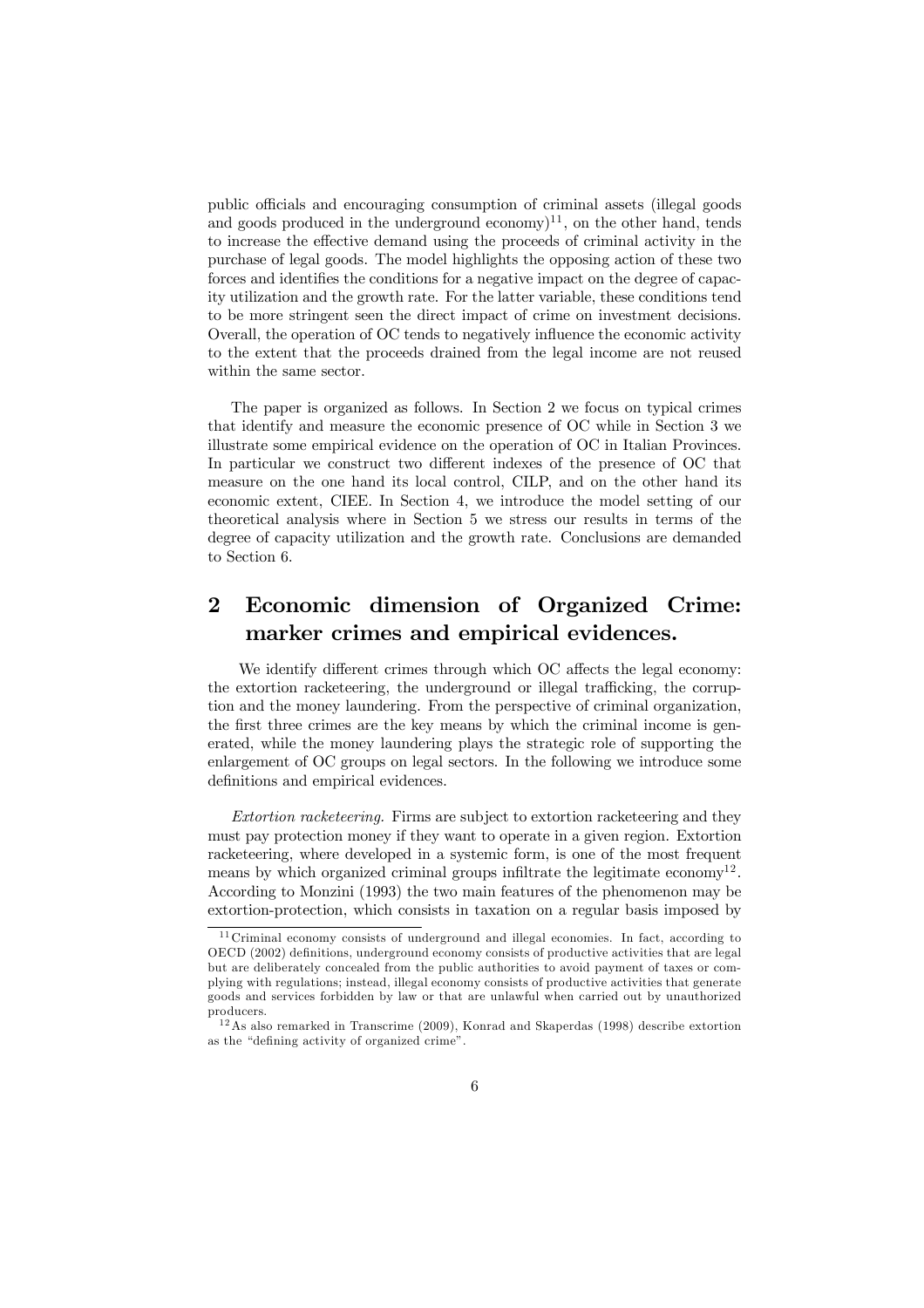public officials and encouraging consumption of criminal assets (illegal goods and goods produced in the underground economy)[11], on the other hand, tends to increase the effective demand using the proceeds of criminal activity in the purchase of legal goods. The model highlights the opposing action of these two forces and identifies the conditions for a negative impact on the degree of capacity utilization and the growth rate. For the latter variable, these conditions tend to be more stringent seen the direct impact of crime on investment decisions. Overall, the operation of OC tends to negatively influence the economic activity to the extent that the proceeds drained from the legal income are not reused within the same sector.

The paper is organized as follows. In Section 2 we focus on typical crimes that identify and measure the economic presence of OC while in Section 3 we illustrate some empirical evidence on the operation of OC in Italian Provinces. In particular we construct two different indexes of the presence of OC that measure on the one hand its local control, CILP, and on the other hand its economic extent, CIEE. In Section 4, we introduce the model setting of our theoretical analysis where in Section 5 we stress our results in terms of the degree of capacity utilization and the growth rate. Conclusions are demanded to Section 6.

# 2 Economic dimension of Organized Crime: marker crimes and empirical evidences.

We identify different crimes through which OC affects the legal economy: the extortion racketeering, the underground or illegal trafficking, the corruption and the money laundering. From the perspective of criminal organization, the first three crimes are the key means by which the criminal income is generated, while the money laundering plays the strategic role of supporting the enlargement of OC groups on legal sectors. In the following we introduce some definitions and empirical evidences.

*Extortion racketeering.* Firms are subject to extortion racketeering and they must pay protection money if they want to operate in a given region. Extortion racketeering, where developed in a systemic form, is one of the most frequent means by which organized criminal groups infiltrate the legitimate economy[12]. According to Monzini (1993) the two main features of the phenomenon may be extortion-protection, which consists in taxation on a regular basis imposed by

[11] Criminal economy consists of underground and illegal economies. In fact, according to OECD (2002) definitions, underground economy consists of productive activities that are legal but are deliberately concealed from the public authorities to avoid payment of taxes or complying with regulations; instead, illegal economy consists of productive activities that generate goods and services forbidden by law or that are unlawful when carried out by unauthorized producers.

[12] As also remarked in Transcrime (2009), Konrad and Skaperdas (1998) describe extortion as the "defining activity of organized crime".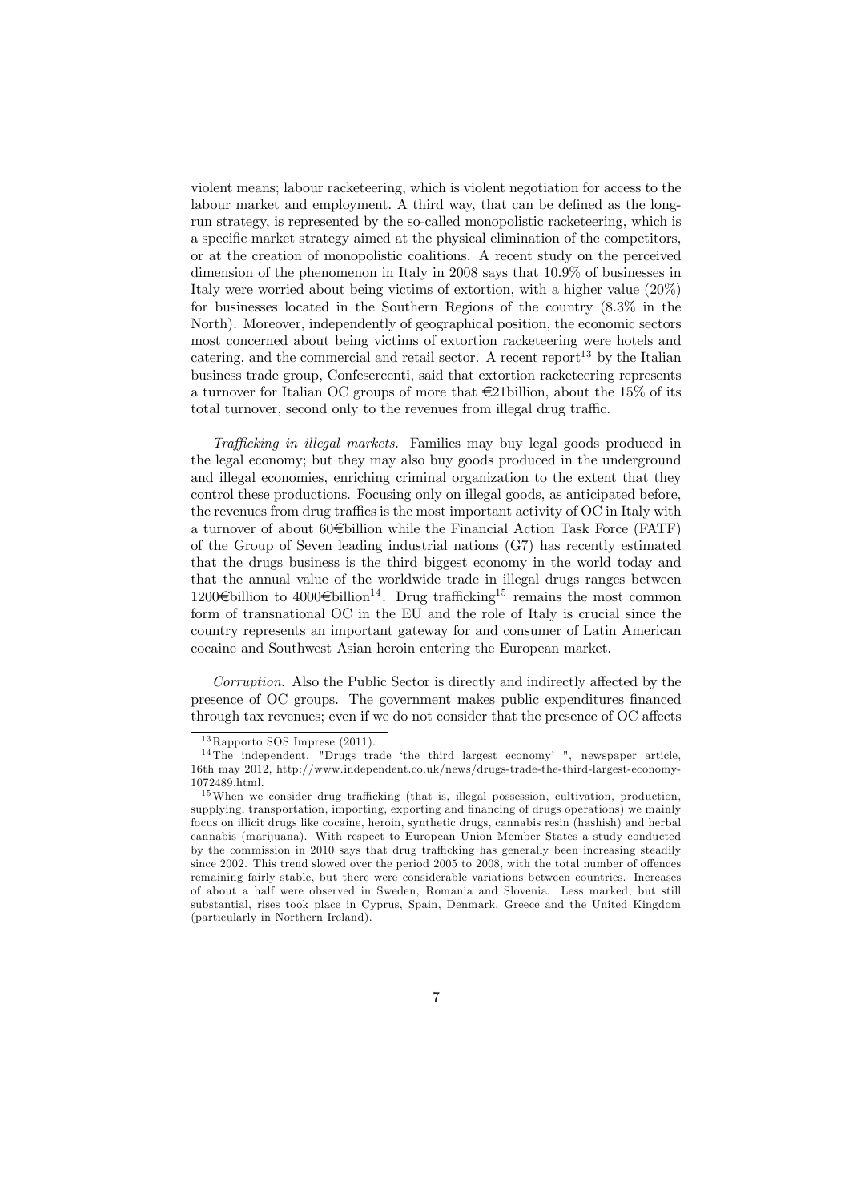violent means; labour racketeering, which is violent negotiation for access to the labour market and employment. A third way, that can be defined as the long-run strategy, is represented by the so-called monopolistic racketeering, which is a specific market strategy aimed at the physical elimination of the competitors, or at the creation of monopolistic coalitions. A recent study on the perceived dimension of the phenomenon in Italy in 2008 says that 10.9% of businesses in Italy were worried about being victims of extortion, with a higher value (20%) for businesses located in the Southern Regions of the country (8.3% in the North). Moreover, independently of geographical position, the economic sectors most concerned about being victims of extortion racketeering were hotels and catering, and the commercial and retail sector. A recent report[13] by the Italian business trade group, Confesercenti, said that extortion racketeering represents a turnover for Italian OC groups of more that €21billion, about the 15% of its total turnover, second only to the revenues from illegal drug traffic.

*Trafficking in illegal markets.* Families may buy legal goods produced in the legal economy; but they may also buy goods produced in the underground and illegal economies, enriching criminal organization to the extent that they control these productions. Focusing only on illegal goods, as anticipated before, the revenues from drug traffics is the most important activity of OC in Italy with a turnover of about 60€billion while the Financial Action Task Force (FATF) of the Group of Seven leading industrial nations (G7) has recently estimated that the drugs business is the third biggest economy in the world today and that the annual value of the worldwide trade in illegal drugs ranges between 1200€billion to 4000€billion[14]. Drug trafficking[15] remains the most common form of transnational OC in the EU and the role of Italy is crucial since the country represents an important gateway for and consumer of Latin American cocaine and Southwest Asian heroin entering the European market.

*Corruption.* Also the Public Sector is directly and indirectly affected by the presence of OC groups. The government makes public expenditures financed through tax revenues; even if we do not consider that the presence of OC affects

[13] Rapporto SOS Imprese (2011).

[14] The independent, "Drugs trade 'the third largest economy' ", newspaper article, 16th may 2012, http://www.independent.co.uk/news/drugs-trade-the-third-largest-economy-1072489.html.

[15] When we consider drug trafficking (that is, illegal possession, cultivation, production, supplying, transportation, importing, exporting and financing of drugs operations) we mainly focus on illicit drugs like cocaine, heroin, synthetic drugs, cannabis resin (hashish) and herbal cannabis (marijuana). With respect to European Union Member States a study conducted by the commission in 2010 says that drug trafficking has generally been increasing steadily since 2002. This trend slowed over the period 2005 to 2008, with the total number of offences remaining fairly stable, but there were considerable variations between countries. Increases of about a half were observed in Sweden, Romania and Slovenia. Less marked, but still substantial, rises took place in Cyprus, Spain, Denmark, Greece and the United Kingdom (particularly in Northern Ireland).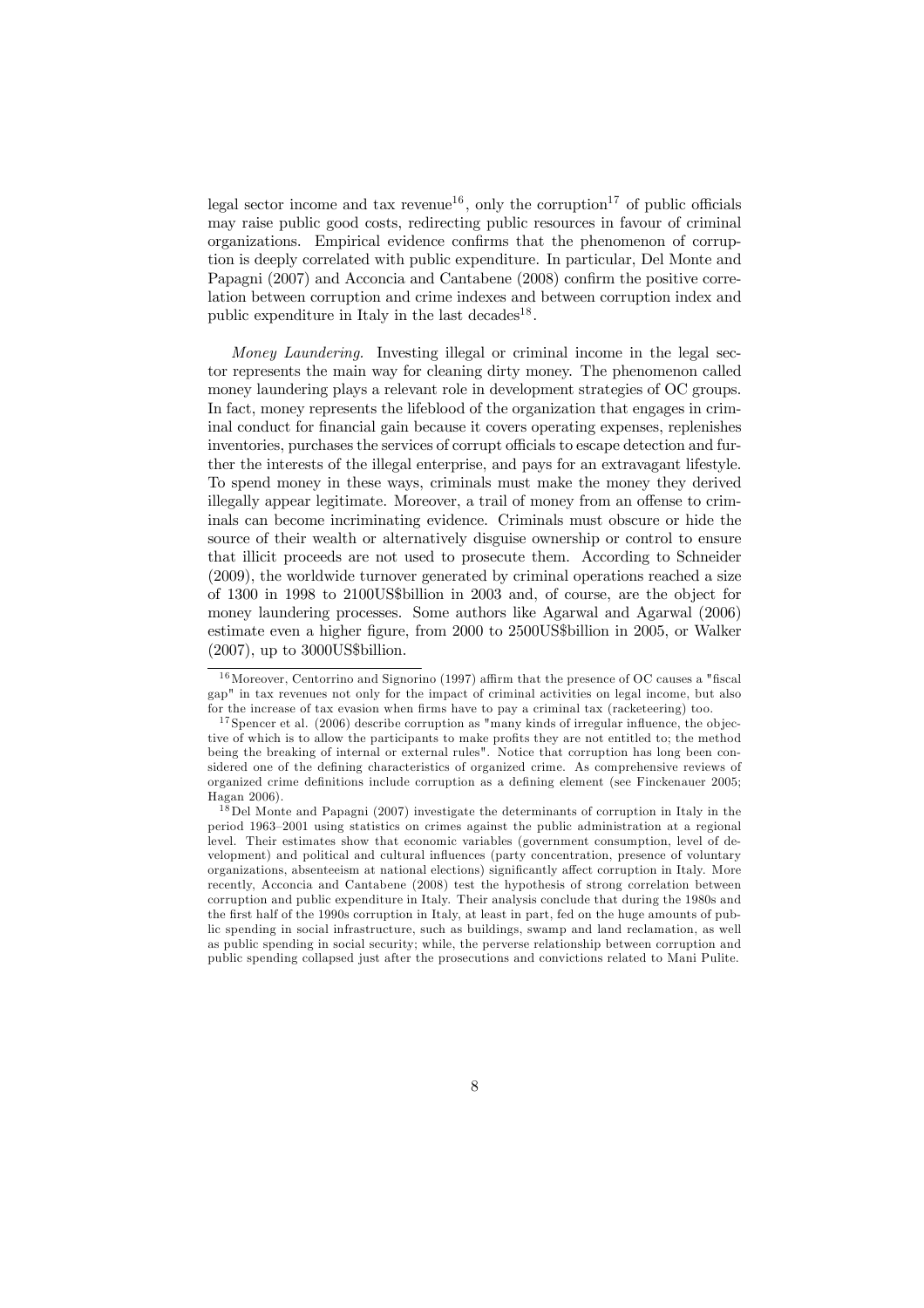legal sector income and tax revenue[16], only the corruption[17] of public officials may raise public good costs, redirecting public resources in favour of criminal organizations. Empirical evidence confirms that the phenomenon of corruption is deeply correlated with public expenditure. In particular, Del Monte and Papagni (2007) and Acconcia and Cantabene (2008) confirm the positive correlation between corruption and crime indexes and between corruption index and public expenditure in Italy in the last decades[18].

*Money Laundering.* Investing illegal or criminal income in the legal sector represents the main way for cleaning dirty money. The phenomenon called money laundering plays a relevant role in development strategies of OC groups. In fact, money represents the lifeblood of the organization that engages in criminal conduct for financial gain because it covers operating expenses, replenishes inventories, purchases the services of corrupt officials to escape detection and further the interests of the illegal enterprise, and pays for an extravagant lifestyle. To spend money in these ways, criminals must make the money they derived illegally appear legitimate. Moreover, a trail of money from an offense to criminals can become incriminating evidence. Criminals must obscure or hide the source of their wealth or alternatively disguise ownership or control to ensure that illicit proceeds are not used to prosecute them. According to Schneider (2009), the worldwide turnover generated by criminal operations reached a size of 1300 in 1998 to 2100US$billion in 2003 and, of course, are the object for money laundering processes. Some authors like Agarwal and Agarwal (2006) estimate even a higher figure, from 2000 to 2500US$billion in 2005, or Walker (2007), up to 3000US$billion.

---

[16] Moreover, Centorrino and Signorino (1997) affirm that the presence of OC causes a "fiscal gap" in tax revenues not only for the impact of criminal activities on legal income, but also for the increase of tax evasion when firms have to pay a criminal tax (racketeering) too.

[17] Spencer et al. (2006) describe corruption as "many kinds of irregular influence, the objective of which is to allow the participants to make profits they are not entitled to; the method being the breaking of internal or external rules". Notice that corruption has long been considered one of the defining characteristics of organized crime. As comprehensive reviews of organized crime definitions include corruption as a defining element (see Finckenauer 2005; Hagan 2006).

[18] Del Monte and Papagni (2007) investigate the determinants of corruption in Italy in the period 1963–2001 using statistics on crimes against the public administration at a regional level. Their estimates show that economic variables (government consumption, level of development) and political and cultural influences (party concentration, presence of voluntary organizations, absenteeism at national elections) significantly affect corruption in Italy. More recently, Acconcia and Cantabene (2008) test the hypothesis of strong correlation between corruption and public expenditure in Italy. Their analysis conclude that during the 1980s and the first half of the 1990s corruption in Italy, at least in part, fed on the huge amounts of public spending in social infrastructure, such as buildings, swamp and land reclamation, as well as public spending in social security; while, the perverse relationship between corruption and public spending collapsed just after the prosecutions and convictions related to Mani Pulite.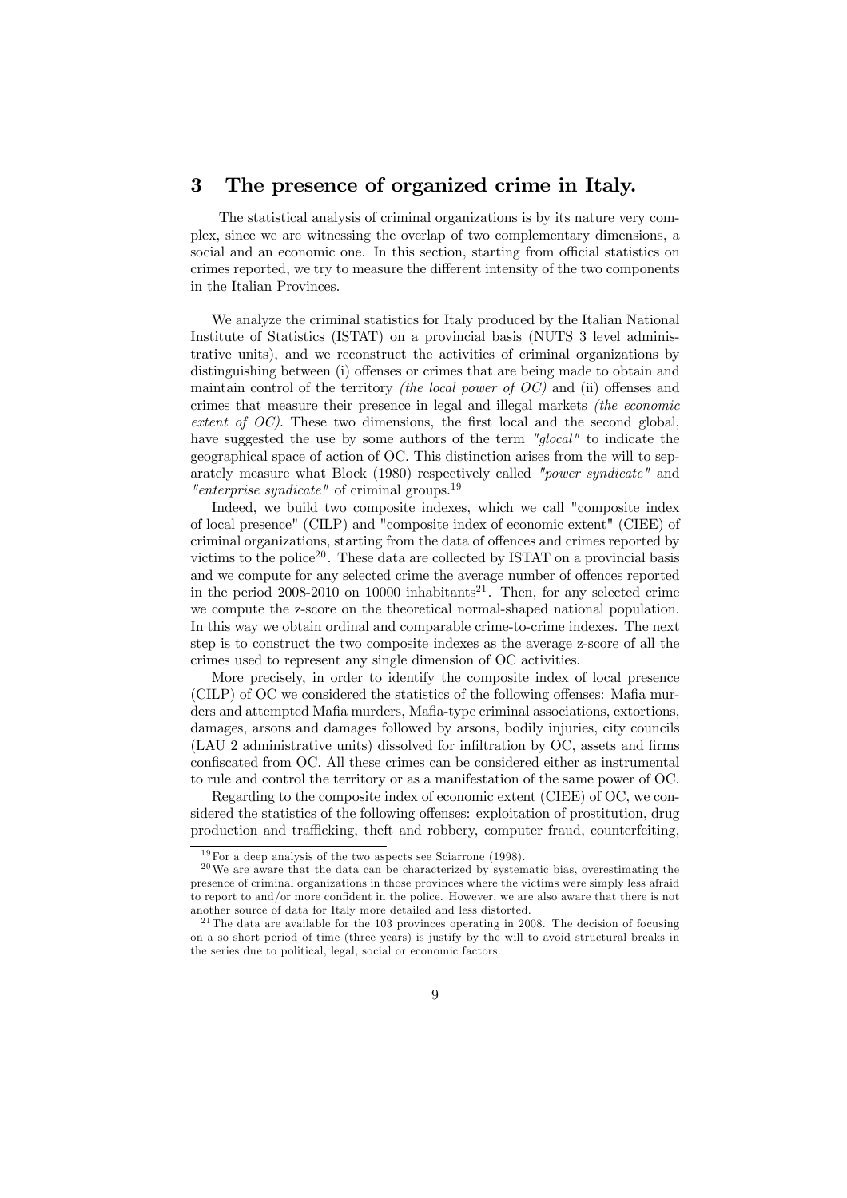## 3 The presence of organized crime in Italy.

The statistical analysis of criminal organizations is by its nature very complex, since we are witnessing the overlap of two complementary dimensions, a social and an economic one. In this section, starting from official statistics on crimes reported, we try to measure the different intensity of the two components in the Italian Provinces.

We analyze the criminal statistics for Italy produced by the Italian National Institute of Statistics (ISTAT) on a provincial basis (NUTS 3 level administrative units), and we reconstruct the activities of criminal organizations by distinguishing between (i) offenses or crimes that are being made to obtain and maintain control of the territory *(the local power of OC)* and (ii) offenses and crimes that measure their presence in legal and illegal markets *(the economic extent of OC)*. These two dimensions, the first local and the second global, have suggested the use by some authors of the term *"glocal"* to indicate the geographical space of action of OC. This distinction arises from the will to separately measure what Block (1980) respectively called *"power syndicate"* and *"enterprise syndicate"* of criminal groups.[19]

Indeed, we build two composite indexes, which we call "composite index of local presence" (CILP) and "composite index of economic extent" (CIEE) of criminal organizations, starting from the data of offences and crimes reported by victims to the police[20]. These data are collected by ISTAT on a provincial basis and we compute for any selected crime the average number of offences reported in the period 2008-2010 on 10000 inhabitants[21]. Then, for any selected crime we compute the z-score on the theoretical normal-shaped national population. In this way we obtain ordinal and comparable crime-to-crime indexes. The next step is to construct the two composite indexes as the average z-score of all the crimes used to represent any single dimension of OC activities.

More precisely, in order to identify the composite index of local presence (CILP) of OC we considered the statistics of the following offenses: Mafia murders and attempted Mafia murders, Mafia-type criminal associations, extortions, damages, arsons and damages followed by arsons, bodily injuries, city councils (LAU 2 administrative units) dissolved for infiltration by OC, assets and firms confiscated from OC. All these crimes can be considered either as instrumental to rule and control the territory or as a manifestation of the same power of OC.

Regarding to the composite index of economic extent (CIEE) of OC, we considered the statistics of the following offenses: exploitation of prostitution, drug production and trafficking, theft and robbery, computer fraud, counterfeiting,

[19] For a deep analysis of the two aspects see Sciarrone (1998).

[20] We are aware that the data can be characterized by systematic bias, overestimating the presence of criminal organizations in those provinces where the victims were simply less afraid to report to and/or more confident in the police. However, we are also aware that there is not another source of data for Italy more detailed and less distorted.

[21] The data are available for the 103 provinces operating in 2008. The decision of focusing on a so short period of time (three years) is justify by the will to avoid structural breaks in the series due to political, legal, social or economic factors.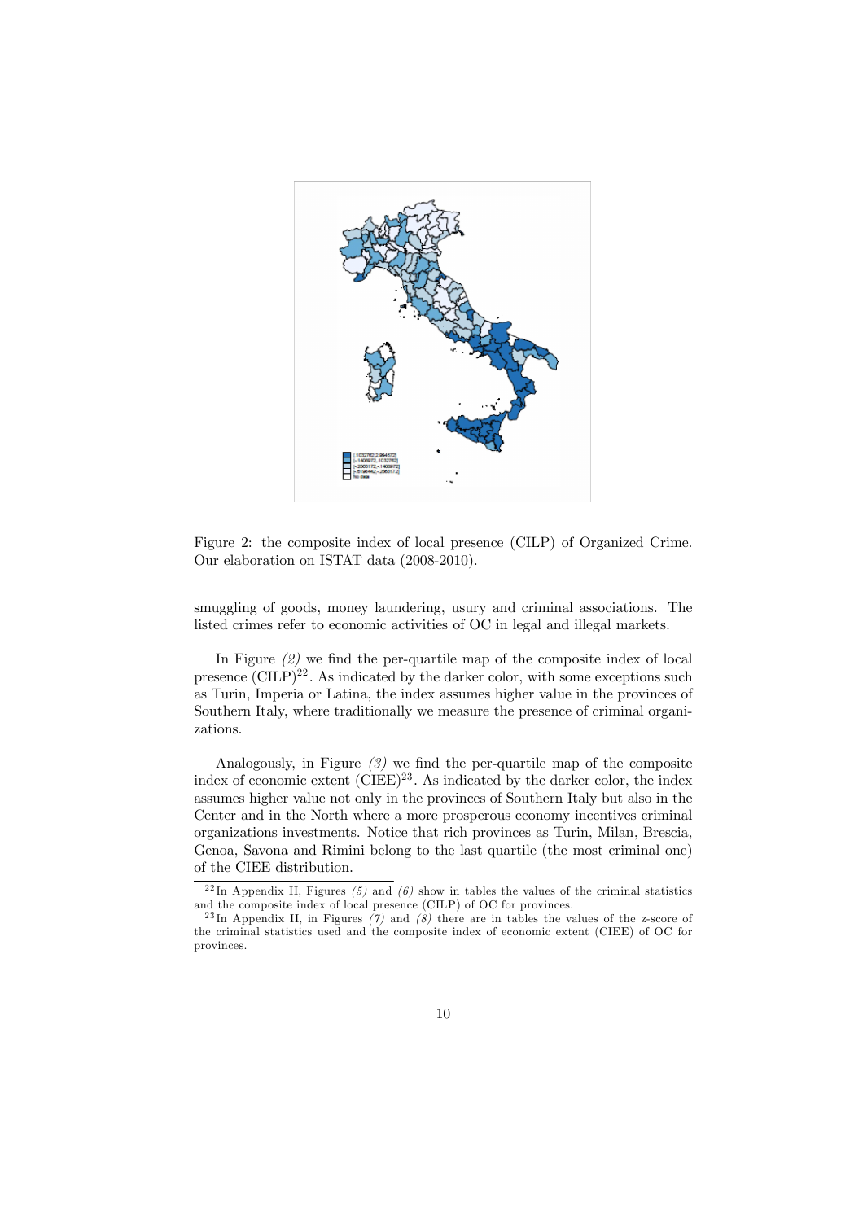[1032762,2.994572]
(-.1408972,1032762]
(-.2863172,-.1408972]
[-.8196442,-.2863172]
No data

Figure 2: the composite index of local presence (CILP) of Organized Crime. Our elaboration on ISTAT data (2008-2010).

smuggling of goods, money laundering, usury and criminal associations. The listed crimes refer to economic activities of OC in legal and illegal markets.

In Figure *(2)* we find the per-quartile map of the composite index of local presence (CILP)[22]. As indicated by the darker color, with some exceptions such as Turin, Imperia or Latina, the index assumes higher value in the provinces of Southern Italy, where traditionally we measure the presence of criminal organizations.

Analogously, in Figure *(3)* we find the per-quartile map of the composite index of economic extent (CIEE)[23]. As indicated by the darker color, the index assumes higher value not only in the provinces of Southern Italy but also in the Center and in the North where a more prosperous economy incentives criminal organizations investments. Notice that rich provinces as Turin, Milan, Brescia, Genoa, Savona and Rimini belong to the last quartile (the most criminal one) of the CIEE distribution.

[22] In Appendix II, Figures *(5)* and *(6)* show in tables the values of the criminal statistics and the composite index of local presence (CILP) of OC for provinces.

[23] In Appendix II, in Figures *(7)* and *(8)* there are in tables the values of the z-score of the criminal statistics used and the composite index of economic extent (CIEE) of OC for provinces.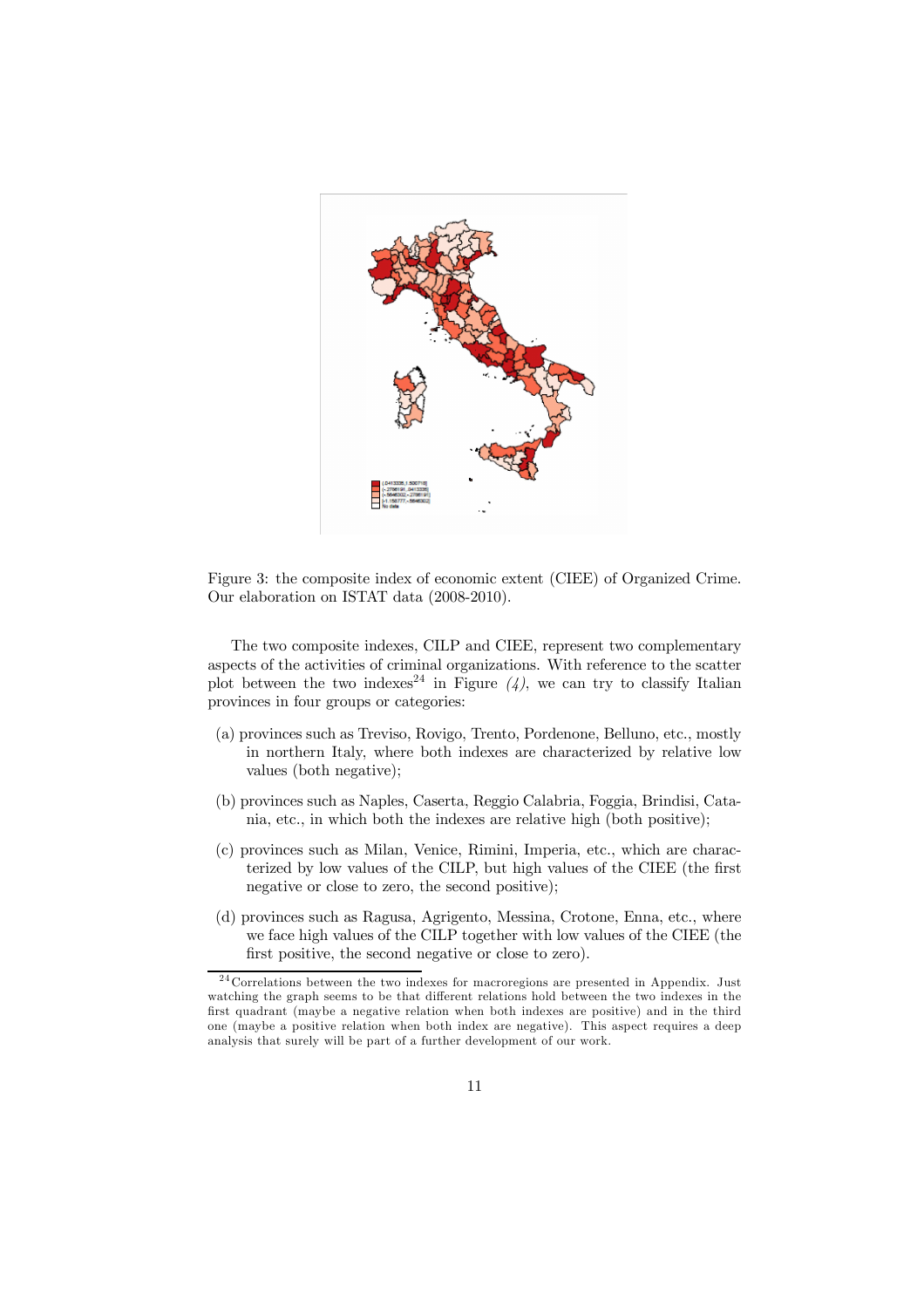[.0413336,1.500718]
[-.2798191,.0413336]
[-.5646302,-.2798191]
[-1.156777,-.5646302]
No data

Figure 3: the composite index of economic extent (CIEE) of Organized Crime. Our elaboration on ISTAT data (2008-2010).

The two composite indexes, CILP and CIEE, represent two complementary aspects of the activities of criminal organizations. With reference to the scatter plot between the two indexes[24] in Figure *(4)*, we can try to classify Italian provinces in four groups or categories:

(a) provinces such as Treviso, Rovigo, Trento, Pordenone, Belluno, etc., mostly in northern Italy, where both indexes are characterized by relative low values (both negative);

(b) provinces such as Naples, Caserta, Reggio Calabria, Foggia, Brindisi, Catania, etc., in which both the indexes are relative high (both positive);

(c) provinces such as Milan, Venice, Rimini, Imperia, etc., which are characterized by low values of the CILP, but high values of the CIEE (the first negative or close to zero, the second positive);

(d) provinces such as Ragusa, Agrigento, Messina, Crotone, Enna, etc., where we face high values of the CILP together with low values of the CIEE (the first positive, the second negative or close to zero).

[24] Correlations between the two indexes for macroregions are presented in Appendix. Just watching the graph seems to be that different relations hold between the two indexes in the first quadrant (maybe a negative relation when both indexes are positive) and in the third one (maybe a positive relation when both index are negative). This aspect requires a deep analysis that surely will be part of a further development of our work.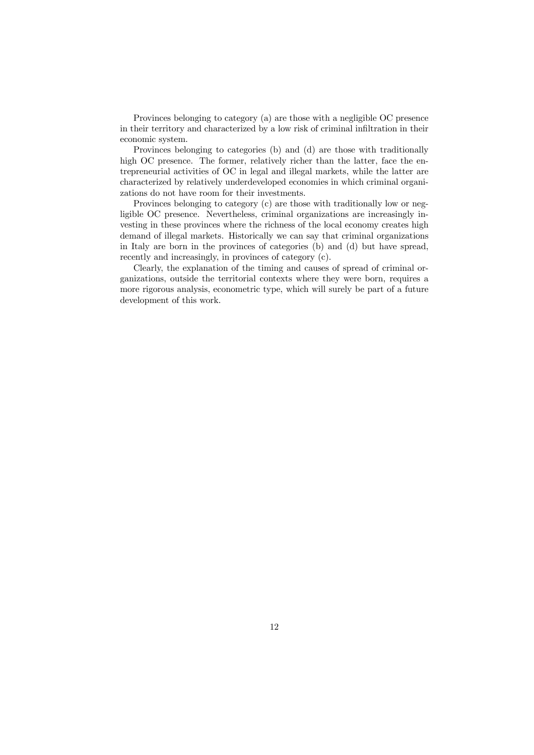Provinces belonging to category (a) are those with a negligible OC presence in their territory and characterized by a low risk of criminal infiltration in their economic system.

Provinces belonging to categories (b) and (d) are those with traditionally high OC presence. The former, relatively richer than the latter, face the entrepreneurial activities of OC in legal and illegal markets, while the latter are characterized by relatively underdeveloped economies in which criminal organizations do not have room for their investments.

Provinces belonging to category (c) are those with traditionally low or negligible OC presence. Nevertheless, criminal organizations are increasingly investing in these provinces where the richness of the local economy creates high demand of illegal markets. Historically we can say that criminal organizations in Italy are born in the provinces of categories (b) and (d) but have spread, recently and increasingly, in provinces of category (c).

Clearly, the explanation of the timing and causes of spread of criminal organizations, outside the territorial contexts where they were born, requires a more rigorous analysis, econometric type, which will surely be part of a future development of this work.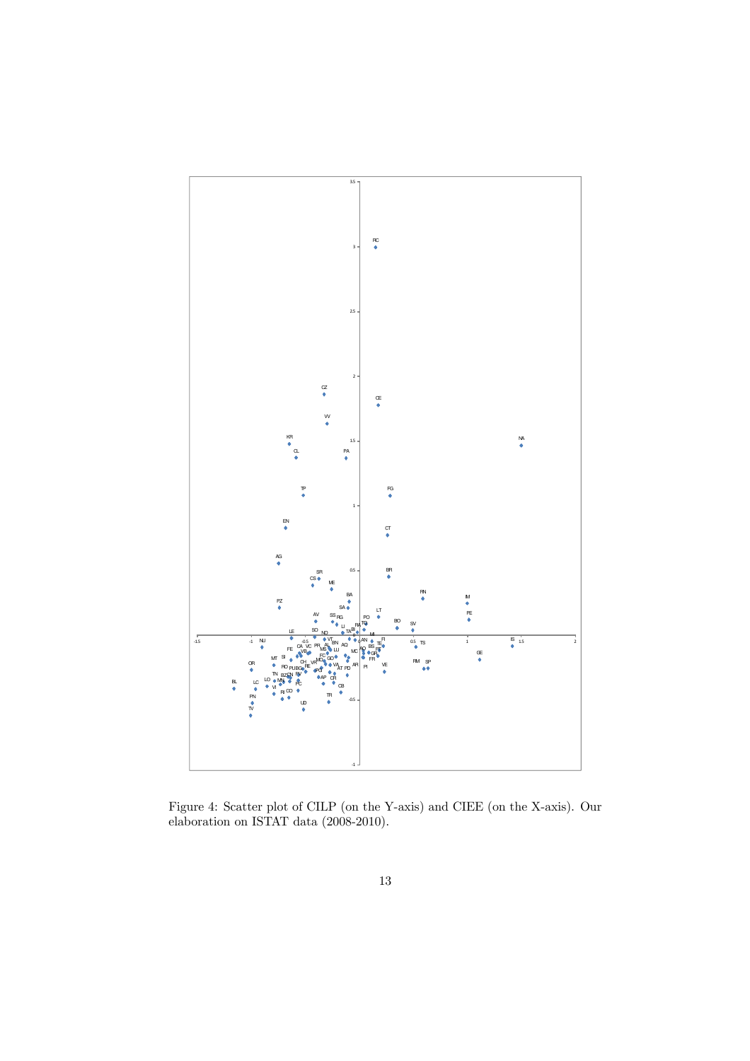3.5

3

2.5

2

1.5

1

0.5

-1.5 -1 -0.5 0 0.5 1 1.5 2

-0.5

-1

RC CZ CE VV NA KR CL PA TP FG EN CT AG SR BR CS ME RN IM BA PZ SA LT PE AV SS RG PO BO SV TG PR LI TA BI LE SO NO RA MI NU VT AN FI IS TS CA VC PR BN AO TE FE VB MS LU AO BS RE MC GR GE MT SI FC GO FR CH MO VR RM SP OR RO PU BG RE AT PD AR PI VE TN CN PV BZ LO MN AP CR BL LC FC VI CB RI CO TR PN UD TV

Figure 4: Scatter plot of CILP (on the Y-axis) and CIEE (on the X-axis). Our elaboration on ISTAT data (2008-2010).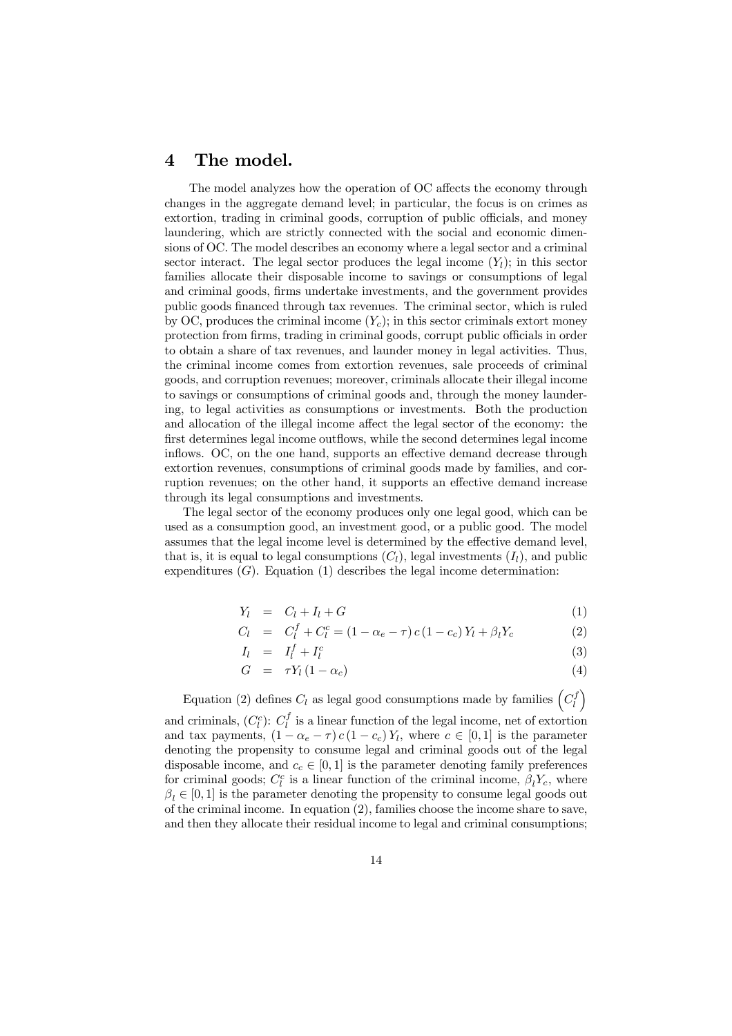## 4 The model.

The model analyzes how the operation of OC affects the economy through changes in the aggregate demand level; in particular, the focus is on crimes as extortion, trading in criminal goods, corruption of public officials, and money laundering, which are strictly connected with the social and economic dimensions of OC. The model describes an economy where a legal sector and a criminal sector interact. The legal sector produces the legal income ($Y_l$); in this sector families allocate their disposable income to savings or consumptions of legal and criminal goods, firms undertake investments, and the government provides public goods financed through tax revenues. The criminal sector, which is ruled by OC, produces the criminal income ($Y_c$); in this sector criminals extort money protection from firms, trading in criminal goods, corrupt public officials in order to obtain a share of tax revenues, and launder money in legal activities. Thus, the criminal income comes from extortion revenues, sale proceeds of criminal goods, and corruption revenues; moreover, criminals allocate their illegal income to savings or consumptions of criminal goods and, through the money laundering, to legal activities as consumptions or investments. Both the production and allocation of the illegal income affect the legal sector of the economy: the first determines legal income outflows, while the second determines legal income inflows. OC, on the one hand, supports an effective demand decrease through extortion revenues, consumptions of criminal goods made by families, and corruption revenues; on the other hand, it supports an effective demand increase through its legal consumptions and investments.

The legal sector of the economy produces only one legal good, which can be used as a consumption good, an investment good, or a public good. The model assumes that the legal income level is determined by the effective demand level, that is, it is equal to legal consumptions ($C_l$), legal investments ($I_l$), and public expenditures ($G$). Equation (1) describes the legal income determination:

$$Y_l = C_l + I_l + G \tag{1}$$

$$C_l = C_l^f + C_l^c = (1 - \alpha_e - \tau)\, c\, (1 - c_c)\, Y_l + \beta_l Y_c \tag{2}$$

$$I_l = I_l^f + I_l^c \tag{3}$$

$$G = \tau Y_l (1 - \alpha_c) \tag{4}$$

Equation (2) defines $C_l$ as legal good consumptions made by families $\left(C_l^f\right)$ and criminals, $(C_l^c)$: $C_l^f$ is a linear function of the legal income, net of extortion and tax payments, $(1 - \alpha_e - \tau)\, c\, (1 - c_c)\, Y_l$, where $c \in [0, 1]$ is the parameter denoting the propensity to consume legal and criminal goods out of the legal disposable income, and $c_c \in [0, 1]$ is the parameter denoting family preferences for criminal goods; $C_l^c$ is a linear function of the criminal income, $\beta_l Y_c$, where $\beta_l \in [0, 1]$ is the parameter denoting the propensity to consume legal goods out of the criminal income. In equation (2), families choose the income share to save, and then they allocate their residual income to legal and criminal consumptions;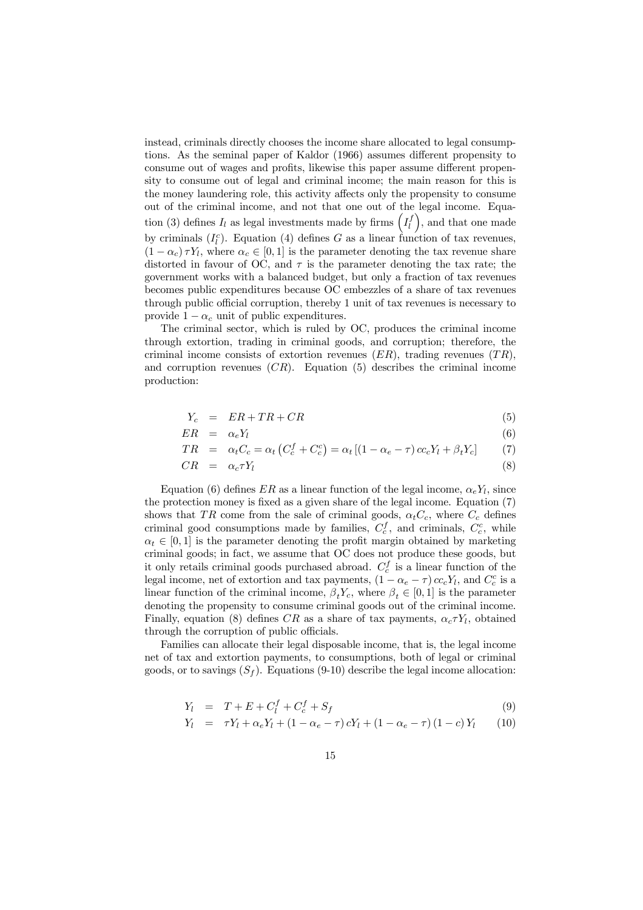instead, criminals directly chooses the income share allocated to legal consumptions. As the seminal paper of Kaldor (1966) assumes different propensity to consume out of wages and profits, likewise this paper assume different propensity to consume out of legal and criminal income; the main reason for this is the money laundering role, this activity affects only the propensity to consume out of the criminal income, and not that one out of the legal income. Equation (3) defines $I_l$ as legal investments made by firms $\left(I_l^f\right)$, and that one made by criminals $(I_l^c)$. Equation (4) defines $G$ as a linear function of tax revenues, $(1-\alpha_c)\,\tau Y_l$, where $\alpha_c \in [0,1]$ is the parameter denoting the tax revenue share distorted in favour of OC, and $\tau$ is the parameter denoting the tax rate; the government works with a balanced budget, but only a fraction of tax revenues becomes public expenditures because OC embezzles of a share of tax revenues through public official corruption, thereby 1 unit of tax revenues is necessary to provide $1-\alpha_c$ unit of public expenditures.

The criminal sector, which is ruled by OC, produces the criminal income through extortion, trading in criminal goods, and corruption; therefore, the criminal income consists of extortion revenues $(ER)$, trading revenues $(TR)$, and corruption revenues $(CR)$. Equation (5) describes the criminal income production:

$$
\begin{aligned}
Y_c &= ER + TR + CR && (5)\\
ER &= \alpha_e Y_l && (6)\\
TR &= \alpha_t C_c = \alpha_t \left(C_c^f + C_c^c\right) = \alpha_t \left[(1-\alpha_e-\tau)\, cc_c Y_l + \beta_t Y_c\right] && (7)\\
CR &= \alpha_c \tau Y_l && (8)
\end{aligned}
$$

Equation (6) defines $ER$ as a linear function of the legal income, $\alpha_e Y_l$, since the protection money is fixed as a given share of the legal income. Equation (7) shows that $TR$ come from the sale of criminal goods, $\alpha_t C_c$, where $C_c$ defines criminal good consumptions made by families, $C_c^f$, and criminals, $C_c^c$, while $\alpha_t \in [0,1]$ is the parameter denoting the profit margin obtained by marketing criminal goods; in fact, we assume that OC does not produce these goods, but it only retails criminal goods purchased abroad. $C_c^f$ is a linear function of the legal income, net of extortion and tax payments, $(1-\alpha_e-\tau)\, cc_c Y_l$, and $C_c^c$ is a linear function of the criminal income, $\beta_t Y_c$, where $\beta_t \in [0,1]$ is the parameter denoting the propensity to consume criminal goods out of the criminal income. Finally, equation (8) defines $CR$ as a share of tax payments, $\alpha_c \tau Y_l$, obtained through the corruption of public officials.

Families can allocate their legal disposable income, that is, the legal income net of tax and extortion payments, to consumptions, both of legal or criminal goods, or to savings $(S_f)$. Equations (9-10) describe the legal income allocation:

$$
\begin{aligned}
Y_l &= T + E + C_l^f + C_c^f + S_f && (9)\\
Y_l &= \tau Y_l + \alpha_e Y_l + (1-\alpha_e-\tau)\, c Y_l + (1-\alpha_e-\tau)(1-c)\, Y_l && (10)
\end{aligned}
$$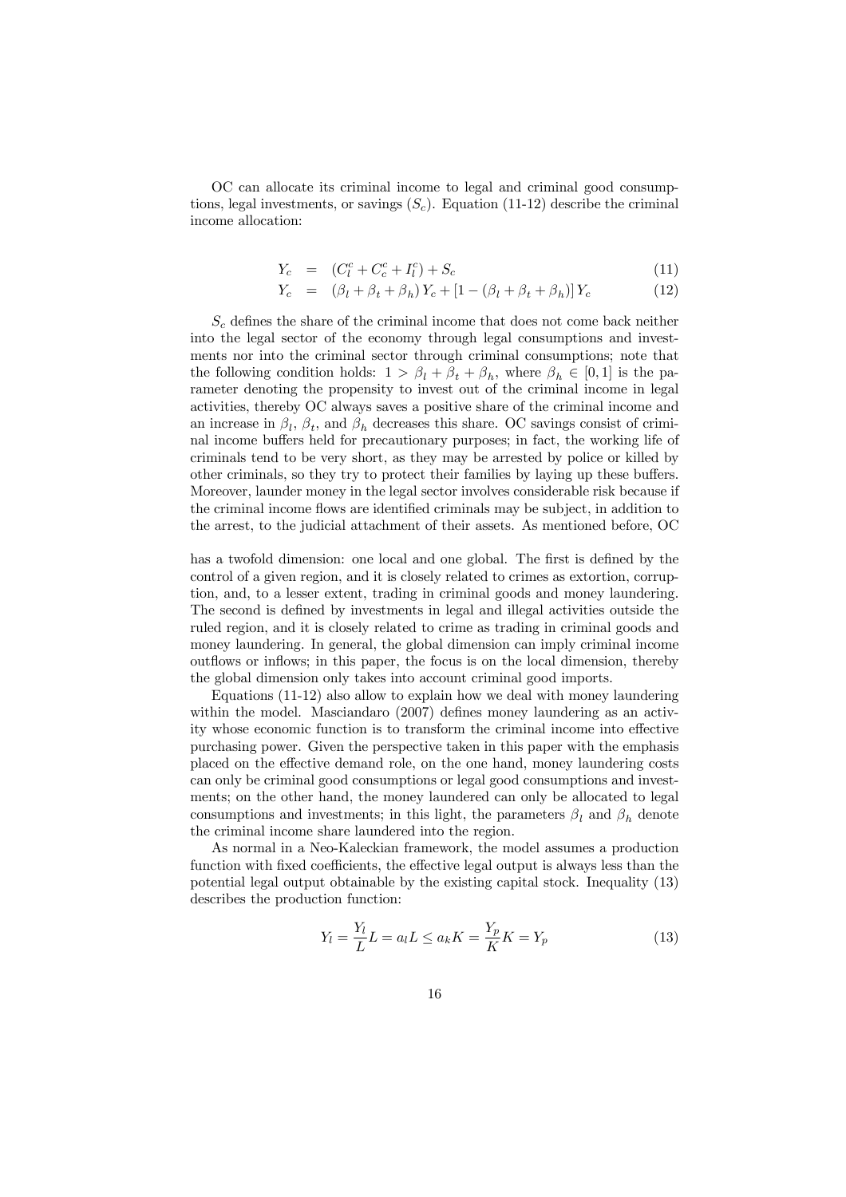OC can allocate its criminal income to legal and criminal good consumptions, legal investments, or savings ($S_c$). Equation (11-12) describe the criminal income allocation:

$$Y_c = (C_l^c + C_c^c + I_l^c) + S_c \tag{11}$$

$$Y_c = (\beta_l + \beta_t + \beta_h) Y_c + [1 - (\beta_l + \beta_t + \beta_h)] Y_c \tag{12}$$

$S_c$ defines the share of the criminal income that does not come back neither into the legal sector of the economy through legal consumptions and investments nor into the criminal sector through criminal consumptions; note that the following condition holds: $1 > \beta_l + \beta_t + \beta_h$, where $\beta_h \in [0, 1]$ is the parameter denoting the propensity to invest out of the criminal income in legal activities, thereby OC always saves a positive share of the criminal income and an increase in $\beta_l$, $\beta_t$, and $\beta_h$ decreases this share. OC savings consist of criminal income buffers held for precautionary purposes; in fact, the working life of criminals tend to be very short, as they may be arrested by police or killed by other criminals, so they try to protect their families by laying up these buffers. Moreover, launder money in the legal sector involves considerable risk because if the criminal income flows are identified criminals may be subject, in addition to the arrest, to the judicial attachment of their assets. As mentioned before, OC has a twofold dimension: one local and one global. The first is defined by the control of a given region, and it is closely related to crimes as extortion, corruption, and, to a lesser extent, trading in criminal goods and money laundering. The second is defined by investments in legal and illegal activities outside the ruled region, and it is closely related to crime as trading in criminal goods and money laundering. In general, the global dimension can imply criminal income outflows or inflows; in this paper, the focus is on the local dimension, thereby the global dimension only takes into account criminal good imports.

Equations (11-12) also allow to explain how we deal with money laundering within the model. Masciandaro (2007) defines money laundering as an activity whose economic function is to transform the criminal income into effective purchasing power. Given the perspective taken in this paper with the emphasis placed on the effective demand role, on the one hand, money laundering costs can only be criminal good consumptions or legal good consumptions and investments; on the other hand, the money laundered can only be allocated to legal consumptions and investments; in this light, the parameters $\beta_l$ and $\beta_h$ denote the criminal income share laundered into the region.

As normal in a Neo-Kaleckian framework, the model assumes a production function with fixed coefficients, the effective legal output is always less than the potential legal output obtainable by the existing capital stock. Inequality (13) describes the production function:

$$Y_l = \frac{Y_l}{L} L = a_l L \leq a_k K = \frac{Y_p}{K} K = Y_p \tag{13}$$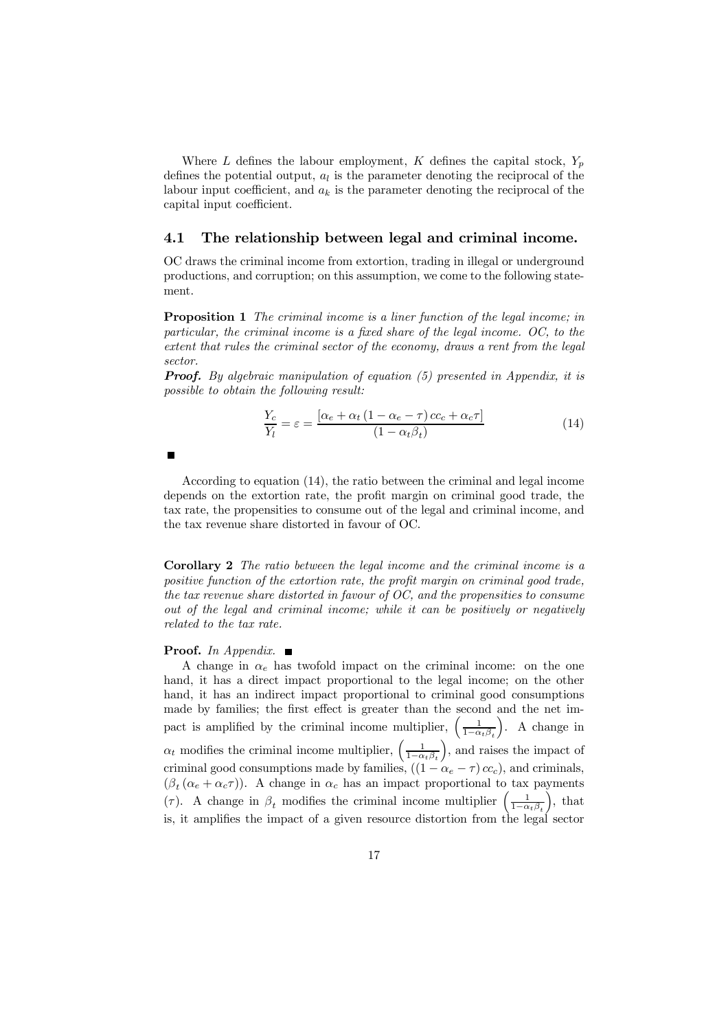Where $L$ defines the labour employment, $K$ defines the capital stock, $Y_p$ defines the potential output, $a_l$ is the parameter denoting the reciprocal of the labour input coefficient, and $a_k$ is the parameter denoting the reciprocal of the capital input coefficient.

### 4.1 The relationship between legal and criminal income.

OC draws the criminal income from extortion, trading in illegal or underground productions, and corruption; on this assumption, we come to the following statement.

**Proposition 1** *The criminal income is a liner function of the legal income; in particular, the criminal income is a fixed share of the legal income. OC, to the extent that rules the criminal sector of the economy, draws a rent from the legal sector.*

***Proof.*** *By algebraic manipulation of equation (5) presented in Appendix, it is possible to obtain the following result:*

$$\frac{Y_c}{Y_l} = \varepsilon = \frac{\left[\alpha_e + \alpha_t \left(1 - \alpha_e - \tau\right) cc_c + \alpha_c \tau\right]}{\left(1 - \alpha_t \beta_t\right)} \tag{14}$$

■

According to equation (14), the ratio between the criminal and legal income depends on the extortion rate, the profit margin on criminal good trade, the tax rate, the propensities to consume out of the legal and criminal income, and the tax revenue share distorted in favour of OC.

**Corollary 2** *The ratio between the legal income and the criminal income is a positive function of the extortion rate, the profit margin on criminal good trade, the tax revenue share distorted in favour of OC, and the propensities to consume out of the legal and criminal income; while it can be positively or negatively related to the tax rate.*

**Proof.** *In Appendix.* ■

A change in $\alpha_e$ has twofold impact on the criminal income: on the one hand, it has a direct impact proportional to the legal income; on the other hand, it has an indirect impact proportional to criminal good consumptions made by families; the first effect is greater than the second and the net impact is amplified by the criminal income multiplier, $\left(\frac{1}{1-\alpha_t \beta_t}\right)$. A change in $\alpha_t$ modifies the criminal income multiplier, $\left(\frac{1}{1-\alpha_t \beta_t}\right)$, and raises the impact of criminal good consumptions made by families, $\left(\left(1 - \alpha_e - \tau\right) cc_c\right)$, and criminals, $\left(\beta_t \left(\alpha_e + \alpha_c \tau\right)\right)$. A change in $\alpha_c$ has an impact proportional to tax payments $(\tau)$. A change in $\beta_t$ modifies the criminal income multiplier $\left(\frac{1}{1-\alpha_t \beta_t}\right)$, that is, it amplifies the impact of a given resource distortion from the legal sector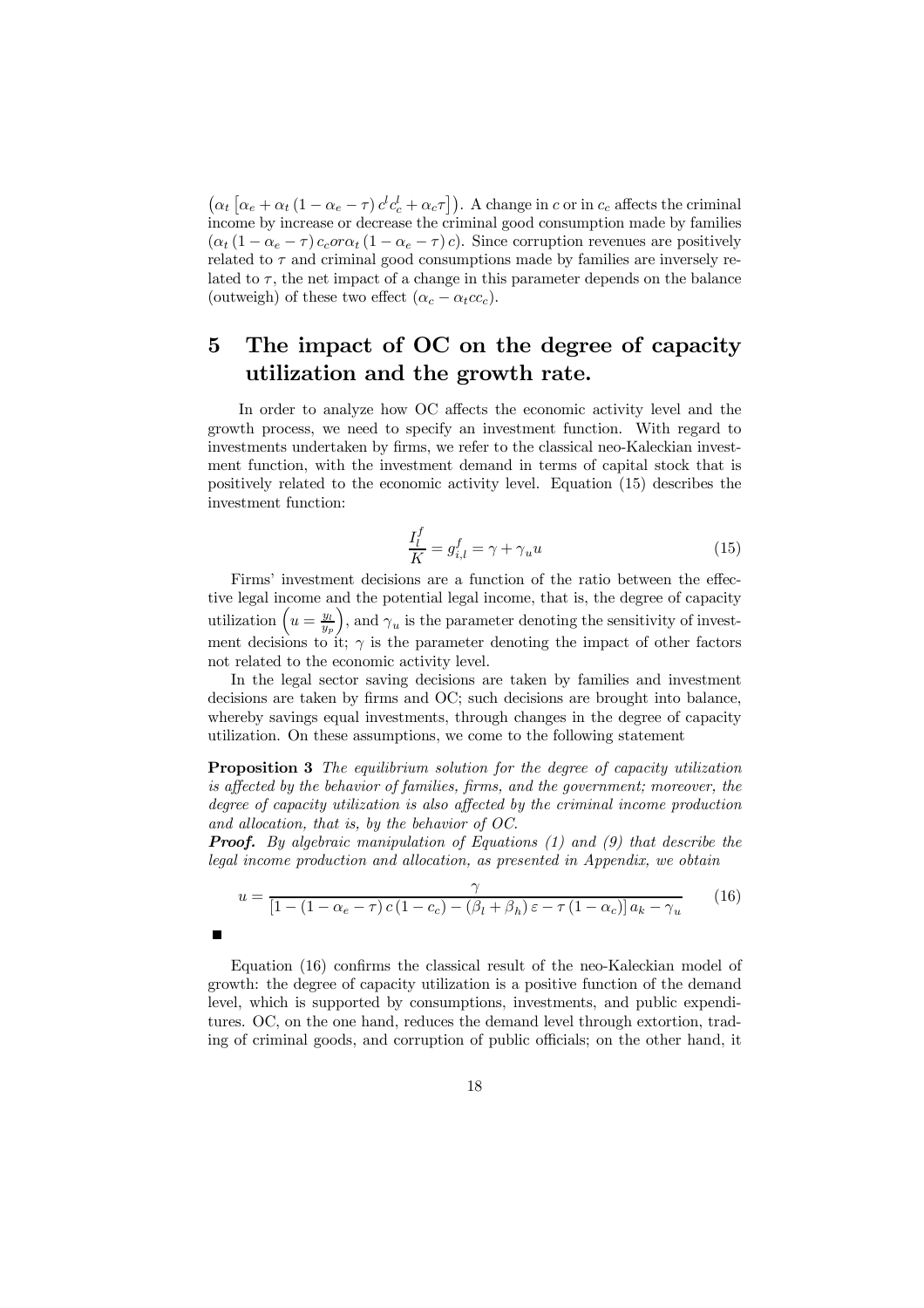$\left(\alpha_t\left[\alpha_e + \alpha_t\left(1-\alpha_e-\tau\right)c^l c_c^l + \alpha_c\tau\right]\right)$. A change in $c$ or in $c_c$ affects the criminal income by increase or decrease the criminal good consumption made by families $\left(\alpha_t\left(1-\alpha_e-\tau\right)c_c or \alpha_t\left(1-\alpha_e-\tau\right)c\right)$. Since corruption revenues are positively related to $\tau$ and criminal good consumptions made by families are inversely related to $\tau$, the net impact of a change in this parameter depends on the balance (outweigh) of these two effect $\left(\alpha_c - \alpha_t c c_c\right)$.

# 5 The impact of OC on the degree of capacity utilization and the growth rate.

In order to analyze how OC affects the economic activity level and the growth process, we need to specify an investment function. With regard to investments undertaken by firms, we refer to the classical neo-Kaleckian investment function, with the investment demand in terms of capital stock that is positively related to the economic activity level. Equation (15) describes the investment function:

$$\frac{I_l^f}{K} = g_{i,l}^f = \gamma + \gamma_u u \tag{15}$$

Firms' investment decisions are a function of the ratio between the effective legal income and the potential legal income, that is, the degree of capacity utilization $\left(u = \frac{y_l}{y_p}\right)$, and $\gamma_u$ is the parameter denoting the sensitivity of investment decisions to it; $\gamma$ is the parameter denoting the impact of other factors not related to the economic activity level.

In the legal sector saving decisions are taken by families and investment decisions are taken by firms and OC; such decisions are brought into balance, whereby savings equal investments, through changes in the degree of capacity utilization. On these assumptions, we come to the following statement

**Proposition 3** *The equilibrium solution for the degree of capacity utilization is affected by the behavior of families, firms, and the government; moreover, the degree of capacity utilization is also affected by the criminal income production and allocation, that is, by the behavior of OC.*

***Proof.*** *By algebraic manipulation of Equations (1) and (9) that describe the legal income production and allocation, as presented in Appendix, we obtain*

$$u = \frac{\gamma}{\left[1-\left(1-\alpha_e-\tau\right)c\left(1-c_c\right)-\left(\beta_l+\beta_h\right)\varepsilon-\tau\left(1-\alpha_c\right)\right]a_k-\gamma_u} \tag{16}$$

■

Equation (16) confirms the classical result of the neo-Kaleckian model of growth: the degree of capacity utilization is a positive function of the demand level, which is supported by consumptions, investments, and public expenditures. OC, on the one hand, reduces the demand level through extortion, trading of criminal goods, and corruption of public officials; on the other hand, it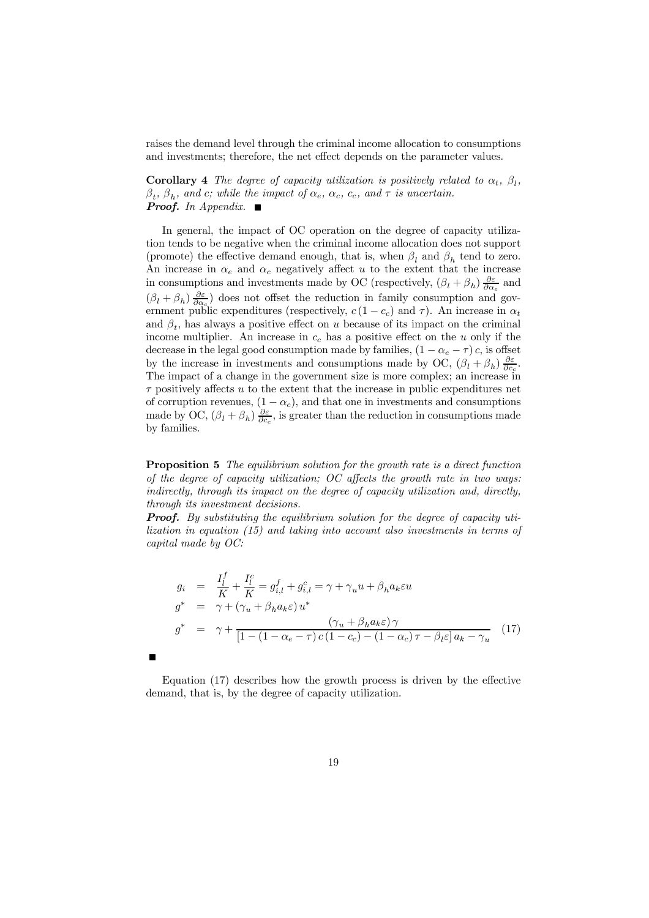raises the demand level through the criminal income allocation to consumptions and investments; therefore, the net effect depends on the parameter values.

**Corollary 4** *The degree of capacity utilization is positively related to $\alpha_t$, $\beta_l$, $\beta_t$, $\beta_h$, and c; while the impact of $\alpha_e$, $\alpha_c$, $c_c$, and $\tau$ is uncertain.*
***Proof.*** *In Appendix.* ■

In general, the impact of OC operation on the degree of capacity utilization tends to be negative when the criminal income allocation does not support (promote) the effective demand enough, that is, when $\beta_l$ and $\beta_h$ tend to zero. An increase in $\alpha_e$ and $\alpha_c$ negatively affect $u$ to the extent that the increase in consumptions and investments made by OC (respectively, $(\beta_l + \beta_h)\frac{\partial \varepsilon}{\partial \alpha_e}$ and $(\beta_l + \beta_h)\frac{\partial \varepsilon}{\partial \alpha_c}$) does not offset the reduction in family consumption and government public expenditures (respectively, $c(1 - c_c)$ and $\tau$). An increase in $\alpha_t$ and $\beta_t$, has always a positive effect on $u$ because of its impact on the criminal income multiplier. An increase in $c_c$ has a positive effect on the $u$ only if the decrease in the legal good consumption made by families, $(1 - \alpha_e - \tau)c$, is offset by the increase in investments and consumptions made by OC, $(\beta_l + \beta_h)\frac{\partial \varepsilon}{\partial c_c}$. The impact of a change in the government size is more complex; an increase in $\tau$ positively affects $u$ to the extent that the increase in public expenditures net of corruption revenues, $(1 - \alpha_c)$, and that one in investments and consumptions made by OC, $(\beta_l + \beta_h)\frac{\partial \varepsilon}{\partial c_c}$, is greater than the reduction in consumptions made by families.

**Proposition 5** *The equilibrium solution for the growth rate is a direct function of the degree of capacity utilization; OC affects the growth rate in two ways: indirectly, through its impact on the degree of capacity utilization and, directly, through its investment decisions.*
***Proof.*** *By substituting the equilibrium solution for the degree of capacity utilization in equation (15) and taking into account also investments in terms of capital made by OC:*

$$
\begin{aligned}
g_i &= \frac{I_l^f}{K} + \frac{I_l^c}{K} = g_{i,l}^f + g_{i,l}^c = \gamma + \gamma_u u + \beta_h a_k \varepsilon u \\
g^* &= \gamma + (\gamma_u + \beta_h a_k \varepsilon) u^* \\
g^* &= \gamma + \frac{(\gamma_u + \beta_h a_k \varepsilon)\gamma}{[1 - (1 - \alpha_e - \tau)c(1 - c_c) - (1 - \alpha_c)\tau - \beta_l \varepsilon] a_k - \gamma_u} \qquad (17)
\end{aligned}
$$

■

Equation (17) describes how the growth process is driven by the effective demand, that is, by the degree of capacity utilization.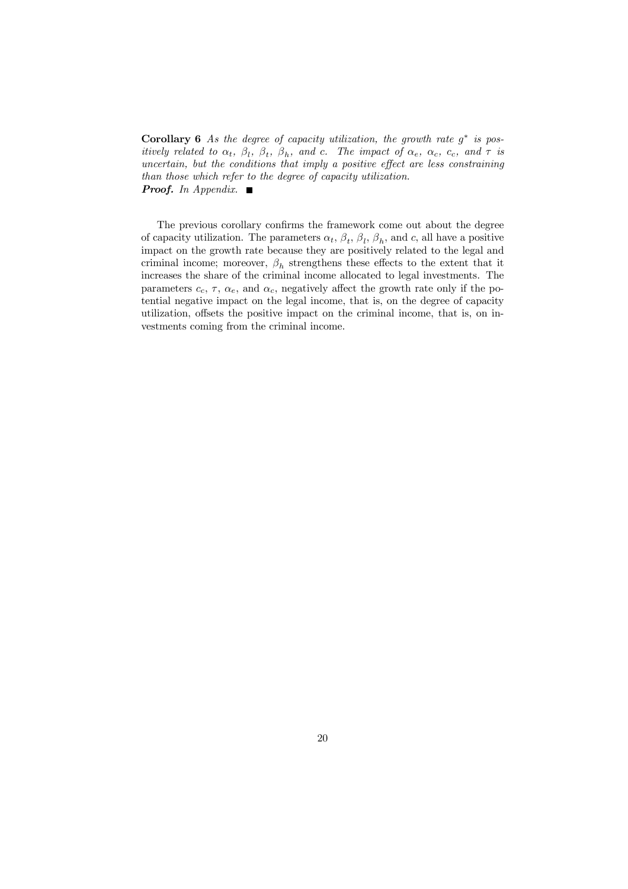**Corollary 6** *As the degree of capacity utilization, the growth rate $g^*$ is positively related to $\alpha_t$, $\beta_l$, $\beta_t$, $\beta_h$, and $c$. The impact of $\alpha_e$, $\alpha_c$, $c_c$, and $\tau$ is uncertain, but the conditions that imply a positive effect are less constraining than those which refer to the degree of capacity utilization.*

***Proof.*** *In Appendix.* ∎

The previous corollary confirms the framework come out about the degree of capacity utilization. The parameters $\alpha_t$, $\beta_t$, $\beta_l$, $\beta_h$, and $c$, all have a positive impact on the growth rate because they are positively related to the legal and criminal income; moreover, $\beta_h$ strengthens these effects to the extent that it increases the share of the criminal income allocated to legal investments. The parameters $c_c$, $\tau$, $\alpha_e$, and $\alpha_c$, negatively affect the growth rate only if the potential negative impact on the legal income, that is, on the degree of capacity utilization, offsets the positive impact on the criminal income, that is, on investments coming from the criminal income.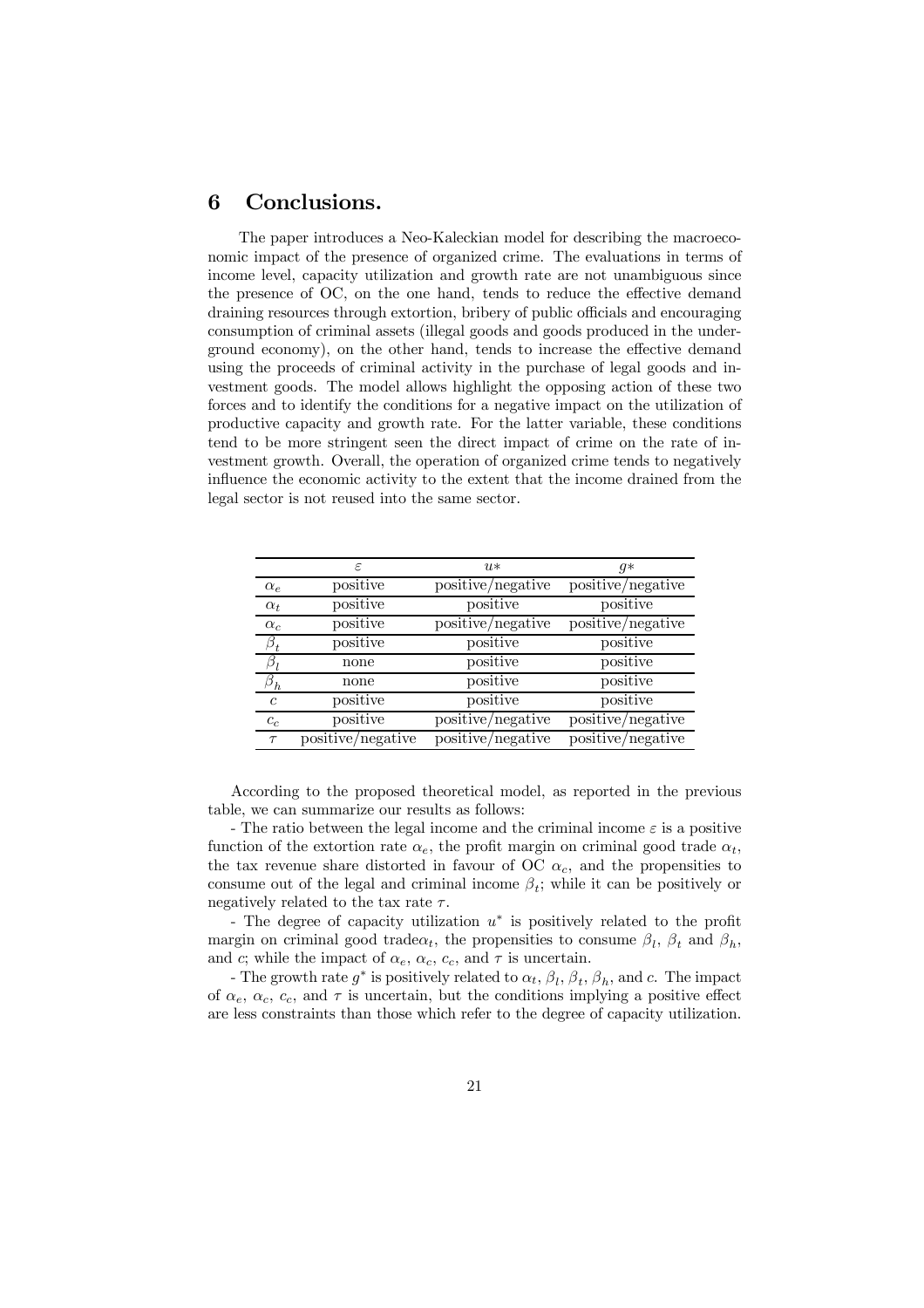## 6 Conclusions.

The paper introduces a Neo-Kaleckian model for describing the macroeconomic impact of the presence of organized crime. The evaluations in terms of income level, capacity utilization and growth rate are not unambiguous since the presence of OC, on the one hand, tends to reduce the effective demand draining resources through extortion, bribery of public officials and encouraging consumption of criminal assets (illegal goods and goods produced in the underground economy), on the other hand, tends to increase the effective demand using the proceeds of criminal activity in the purchase of legal goods and investment goods. The model allows highlight the opposing action of these two forces and to identify the conditions for a negative impact on the utilization of productive capacity and growth rate. For the latter variable, these conditions tend to be more stringent seen the direct impact of crime on the rate of investment growth. Overall, the operation of organized crime tends to negatively influence the economic activity to the extent that the income drained from the legal sector is not reused into the same sector.

| | $\varepsilon$ | $u*$ | $g*$ |
|---|---|---|---|
| $\alpha_e$ | positive | positive/negative | positive/negative |
| $\alpha_t$ | positive | positive | positive |
| $\alpha_c$ | positive | positive/negative | positive/negative |
| $\beta_t$ | positive | positive | positive |
| $\beta_l$ | none | positive | positive |
| $\beta_h$ | none | positive | positive |
| $c$ | positive | positive | positive |
| $c_c$ | positive | positive/negative | positive/negative |
| $\tau$ | positive/negative | positive/negative | positive/negative |

According to the proposed theoretical model, as reported in the previous table, we can summarize our results as follows:

- The ratio between the legal income and the criminal income $\varepsilon$ is a positive function of the extortion rate $\alpha_e$, the profit margin on criminal good trade $\alpha_t$, the tax revenue share distorted in favour of OC $\alpha_c$, and the propensities to consume out of the legal and criminal income $\beta_t$; while it can be positively or negatively related to the tax rate $\tau$.

- The degree of capacity utilization $u^*$ is positively related to the profit margin on criminal good trade$\alpha_t$, the propensities to consume $\beta_l$, $\beta_t$ and $\beta_h$, and $c$; while the impact of $\alpha_e$, $\alpha_c$, $c_c$, and $\tau$ is uncertain.

- The growth rate $g^*$ is positively related to $\alpha_t$, $\beta_l$, $\beta_t$, $\beta_h$, and $c$. The impact of $\alpha_e$, $\alpha_c$, $c_c$, and $\tau$ is uncertain, but the conditions implying a positive effect are less constraints than those which refer to the degree of capacity utilization.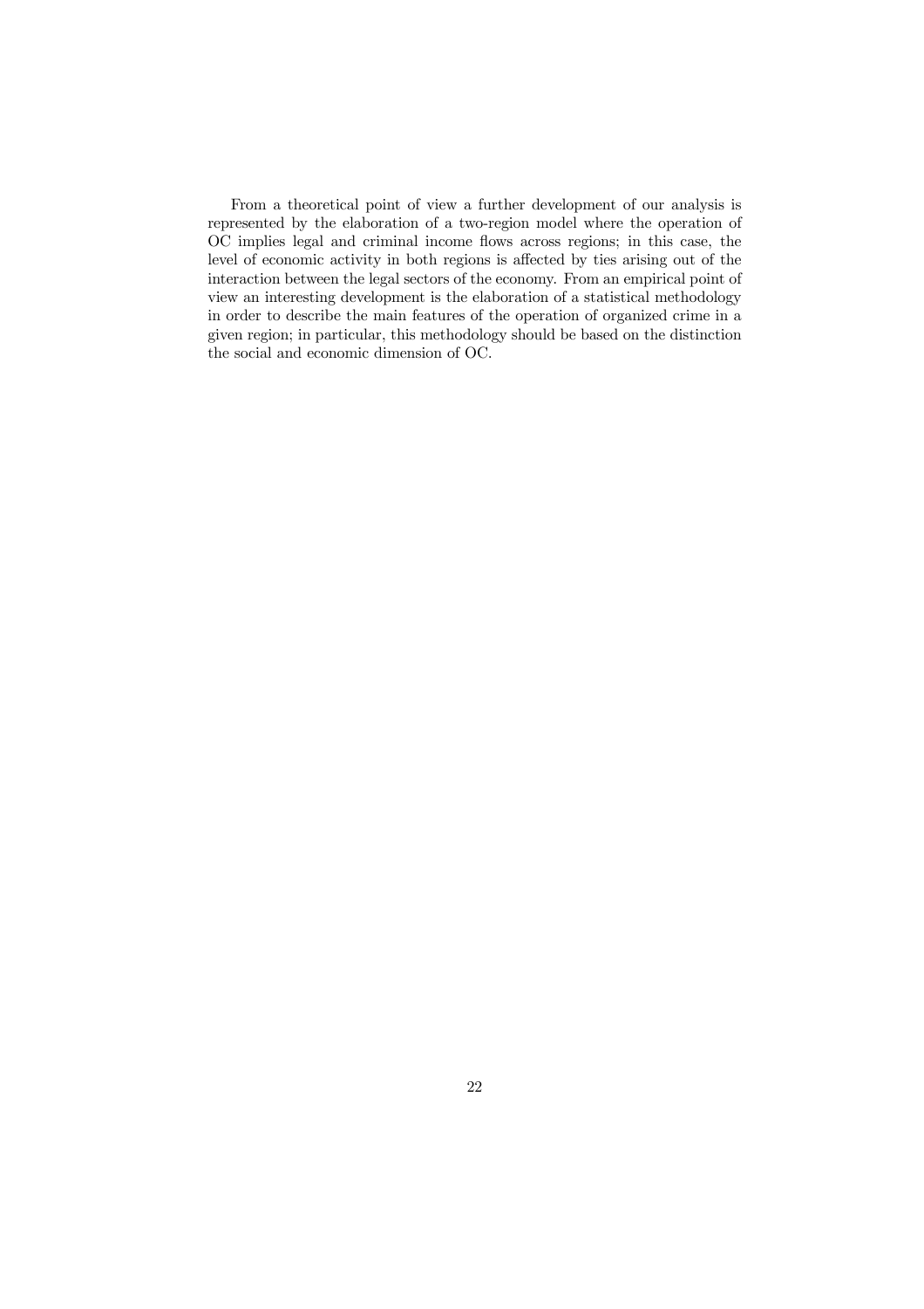From a theoretical point of view a further development of our analysis is represented by the elaboration of a two-region model where the operation of OC implies legal and criminal income flows across regions; in this case, the level of economic activity in both regions is affected by ties arising out of the interaction between the legal sectors of the economy. From an empirical point of view an interesting development is the elaboration of a statistical methodology in order to describe the main features of the operation of organized crime in a given region; in particular, this methodology should be based on the distinction the social and economic dimension of OC.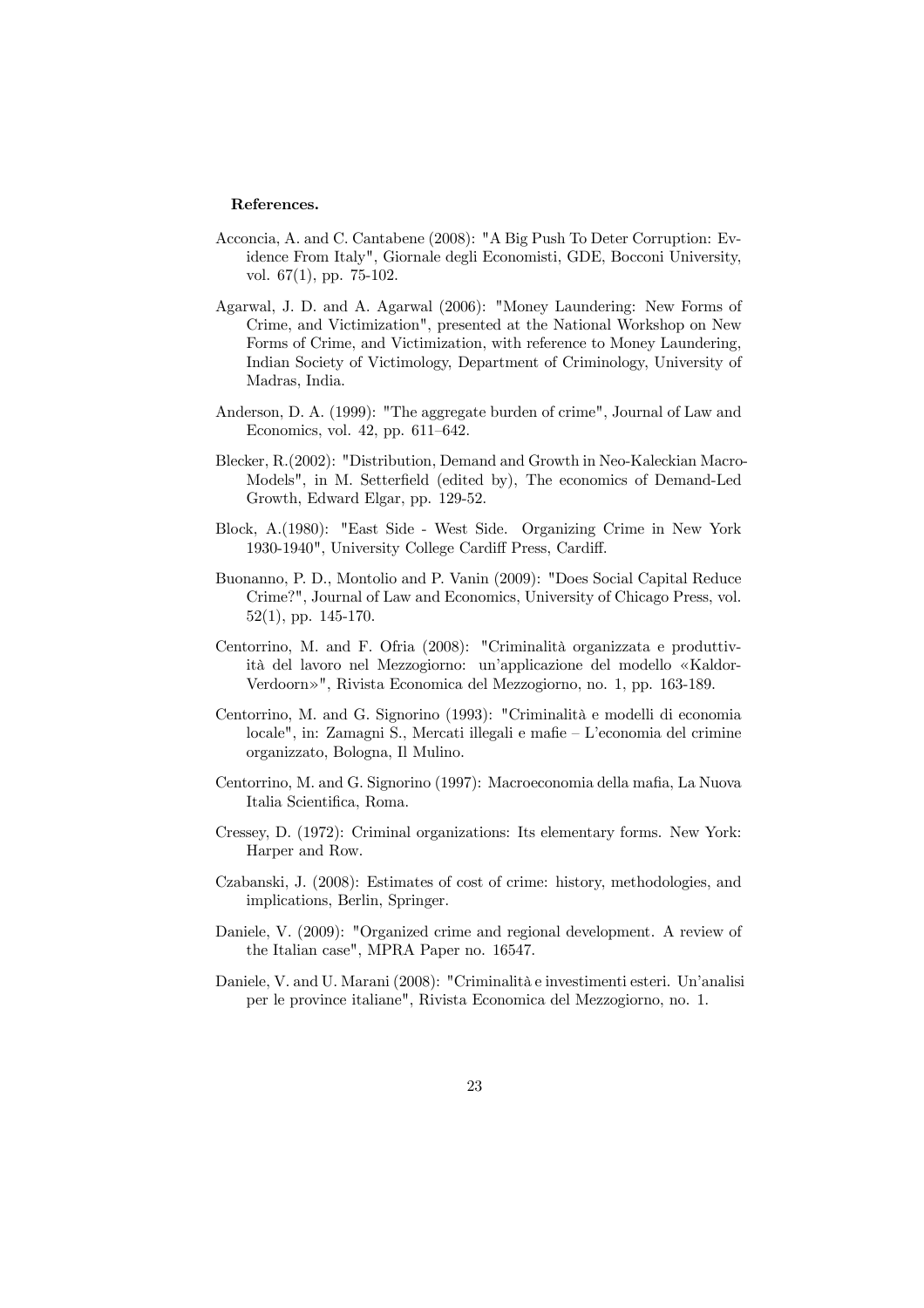**References.**

Acconcia, A. and C. Cantabene (2008): "A Big Push To Deter Corruption: Evidence From Italy", Giornale degli Economisti, GDE, Bocconi University, vol. 67(1), pp. 75-102.

Agarwal, J. D. and A. Agarwal (2006): "Money Laundering: New Forms of Crime, and Victimization", presented at the National Workshop on New Forms of Crime, and Victimization, with reference to Money Laundering, Indian Society of Victimology, Department of Criminology, University of Madras, India.

Anderson, D. A. (1999): "The aggregate burden of crime", Journal of Law and Economics, vol. 42, pp. 611–642.

Blecker, R.(2002): "Distribution, Demand and Growth in Neo-Kaleckian Macro-Models", in M. Setterfield (edited by), The economics of Demand-Led Growth, Edward Elgar, pp. 129-52.

Block, A.(1980): "East Side - West Side. Organizing Crime in New York 1930-1940", University College Cardiff Press, Cardiff.

Buonanno, P. D., Montolio and P. Vanin (2009): "Does Social Capital Reduce Crime?", Journal of Law and Economics, University of Chicago Press, vol. 52(1), pp. 145-170.

Centorrino, M. and F. Ofria (2008): "Criminalità organizzata e produttività del lavoro nel Mezzogiorno: un'applicazione del modello «Kaldor-Verdoorn»", Rivista Economica del Mezzogiorno, no. 1, pp. 163-189.

Centorrino, M. and G. Signorino (1993): "Criminalità e modelli di economia locale", in: Zamagni S., Mercati illegali e mafie – L'economia del crimine organizzato, Bologna, Il Mulino.

Centorrino, M. and G. Signorino (1997): Macroeconomia della mafia, La Nuova Italia Scientifica, Roma.

Cressey, D. (1972): Criminal organizations: Its elementary forms. New York: Harper and Row.

Czabanski, J. (2008): Estimates of cost of crime: history, methodologies, and implications, Berlin, Springer.

Daniele, V. (2009): "Organized crime and regional development. A review of the Italian case", MPRA Paper no. 16547.

Daniele, V. and U. Marani (2008): "Criminalità e investimenti esteri. Un'analisi per le province italiane", Rivista Economica del Mezzogiorno, no. 1.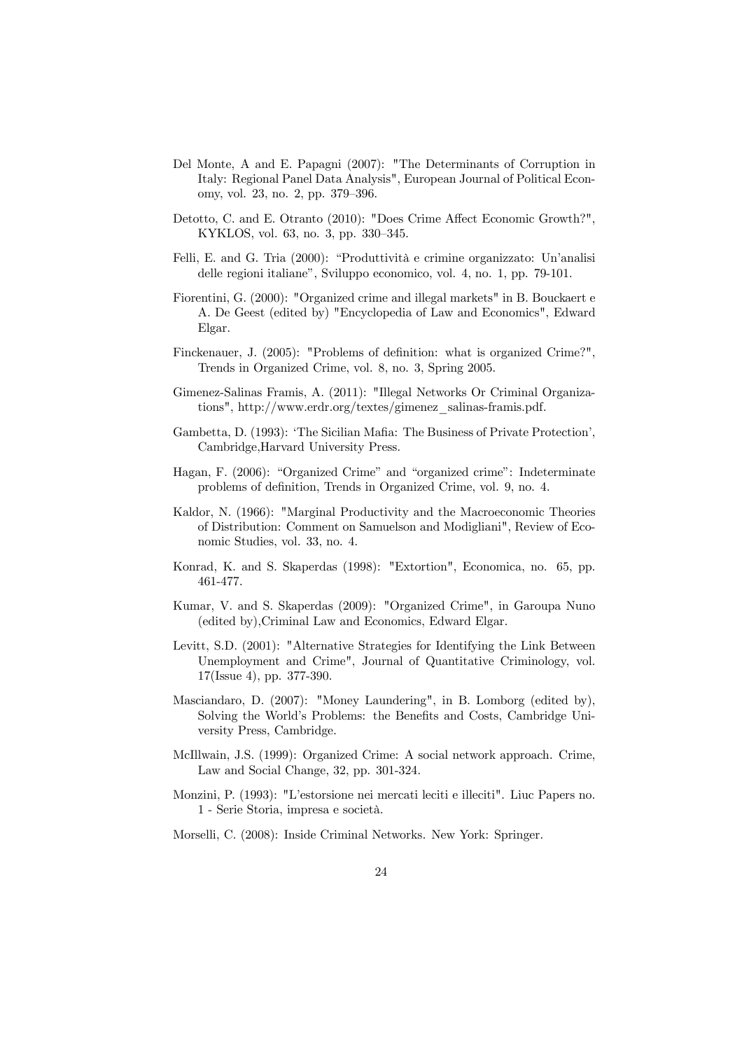Del Monte, A and E. Papagni (2007): "The Determinants of Corruption in Italy: Regional Panel Data Analysis", European Journal of Political Economy, vol. 23, no. 2, pp. 379–396.

Detotto, C. and E. Otranto (2010): "Does Crime Affect Economic Growth?", KYKLOS, vol. 63, no. 3, pp. 330–345.

Felli, E. and G. Tria (2000): "Produttività e crimine organizzato: Un'analisi delle regioni italiane", Sviluppo economico, vol. 4, no. 1, pp. 79-101.

Fiorentini, G. (2000): "Organized crime and illegal markets" in B. Bouckaert e A. De Geest (edited by) "Encyclopedia of Law and Economics", Edward Elgar.

Finckenauer, J. (2005): "Problems of definition: what is organized Crime?", Trends in Organized Crime, vol. 8, no. 3, Spring 2005.

Gimenez-Salinas Framis, A. (2011): "Illegal Networks Or Criminal Organizations", http://www.erdr.org/textes/gimenez_salinas-framis.pdf.

Gambetta, D. (1993): 'The Sicilian Mafia: The Business of Private Protection', Cambridge,Harvard University Press.

Hagan, F. (2006): "Organized Crime" and "organized crime": Indeterminate problems of definition, Trends in Organized Crime, vol. 9, no. 4.

Kaldor, N. (1966): "Marginal Productivity and the Macroeconomic Theories of Distribution: Comment on Samuelson and Modigliani", Review of Economic Studies, vol. 33, no. 4.

Konrad, K. and S. Skaperdas (1998): "Extortion", Economica, no. 65, pp. 461-477.

Kumar, V. and S. Skaperdas (2009): "Organized Crime", in Garoupa Nuno (edited by),Criminal Law and Economics, Edward Elgar.

Levitt, S.D. (2001): "Alternative Strategies for Identifying the Link Between Unemployment and Crime", Journal of Quantitative Criminology, vol. 17(Issue 4), pp. 377-390.

Masciandaro, D. (2007): "Money Laundering", in B. Lomborg (edited by), Solving the World's Problems: the Benefits and Costs, Cambridge University Press, Cambridge.

McIllwain, J.S. (1999): Organized Crime: A social network approach. Crime, Law and Social Change, 32, pp. 301-324.

Monzini, P. (1993): "L'estorsione nei mercati leciti e illeciti". Liuc Papers no. 1 - Serie Storia, impresa e società.

Morselli, C. (2008): Inside Criminal Networks. New York: Springer.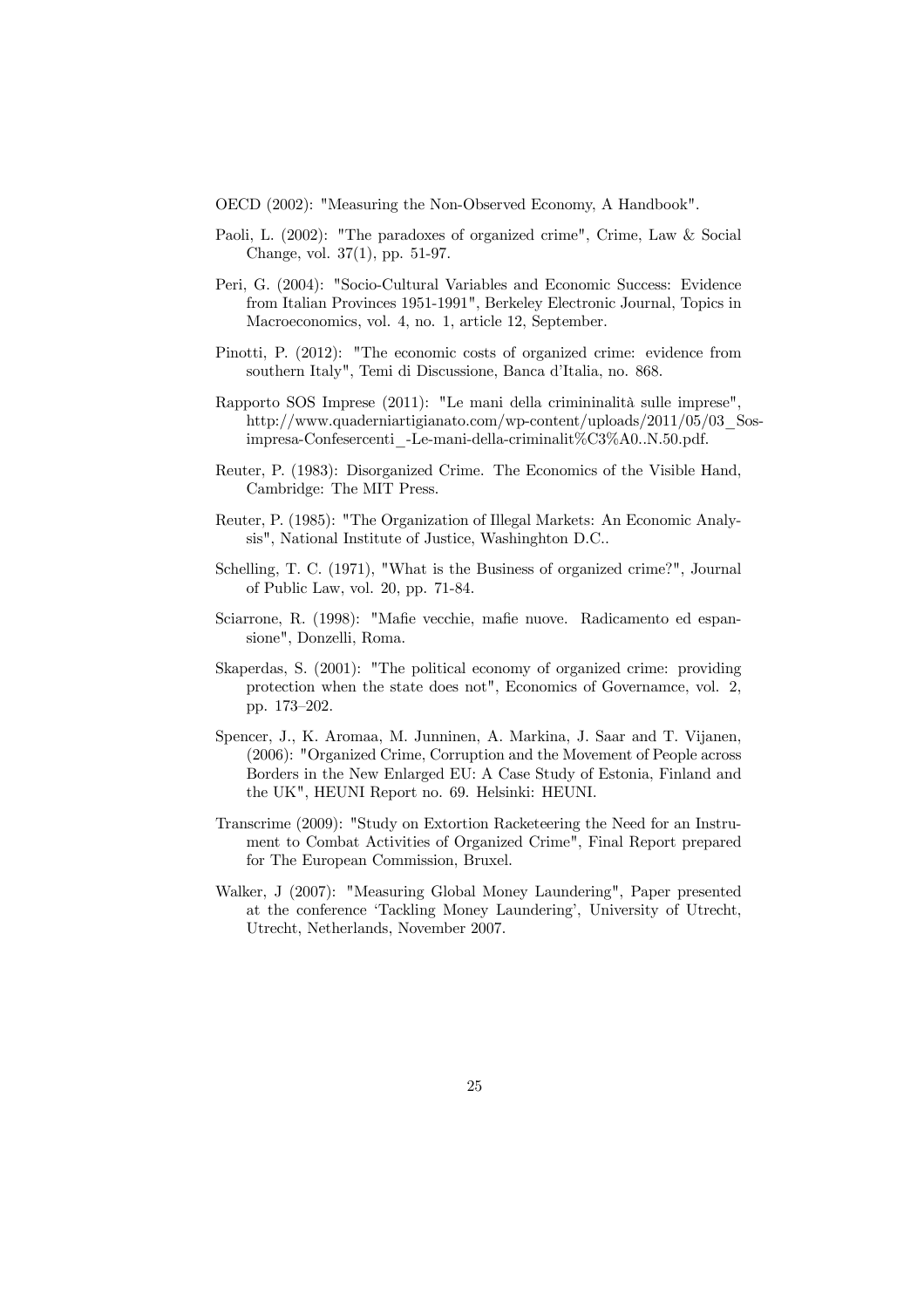OECD (2002): "Measuring the Non-Observed Economy, A Handbook".

Paoli, L. (2002): "The paradoxes of organized crime", Crime, Law & Social Change, vol. 37(1), pp. 51-97.

Peri, G. (2004): "Socio-Cultural Variables and Economic Success: Evidence from Italian Provinces 1951-1991", Berkeley Electronic Journal, Topics in Macroeconomics, vol. 4, no. 1, article 12, September.

Pinotti, P. (2012): "The economic costs of organized crime: evidence from southern Italy", Temi di Discussione, Banca d'Italia, no. 868.

Rapporto SOS Imprese (2011): "Le mani della crimininalità sulle imprese", http://www.quaderniartigianato.com/wp-content/uploads/2011/05/03_Sos-impresa-Confesercenti_-Le-mani-della-criminalit%C3%A0..N.50.pdf.

Reuter, P. (1983): Disorganized Crime. The Economics of the Visible Hand, Cambridge: The MIT Press.

Reuter, P. (1985): "The Organization of Illegal Markets: An Economic Analysis", National Institute of Justice, Washinghton D.C..

Schelling, T. C. (1971), "What is the Business of organized crime?", Journal of Public Law, vol. 20, pp. 71-84.

Sciarrone, R. (1998): "Mafie vecchie, mafie nuove. Radicamento ed espansione", Donzelli, Roma.

Skaperdas, S. (2001): "The political economy of organized crime: providing protection when the state does not", Economics of Governamce, vol. 2, pp. 173–202.

Spencer, J., K. Aromaa, M. Junninen, A. Markina, J. Saar and T. Vijanen, (2006): "Organized Crime, Corruption and the Movement of People across Borders in the New Enlarged EU: A Case Study of Estonia, Finland and the UK", HEUNI Report no. 69. Helsinki: HEUNI.

Transcrime (2009): "Study on Extortion Racketeering the Need for an Instrument to Combat Activities of Organized Crime", Final Report prepared for The European Commission, Bruxel.

Walker, J (2007): "Measuring Global Money Laundering", Paper presented at the conference 'Tackling Money Laundering', University of Utrecht, Utrecht, Netherlands, November 2007.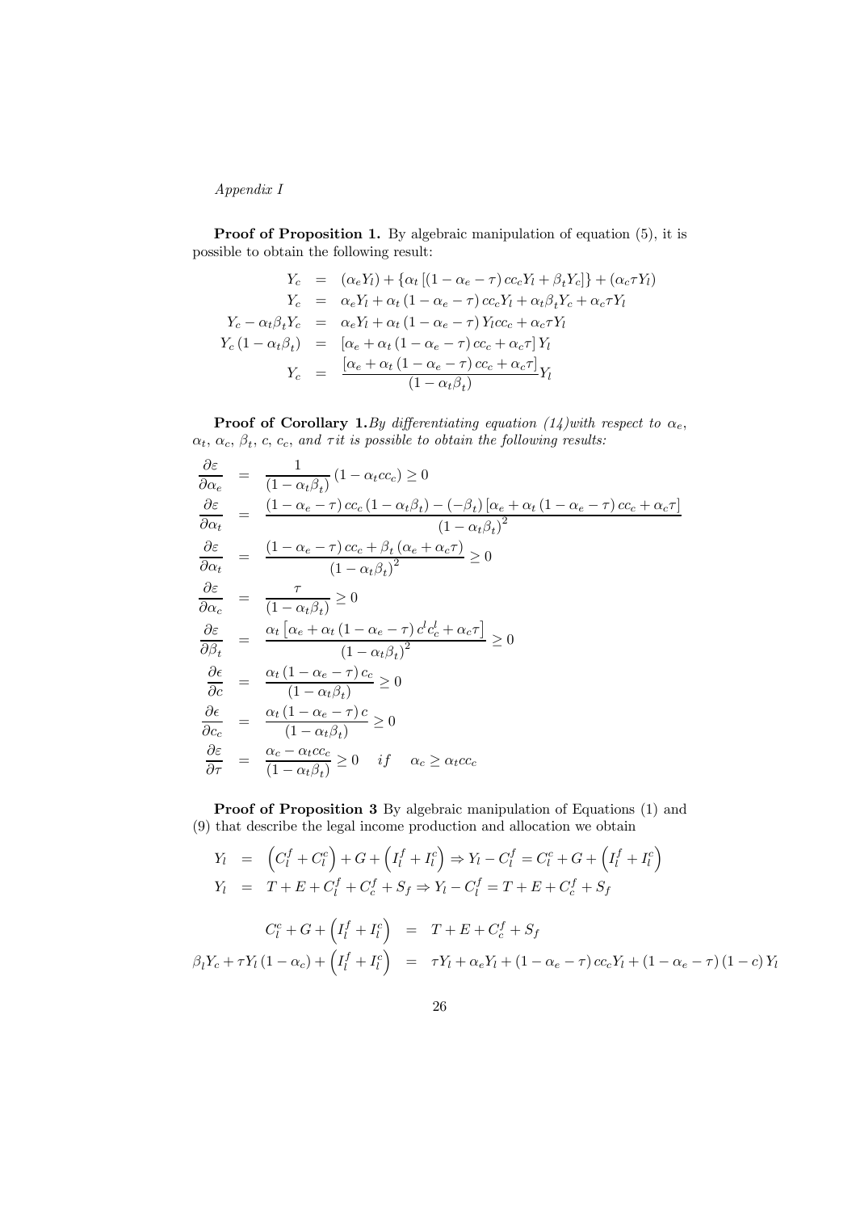*Appendix I*

**Proof of Proposition 1.** By algebraic manipulation of equation (5), it is possible to obtain the following result:

$$
\begin{aligned}
Y_c &= (\alpha_e Y_l) + \{\alpha_t [(1-\alpha_e-\tau)\, cc_c Y_l + \beta_t Y_c]\} + (\alpha_c \tau Y_l) \\
Y_c &= \alpha_e Y_l + \alpha_t (1-\alpha_e-\tau)\, cc_c Y_l + \alpha_t \beta_t Y_c + \alpha_c \tau Y_l \\
Y_c - \alpha_t \beta_t Y_c &= \alpha_e Y_l + \alpha_t (1-\alpha_e-\tau)\, Y_l cc_c + \alpha_c \tau Y_l \\
Y_c (1-\alpha_t\beta_t) &= [\alpha_e + \alpha_t (1-\alpha_e-\tau)\, cc_c + \alpha_c \tau]\, Y_l \\
Y_c &= \frac{[\alpha_e + \alpha_t (1-\alpha_e-\tau)\, cc_c + \alpha_c \tau]}{(1-\alpha_t\beta_t)} Y_l
\end{aligned}
$$

**Proof of Corollary 1.** *By differentiating equation (14) with respect to $\alpha_e$, $\alpha_t$, $\alpha_c$, $\beta_t$, $c$, $c_c$, and $\tau$ it is possible to obtain the following results:*

$$
\begin{aligned}
\frac{\partial \varepsilon}{\partial \alpha_e} &= \frac{1}{(1-\alpha_t\beta_t)}(1-\alpha_t cc_c) \geq 0 \\
\frac{\partial \varepsilon}{\partial \alpha_t} &= \frac{(1-\alpha_e-\tau)\, cc_c (1-\alpha_t\beta_t) - (-\beta_t)[\alpha_e + \alpha_t (1-\alpha_e-\tau)\, cc_c + \alpha_c\tau]}{(1-\alpha_t\beta_t)^2} \\
\frac{\partial \varepsilon}{\partial \alpha_t} &= \frac{(1-\alpha_e-\tau)\, cc_c + \beta_t (\alpha_e + \alpha_c \tau)}{(1-\alpha_t\beta_t)^2} \geq 0 \\
\frac{\partial \varepsilon}{\partial \alpha_c} &= \frac{\tau}{(1-\alpha_t\beta_t)} \geq 0 \\
\frac{\partial \varepsilon}{\partial \beta_t} &= \frac{\alpha_t \left[\alpha_e + \alpha_t (1-\alpha_e-\tau)\, c^l c_c^l + \alpha_c \tau\right]}{(1-\alpha_t\beta_t)^2} \geq 0 \\
\frac{\partial \epsilon}{\partial c} &= \frac{\alpha_t (1-\alpha_e-\tau)\, c_c}{(1-\alpha_t\beta_t)} \geq 0 \\
\frac{\partial \epsilon}{\partial c_c} &= \frac{\alpha_t (1-\alpha_e-\tau)\, c}{(1-\alpha_t\beta_t)} \geq 0 \\
\frac{\partial \varepsilon}{\partial \tau} &= \frac{\alpha_c - \alpha_t cc_c}{(1-\alpha_t\beta_t)} \geq 0 \quad if \quad \alpha_c \geq \alpha_t cc_c
\end{aligned}
$$

**Proof of Proposition 3** By algebraic manipulation of Equations (1) and (9) that describe the legal income production and allocation we obtain

$$
\begin{aligned}
Y_l &= \left(C_l^f + C_l^c\right) + G + \left(I_l^f + I_l^c\right) \Rightarrow Y_l - C_l^f = C_l^c + G + \left(I_l^f + I_l^c\right) \\
Y_l &= T + E + C_l^f + C_c^f + S_f \Rightarrow Y_l - C_l^f = T + E + C_c^f + S_f
\end{aligned}
$$

$$
\begin{aligned}
C_l^c + G + \left(I_l^f + I_l^c\right) &= T + E + C_c^f + S_f \\
\beta_l Y_c + \tau Y_l (1-\alpha_c) + \left(I_l^f + I_l^c\right) &= \tau Y_l + \alpha_e Y_l + (1-\alpha_e-\tau)\, cc_c Y_l + (1-\alpha_e-\tau)(1-c)\, Y_l
\end{aligned}
$$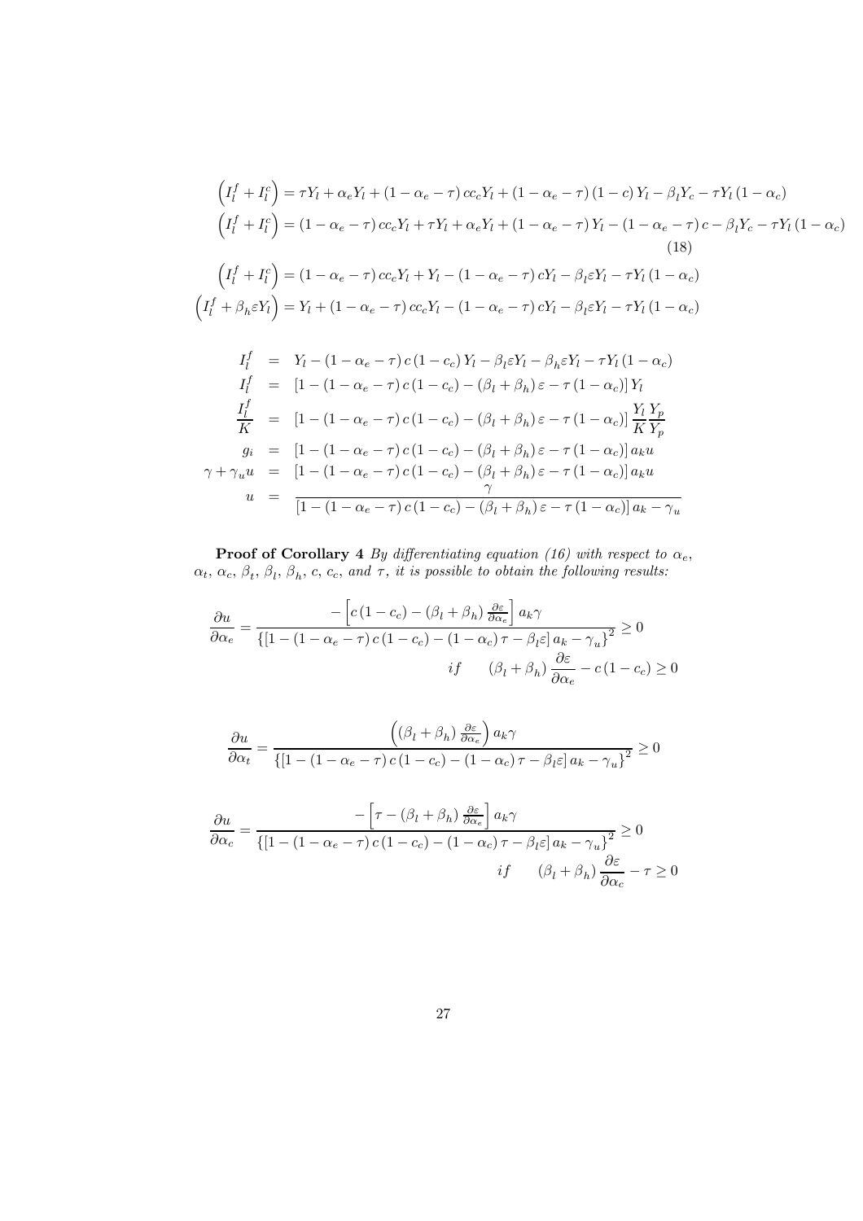$$\left(I_l^f + I_l^c\right) = \tau Y_l + \alpha_e Y_l + (1-\alpha_e-\tau)\, c c_c Y_l + (1-\alpha_e-\tau)(1-c)\, Y_l - \beta_l Y_c - \tau Y_l (1-\alpha_c)$$

$$\left(I_l^f + I_l^c\right) = (1-\alpha_e-\tau)\, c c_c Y_l + \tau Y_l + \alpha_e Y_l + (1-\alpha_e-\tau)\, Y_l - (1-\alpha_e-\tau)\, c - \beta_l Y_c - \tau Y_l (1-\alpha_c) \tag{18}$$

$$\left(I_l^f + I_l^c\right) = (1-\alpha_e-\tau)\, c c_c Y_l + Y_l - (1-\alpha_e-\tau)\, c Y_l - \beta_l \varepsilon Y_l - \tau Y_l (1-\alpha_c)$$

$$\left(I_l^f + \beta_h \varepsilon Y_l\right) = Y_l + (1-\alpha_e-\tau)\, c c_c Y_l - (1-\alpha_e-\tau)\, c Y_l - \beta_l \varepsilon Y_l - \tau Y_l (1-\alpha_c)$$

$$\begin{aligned}
I_l^f &= Y_l - (1-\alpha_e-\tau)\, c\,(1-c_c)\, Y_l - \beta_l \varepsilon Y_l - \beta_h \varepsilon Y_l - \tau Y_l (1-\alpha_c) \\
I_l^f &= \left[1 - (1-\alpha_e-\tau)\, c\,(1-c_c) - (\beta_l+\beta_h)\,\varepsilon - \tau(1-\alpha_c)\right] Y_l \\
\frac{I_l^f}{K} &= \left[1 - (1-\alpha_e-\tau)\, c\,(1-c_c) - (\beta_l+\beta_h)\,\varepsilon - \tau(1-\alpha_c)\right] \frac{Y_l}{K}\frac{Y_p}{Y_p} \\
g_i &= \left[1 - (1-\alpha_e-\tau)\, c\,(1-c_c) - (\beta_l+\beta_h)\,\varepsilon - \tau(1-\alpha_c)\right] a_k u \\
\gamma + \gamma_u u &= \left[1 - (1-\alpha_e-\tau)\, c\,(1-c_c) - (\beta_l+\beta_h)\,\varepsilon - \tau(1-\alpha_c)\right] a_k u \\
u &= \frac{\gamma}{\left[1 - (1-\alpha_e-\tau)\, c\,(1-c_c) - (\beta_l+\beta_h)\,\varepsilon - \tau(1-\alpha_c)\right] a_k - \gamma_u}
\end{aligned}$$

**Proof of Corollary 4** *By differentiating equation (16) with respect to $\alpha_e$, $\alpha_t$, $\alpha_c$, $\beta_t$, $\beta_l$, $\beta_h$, $c$, $c_c$, and $\tau$, it is possible to obtain the following results:*

$$\frac{\partial u}{\partial \alpha_e} = \frac{-\left[c\,(1-c_c) - (\beta_l+\beta_h)\frac{\partial \varepsilon}{\partial \alpha_e}\right] a_k \gamma}{\left\{\left[1 - (1-\alpha_e-\tau)\, c\,(1-c_c) - (1-\alpha_c)\,\tau - \beta_l \varepsilon\right] a_k - \gamma_u\right\}^2} \geq 0$$

$$if \qquad (\beta_l+\beta_h)\frac{\partial \varepsilon}{\partial \alpha_e} - c\,(1-c_c) \geq 0$$

$$\frac{\partial u}{\partial \alpha_t} = \frac{\left((\beta_l+\beta_h)\frac{\partial \varepsilon}{\partial \alpha_e}\right) a_k \gamma}{\left\{\left[1 - (1-\alpha_e-\tau)\, c\,(1-c_c) - (1-\alpha_c)\,\tau - \beta_l \varepsilon\right] a_k - \gamma_u\right\}^2} \geq 0$$

$$\frac{\partial u}{\partial \alpha_c} = \frac{-\left[\tau - (\beta_l+\beta_h)\frac{\partial \varepsilon}{\partial \alpha_e}\right] a_k \gamma}{\left\{\left[1 - (1-\alpha_e-\tau)\, c\,(1-c_c) - (1-\alpha_c)\,\tau - \beta_l \varepsilon\right] a_k - \gamma_u\right\}^2} \geq 0$$

$$if \qquad (\beta_l+\beta_h)\frac{\partial \varepsilon}{\partial \alpha_c} - \tau \geq 0$$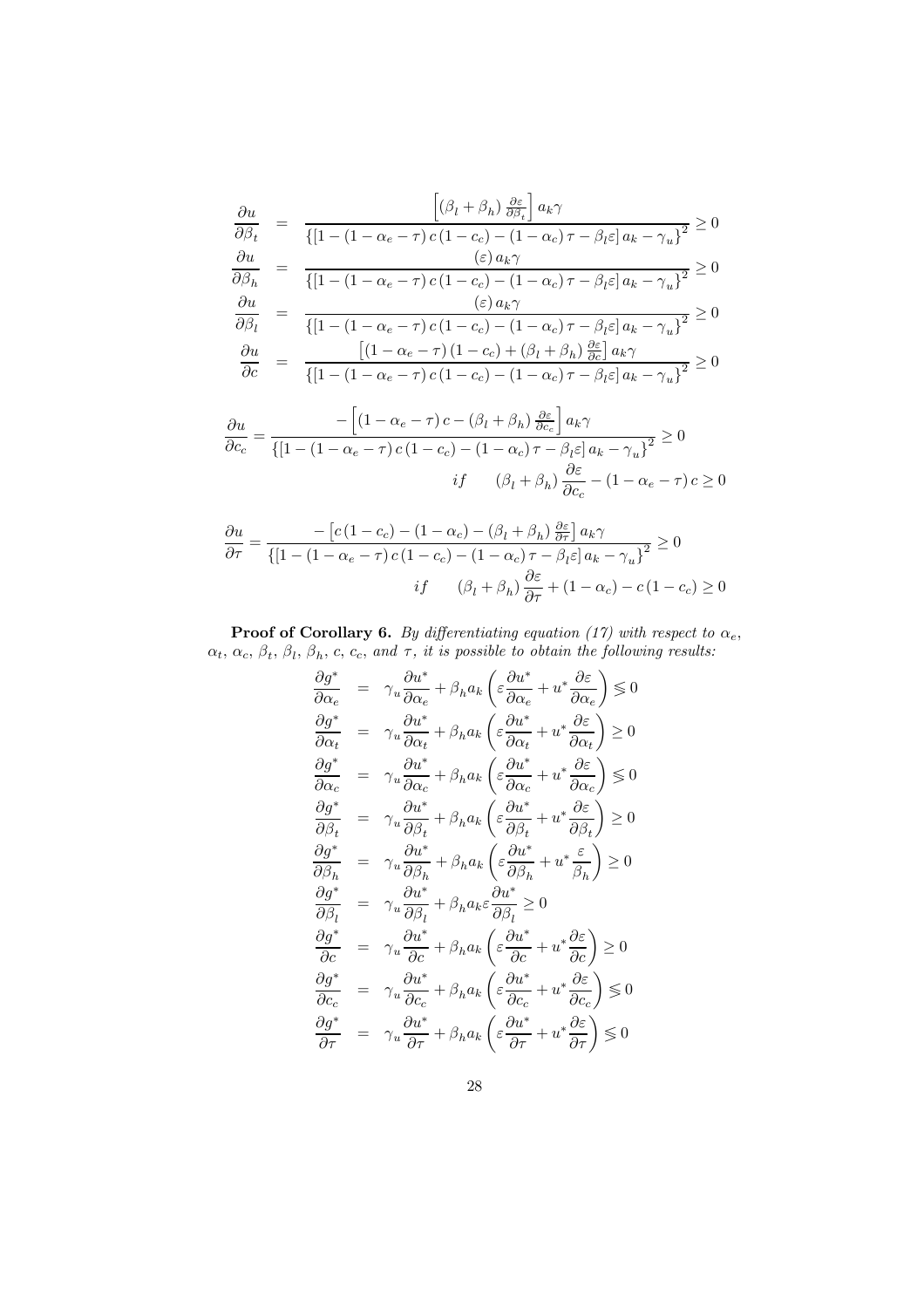$$
\begin{aligned}
\frac{\partial u}{\partial \beta_t} &= \frac{\left[\left(\beta_l+\beta_h\right)\frac{\partial \varepsilon}{\partial \beta_t}\right]a_k\gamma}{\left\{\left[1-\left(1-\alpha_e-\tau\right)c\left(1-c_c\right)-\left(1-\alpha_c\right)\tau-\beta_l\varepsilon\right]a_k-\gamma_u\right\}^2} \geq 0 \\
\frac{\partial u}{\partial \beta_h} &= \frac{\left(\varepsilon\right)a_k\gamma}{\left\{\left[1-\left(1-\alpha_e-\tau\right)c\left(1-c_c\right)-\left(1-\alpha_c\right)\tau-\beta_l\varepsilon\right]a_k-\gamma_u\right\}^2} \geq 0 \\
\frac{\partial u}{\partial \beta_l} &= \frac{\left(\varepsilon\right)a_k\gamma}{\left\{\left[1-\left(1-\alpha_e-\tau\right)c\left(1-c_c\right)-\left(1-\alpha_c\right)\tau-\beta_l\varepsilon\right]a_k-\gamma_u\right\}^2} \geq 0 \\
\frac{\partial u}{\partial c} &= \frac{\left[\left(1-\alpha_e-\tau\right)\left(1-c_c\right)+\left(\beta_l+\beta_h\right)\frac{\partial \varepsilon}{\partial c}\right]a_k\gamma}{\left\{\left[1-\left(1-\alpha_e-\tau\right)c\left(1-c_c\right)-\left(1-\alpha_c\right)\tau-\beta_l\varepsilon\right]a_k-\gamma_u\right\}^2} \geq 0
\end{aligned}
$$

$$
\frac{\partial u}{\partial c_c} = \frac{-\left[\left(1-\alpha_e-\tau\right)c-\left(\beta_l+\beta_h\right)\frac{\partial \varepsilon}{\partial c_c}\right]a_k\gamma}{\left\{\left[1-\left(1-\alpha_e-\tau\right)c\left(1-c_c\right)-\left(1-\alpha_c\right)\tau-\beta_l\varepsilon\right]a_k-\gamma_u\right\}^2} \geq 0
$$

$$
if \qquad \left(\beta_l+\beta_h\right)\frac{\partial \varepsilon}{\partial c_c}-\left(1-\alpha_e-\tau\right)c \geq 0
$$

$$
\frac{\partial u}{\partial \tau} = \frac{-\left[c\left(1-c_c\right)-\left(1-\alpha_c\right)-\left(\beta_l+\beta_h\right)\frac{\partial \varepsilon}{\partial \tau}\right]a_k\gamma}{\left\{\left[1-\left(1-\alpha_e-\tau\right)c\left(1-c_c\right)-\left(1-\alpha_c\right)\tau-\beta_l\varepsilon\right]a_k-\gamma_u\right\}^2} \geq 0
$$

$$
if \qquad \left(\beta_l+\beta_h\right)\frac{\partial \varepsilon}{\partial \tau}+\left(1-\alpha_c\right)-c\left(1-c_c\right) \geq 0
$$

**Proof of Corollary 6.** *By differentiating equation (17) with respect to $\alpha_e$, $\alpha_t$, $\alpha_c$, $\beta_t$, $\beta_l$, $\beta_h$, $c$, $c_c$, and $\tau$, it is possible to obtain the following results:*

$$
\begin{aligned}
\frac{\partial g^*}{\partial \alpha_e} &= \gamma_u\frac{\partial u^*}{\partial \alpha_e}+\beta_h a_k\left(\varepsilon\frac{\partial u^*}{\partial \alpha_e}+u^*\frac{\partial \varepsilon}{\partial \alpha_e}\right) \lesseqgtr 0 \\
\frac{\partial g^*}{\partial \alpha_t} &= \gamma_u\frac{\partial u^*}{\partial \alpha_t}+\beta_h a_k\left(\varepsilon\frac{\partial u^*}{\partial \alpha_t}+u^*\frac{\partial \varepsilon}{\partial \alpha_t}\right) \geq 0 \\
\frac{\partial g^*}{\partial \alpha_c} &= \gamma_u\frac{\partial u^*}{\partial \alpha_c}+\beta_h a_k\left(\varepsilon\frac{\partial u^*}{\partial \alpha_c}+u^*\frac{\partial \varepsilon}{\partial \alpha_c}\right) \lesseqgtr 0 \\
\frac{\partial g^*}{\partial \beta_t} &= \gamma_u\frac{\partial u^*}{\partial \beta_t}+\beta_h a_k\left(\varepsilon\frac{\partial u^*}{\partial \beta_t}+u^*\frac{\partial \varepsilon}{\partial \beta_t}\right) \geq 0 \\
\frac{\partial g^*}{\partial \beta_h} &= \gamma_u\frac{\partial u^*}{\partial \beta_h}+\beta_h a_k\left(\varepsilon\frac{\partial u^*}{\partial \beta_h}+u^*\frac{\varepsilon}{\beta_h}\right) \geq 0 \\
\frac{\partial g^*}{\partial \beta_l} &= \gamma_u\frac{\partial u^*}{\partial \beta_l}+\beta_h a_k\varepsilon\frac{\partial u^*}{\partial \beta_l} \geq 0 \\
\frac{\partial g^*}{\partial c} &= \gamma_u\frac{\partial u^*}{\partial c}+\beta_h a_k\left(\varepsilon\frac{\partial u^*}{\partial c}+u^*\frac{\partial \varepsilon}{\partial c}\right) \geq 0 \\
\frac{\partial g^*}{\partial c_c} &= \gamma_u\frac{\partial u^*}{\partial c_c}+\beta_h a_k\left(\varepsilon\frac{\partial u^*}{\partial c_c}+u^*\frac{\partial \varepsilon}{\partial c_c}\right) \lesseqgtr 0 \\
\frac{\partial g^*}{\partial \tau} &= \gamma_u\frac{\partial u^*}{\partial \tau}+\beta_h a_k\left(\varepsilon\frac{\partial u^*}{\partial \tau}+u^*\frac{\partial \varepsilon}{\partial \tau}\right) \lesseqgtr 0
\end{aligned}
$$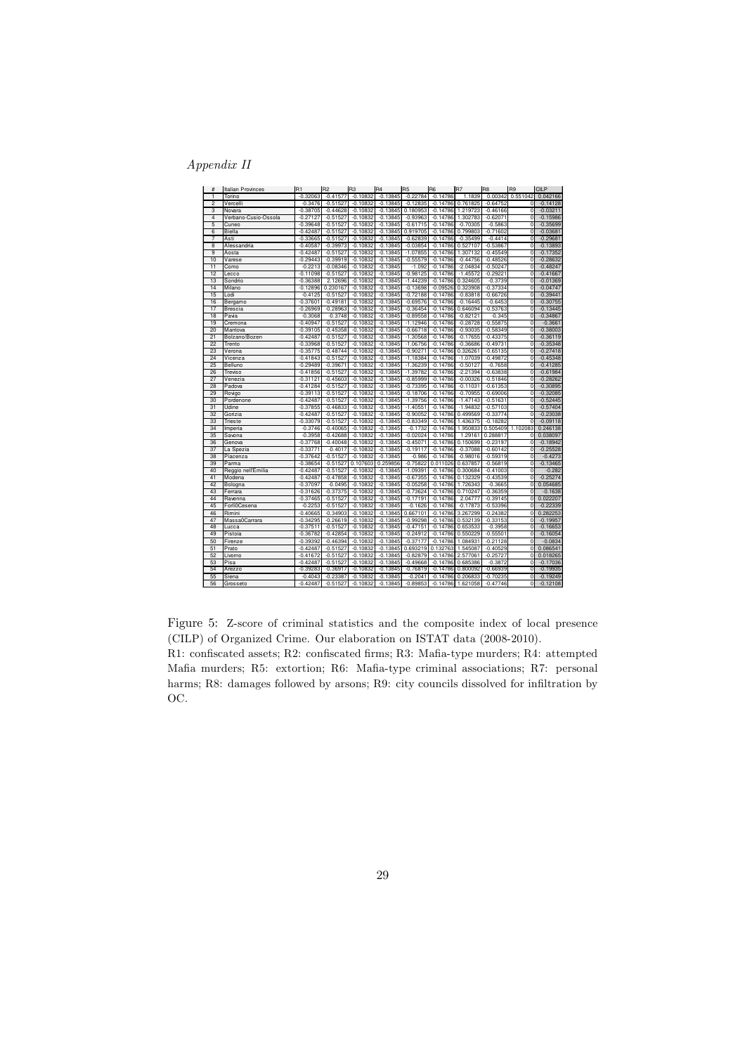*Appendix II*

| # | Italian Provinces | R1 | R2 | R3 | R4 | R5 | R6 | R7 | R8 | R9 | CILP |
|---|---|---|---|---|---|---|---|---|---|---|---|
| 1 | Torino | -0.32063 | -0.41577 | -0.10832 | -0.13845 | -0.22784 | -0.14786 | 1.1839 | 0.00342 | 0.551042 | 0.042166 |
| 2 | Vercelli | -0.3476 | -0.51527 | -0.10832 | -0.13845 | -0.12835 | -0.14786 | 0.761825 | -0.64752 | 0 | -0.14128 |
| 3 | Novara | -0.38705 | -0.44628 | -0.10832 | -0.13845 | 0.180953 | -0.14786 | 1.219723 | -0.46166 | 0 | -0.03211 |
| 4 | Verbano-Cusio-Ossola | -0.27127 | -0.51527 | -0.10832 | -0.13845 | -0.93963 | -0.14786 | 1.302783 | -0.62071 | 0 | -0.15986 |
| 5 | Cuneo | -0.39648 | -0.51527 | -0.10832 | -0.13845 | -0.61715 | -0.14786 | -0.70305 | -0.5863 | 0 | -0.35699 |
| 6 | Biella | -0.42487 | -0.51527 | -0.10832 | -0.13845 | 0.919705 | -0.14786 | 0.799803 | -0.71602 | 0 | -0.03681 |
| 7 | Asti | -0.33665 | -0.51527 | -0.10832 | -0.13845 | -0.62839 | -0.14786 | -0.35499 | -0.4414 | 0 | -0.29681 |
| 8 | Alessandria | -0.40587 | -0.39973 | -0.10832 | -0.13845 | -0.03854 | -0.14786 | 0.527107 | -0.53867 | 0 | -0.13893 |
| 9 | Aosta | -0.42487 | -0.51527 | -0.10832 | -0.13845 | -1.07855 | -0.14786 | 1.307132 | -0.45549 | 0 | -0.17352 |
| 10 | Varese | -0.29443 | -0.39919 | -0.10832 | -0.13845 | -0.55579 | -0.14786 | -0.44756 | -0.48526 | 0 | -0.28632 |
| 11 | Como | -0.2213 | -0.08346 | -0.10832 | -0.13845 | -1.092 | -0.14786 | -2.04834 | -0.50247 | 0 | -0.48247 |
| 12 | Lecco | -0.11098 | -0.51527 | -0.10832 | -0.13845 | -0.98125 | -0.14786 | -1.45572 | -0.29221 | 0 | -0.41667 |
| 13 | Sondrio | -0.36388 | 2.12696 | -0.10832 | -0.13845 | -1.44239 | -0.14786 | 0.324605 | -0.3739 | 0 | -0.01369 |
| 14 | Milano | -0.12896 | 0.230167 | -0.10832 | -0.13845 | -0.13698 | -0.09526 | 0.323908 | -0.37334 | 0 | -0.04747 |
| 15 | Lodi | -0.4125 | -0.51527 | -0.10832 | -0.13845 | -0.72188 | -0.14786 | -0.83818 | -0.66726 | 0 | -0.39441 |
| 16 | Bergamo | -0.37601 | -0.49181 | -0.10832 | -0.13845 | -0.69576 | -0.14786 | -0.16445 | -0.6453 | 0 | -0.30755 |
| 17 | Brescia | -0.26969 | -0.28963 | -0.10832 | -0.13845 | -0.36454 | -0.14786 | 0.646094 | -0.53763 | 0 | -0.13445 |
| 18 | Pavia | -0.3068 | -0.3748 | -0.10832 | -0.13845 | -0.89558 | -0.14786 | -0.82121 | -0.345 | 0 | -0.34867 |
| 19 | Cremona | -0.40947 | -0.51527 | -0.10832 | -0.13845 | -1.12946 | -0.14786 | -0.28728 | -0.55875 | 0 | -0.3661 |
| 20 | Mantova | -0.39105 | -0.45358 | -0.10832 | -0.13845 | -0.66718 | -0.14786 | -0.93035 | -0.58349 | 0 | -0.38003 |
| 21 | Bolzano/Bozen | -0.42487 | -0.51527 | -0.10832 | -0.13845 | -1.30568 | -0.14786 | -0.17655 | -0.43375 | 0 | -0.36119 |
| 22 | Trento | -0.33968 | -0.51527 | -0.10832 | -0.13845 | -1.06756 | -0.14786 | -0.36686 | -0.49731 | 0 | -0.35348 |
| 23 | Verona | -0.35775 | -0.48744 | -0.10832 | -0.13845 | -0.90271 | -0.14786 | 0.326261 | -0.65135 | 0 | -0.27418 |
| 24 | Vicenza | -0.41843 | -0.51527 | -0.10832 | -0.13845 | -1.18384 | -0.14786 | -1.07039 | -0.49872 | 0 | -0.45348 |
| 25 | Belluno | -0.29489 | -0.39671 | -0.10832 | -0.13845 | -1.36239 | -0.14786 | -0.50127 | -0.7658 | 0 | -0.41285 |
| 26 | Treviso | -0.41856 | -0.51527 | -0.10832 | -0.13845 | -1.39782 | -0.14786 | -2.21394 | -0.63838 | 0 | -0.61984 |
| 27 | Venezia | -0.31121 | -0.45603 | -0.10832 | -0.13845 | -0.85999 | -0.14786 | -0.00326 | -0.51846 | 0 | -0.28262 |
| 28 | Padova | -0.41284 | -0.51527 | -0.10832 | -0.13845 | -0.73395 | -0.14786 | -0.11031 | -0.61353 | 0 | -0.30895 |
| 29 | Rovigo | -0.39113 | -0.51527 | -0.10832 | -0.13845 | -0.18706 | -0.14786 | -0.70955 | -0.69006 | 0 | -0.32085 |
| 30 | Pordenone | -0.42487 | -0.51527 | -0.10832 | -0.13845 | -1.39756 | -0.14786 | -1.47143 | -0.51631 | 0 | -0.52445 |
| 31 | Udine | -0.37855 | -0.46833 | -0.10832 | -0.13845 | -1.40551 | -0.14786 | -1.94832 | -0.57103 | 0 | -0.57404 |
| 32 | Gorizia | -0.42487 | -0.51527 | -0.10832 | -0.13845 | -0.90052 | -0.14786 | 0.499569 | -0.33774 | 0 | -0.23038 |
| 33 | Trieste | -0.33079 | -0.51527 | -0.10832 | -0.13845 | -0.83349 | -0.14786 | 1.436375 | -0.18282 | 0 | -0.09118 |
| 34 | Imperia | -0.3746 | -0.40065 | -0.10832 | -0.13845 | -0.1732 | -0.14786 | 1.950833 | 0.505409 | 1.102083 | 0.246138 |
| 35 | Savona | -0.3958 | -0.42688 | -0.10832 | -0.13845 | -0.02024 | -0.14786 | 1.29161 | 0.288817 | 0 | 0.038097 |
| 36 | Genova | -0.37768 | -0.40048 | -0.10832 | -0.13845 | -0.45071 | -0.14786 | 0.150699 | -0.23197 | 0 | -0.18942 |
| 37 | La Spezia | -0.33771 | -0.4017 | -0.10832 | -0.13845 | -0.19117 | -0.14786 | -0.37088 | -0.60142 | 0 | -0.25528 |
| 38 | Piacenza | -0.37642 | -0.51527 | -0.10832 | -0.13845 | -0.986 | -0.14786 | -0.98016 | -0.59319 | 0 | -0.4273 |
| 39 | Parma | -0.38654 | -0.51527 | 0.107603 | 0.259856 | -0.75822 | 0.011026 | 0.637857 | -0.56819 | 0 | -0.13465 |
| 40 | Reggio nell'Emilia | -0.42487 | -0.51527 | -0.10832 | -0.13845 | -1.09391 | -0.14786 | 0.300684 | -0.41003 | 0 | -0.282 |
| 41 | Modena | -0.42487 | -0.47858 | -0.10832 | -0.13845 | -0.67355 | -0.14786 | 0.132329 | -0.43539 | 0 | -0.25274 |
| 42 | Bologna | -0.37097 | -0.0495 | -0.10832 | -0.13845 | -0.05258 | -0.14786 | 1.726343 | -0.3665 | 0 | 0.054685 |
| 43 | Ferrara | -0.31626 | -0.37375 | -0.10832 | -0.13845 | -0.73624 | -0.14786 | 0.710247 | -0.36359 | 0 | -0.1638 |
| 44 | Ravenna | -0.37465 | -0.51527 | -0.10832 | -0.13845 | -0.17191 | -0.14786 | 2.04777 | -0.39145 | 0 | 0.022207 |
| 45 | Forlì0Cesena | -0.2253 | -0.51527 | -0.10832 | -0.13845 | -0.1626 | -0.14786 | -0.17873 | -0.53396 | 0 | -0.22339 |
| 46 | Rimini | -0.40665 | -0.34903 | -0.10832 | -0.13845 | 0.667101 | -0.14786 | 3.267299 | -0.24382 | 0 | 0.282253 |
| 47 | Massa0Carrara | -0.34295 | -0.26619 | -0.10832 | -0.13845 | -0.99298 | -0.14786 | 0.532139 | -0.33153 | 0 | -0.19957 |
| 48 | Lucca | -0.37511 | -0.51527 | -0.10832 | -0.13845 | -0.47151 | -0.14786 | 0.653533 | -0.3958 | 0 | -0.16653 |
| 49 | Pistoia | -0.36782 | -0.42854 | -0.10832 | -0.13845 | -0.24912 | -0.14786 | 0.550229 | -0.55501 | 0 | -0.16054 |
| 50 | Firenze | -0.39392 | -0.46394 | -0.10832 | -0.13845 | -0.37177 | -0.14786 | 1.084931 | -0.21128 | 0 | -0.0834 |
| 51 | Prato | -0.42487 | -0.51527 | -0.10832 | -0.13845 | 0.693219 | 0.132763 | 1.545087 | -0.40529 | 0 | 0.086541 |
| 52 | Livorno | -0.41672 | -0.51527 | -0.10832 | -0.13845 | -0.82879 | -0.14786 | 2.577061 | -0.25727 | 0 | 0.018265 |
| 53 | Pisa | -0.42487 | -0.51527 | -0.10832 | -0.13845 | -0.49668 | -0.14786 | 0.685386 | -0.3872 | 0 | -0.17036 |
| 54 | Arezzo | -0.39283 | -0.36917 | -0.10832 | -0.13845 | -0.76819 | -0.14786 | 0.800092 | -0.66939 | 0 | -0.19905 |
| 55 | Siena | -0.4043 | -0.23387 | -0.10832 | -0.13845 | -0.2041 | -0.14786 | 0.206833 | -0.70235 | 0 | -0.19249 |
| 56 | Grosseto | -0.42487 | -0.51527 | -0.10832 | -0.13845 | -0.89853 | -0.14786 | 1.621058 | -0.47746 | 0 | -0.12108 |

Figure 5: Z-score of criminal statistics and the composite index of local presence (CILP) of Organized Crime. Our elaboration on ISTAT data (2008-2010).
R1: confiscated assets; R2: confiscated firms; R3: Mafia-type murders; R4: attempted Mafia murders; R5: extortion; R6: Mafia-type criminal associations; R7: personal harms; R8: damages followed by arsons; R9: city councils dissolved for infiltration by OC.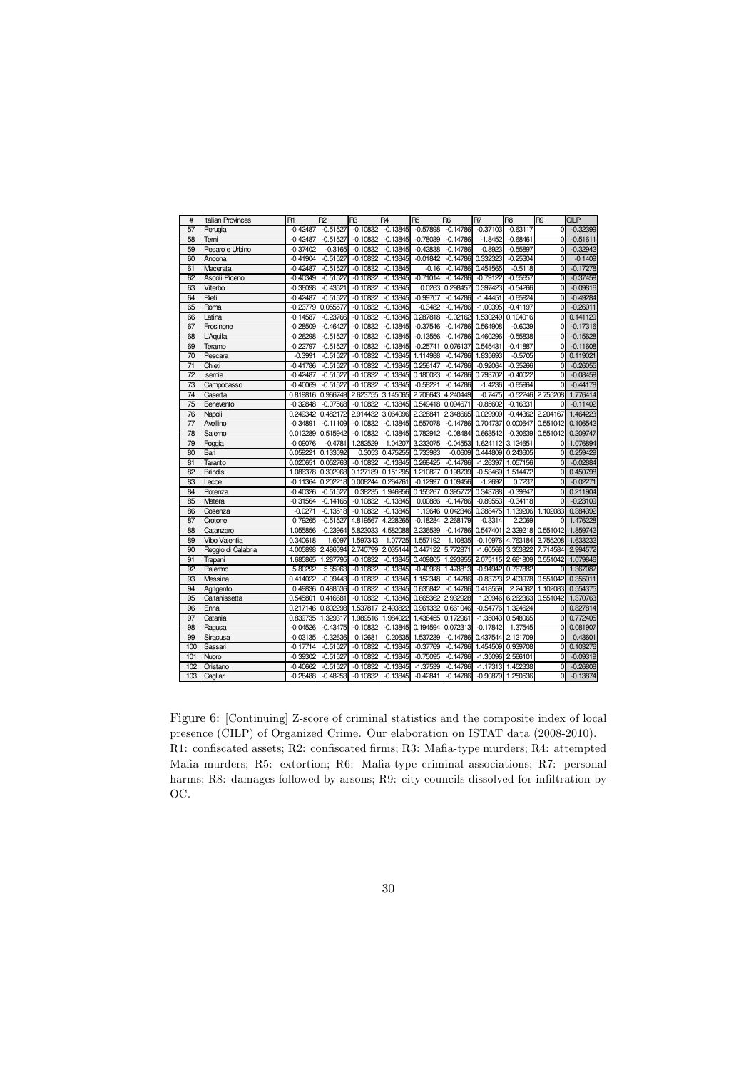| # | Italian Provinces | R1 | R2 | R3 | R4 | R5 | R6 | R7 | R8 | R9 | CILP |
|---|---|---|---|---|---|---|---|---|---|---|---|
| 57 | Perugia | -0.42487 | -0.51527 | -0.10832 | -0.13845 | -0.57898 | -0.14786 | -0.37103 | -0.63117 | 0 | -0.32399 |
| 58 | Terni | -0.42487 | -0.51527 | -0.10832 | -0.13845 | -0.78039 | -0.14786 | -1.8452 | -0.68461 | 0 | -0.51611 |
| 59 | Pesaro e Urbino | -0.37402 | -0.3165 | -0.10832 | -0.13845 | -0.42838 | -0.14786 | -0.8923 | -0.55897 | 0 | -0.32942 |
| 60 | Ancona | -0.41904 | -0.51527 | -0.10832 | -0.13845 | -0.01842 | -0.14786 | 0.332323 | -0.25304 | 0 | -0.1409 |
| 61 | Macerata | -0.42487 | -0.51527 | -0.10832 | -0.13845 | -0.16 | -0.14786 | 0.451565 | -0.5118 | 0 | -0.17278 |
| 62 | Ascoli Piceno | -0.40349 | -0.51527 | -0.10832 | -0.13845 | -0.71014 | -0.14786 | -0.79122 | -0.55657 | 0 | -0.37459 |
| 63 | Viterbo | -0.38098 | -0.43521 | -0.10832 | -0.13845 | 0.0263 | 0.298457 | 0.397423 | -0.54266 | 0 | -0.09816 |
| 64 | Rieti | -0.42487 | -0.51527 | -0.10832 | -0.13845 | -0.99707 | -0.14786 | -1.44451 | -0.65924 | 0 | -0.49284 |
| 65 | Roma | -0.23779 | 0.055577 | -0.10832 | -0.13845 | -0.3482 | -0.14786 | -1.00395 | -0.41197 | 0 | -0.26011 |
| 66 | Latina | -0.14587 | -0.23766 | -0.10832 | -0.13845 | 0.287818 | -0.02162 | 1.530249 | 0.104016 | 0 | 0.141129 |
| 67 | Frosinone | -0.28509 | -0.46427 | -0.10832 | -0.13845 | -0.37546 | -0.14786 | 0.564908 | -0.6039 | 0 | -0.17316 |
| 68 | L'Aquila | -0.26298 | -0.51527 | -0.10832 | -0.13845 | -0.13556 | -0.14786 | 0.460296 | -0.55838 | 0 | -0.15628 |
| 69 | Teramo | -0.22797 | -0.51527 | -0.10832 | -0.13845 | -0.25741 | 0.076137 | 0.545431 | -0.41887 | 0 | -0.11608 |
| 70 | Pescara | -0.3991 | -0.51527 | -0.10832 | -0.13845 | 1.114988 | -0.14786 | 1.835693 | -0.5705 | 0 | 0.119021 |
| 71 | Chieti | -0.41786 | -0.51527 | -0.10832 | -0.13845 | 0.256147 | -0.14786 | -0.92064 | -0.35266 | 0 | -0.26055 |
| 72 | Isernia | -0.42487 | -0.51527 | -0.10832 | -0.13845 | 0.180023 | -0.14786 | 0.793702 | -0.40022 | 0 | -0.08459 |
| 73 | Campobasso | -0.40069 | -0.51527 | -0.10832 | -0.13845 | -0.58221 | -0.14786 | -1.4236 | -0.65964 | 0 | -0.44178 |
| 74 | Caserta | 0.819816 | 0.966749 | 2.623755 | 3.145065 | 2.706643 | 4.240449 | -0.7475 | -0.52246 | 2.755208 | 1.776414 |
| 75 | Benevento | -0.32848 | -0.07568 | -0.10832 | -0.13845 | 0.549418 | 0.094671 | -0.85602 | -0.16331 | 0 | -0.11402 |
| 76 | Napoli | 0.249342 | 0.482172 | 2.914432 | 3.064096 | 2.328841 | 2.348665 | 0.029909 | -0.44362 | 2.204167 | 1.464223 |
| 77 | Avellino | -0.34891 | -0.11109 | -0.10832 | -0.13845 | 0.557078 | -0.14786 | 0.704737 | 0.000647 | 0.551042 | 0.106542 |
| 78 | Salerno | 0.012289 | 0.515942 | -0.10832 | -0.13845 | 0.782912 | -0.08484 | 0.663542 | -0.30639 | 0.551042 | 0.209747 |
| 79 | Foggia | -0.09076 | -0.4781 | 1.282529 | 1.04207 | 3.233075 | -0.04553 | 1.624112 | 3.124651 | 0 | 1.076894 |
| 80 | Bari | 0.059221 | 0.133592 | 0.3053 | 0.475255 | 0.733983 | -0.0609 | 0.444809 | 0.243605 | 0 | 0.259429 |
| 81 | Taranto | 0.020651 | 0.052763 | -0.10832 | -0.13845 | 0.268425 | -0.14786 | -1.26397 | 1.057156 | 0 | -0.02884 |
| 82 | Brindisi | 1.086378 | 0.302968 | 0.127189 | 0.151295 | 1.210827 | 0.198739 | -0.53469 | 1.514472 | 0 | 0.450798 |
| 83 | Lecce | -0.11364 | 0.202218 | 0.008244 | 0.264761 | -0.12997 | 0.109456 | -1.2692 | 0.7237 | 0 | -0.02271 |
| 84 | Potenza | -0.40326 | -0.51527 | 0.38235 | 1.946956 | 0.155267 | 0.395772 | 0.343788 | -0.39847 | 0 | 0.211904 |
| 85 | Matera | -0.31564 | -0.14165 | -0.10832 | -0.13845 | 0.00886 | -0.14786 | -0.89553 | -0.34118 | 0 | -0.23109 |
| 86 | Cosenza | -0.0271 | -0.13518 | -0.10832 | -0.13845 | 1.19646 | 0.042346 | 0.388475 | 1.139206 | 1.102083 | 0.384392 |
| 87 | Crotone | 0.79265 | -0.51527 | 4.819567 | 4.228265 | -0.18284 | 2.268179 | -0.3314 | 2.2069 | 0 | 1.476228 |
| 88 | Catanzaro | 1.055856 | -0.23964 | 5.823033 | 4.582088 | 2.236539 | -0.14786 | 0.547401 | 2.329218 | 0.551042 | 1.859742 |
| 89 | Vibo Valentia | 0.340618 | 1.6097 | 1.597343 | 1.07725 | 1.557192 | 1.10835 | -0.10976 | 4.763184 | 2.755208 | 1.633232 |
| 90 | Reggio di Calabria | 4.005898 | 2.486594 | 2.740799 | 2.035144 | 0.447122 | 5.772871 | -1.60568 | 3.353822 | 7.714584 | 2.994572 |
| 91 | Trapani | 1.685865 | 1.287795 | -0.10832 | -0.13845 | 0.409805 | 1.293955 | 2.075115 | 2.661809 | 0.551042 | 1.079846 |
| 92 | Palermo | 5.80292 | 5.85963 | -0.10832 | -0.13845 | -0.40928 | 1.478813 | -0.94942 | 0.767882 | 0 | 1.367087 |
| 93 | Messina | 0.414022 | -0.09443 | -0.10832 | -0.13845 | 1.152348 | -0.14786 | -0.83723 | 2.403978 | 0.551042 | 0.355011 |
| 94 | Agrigento | 0.49836 | 0.488536 | -0.10832 | -0.13845 | 0.635842 | -0.14786 | 0.418559 | 2.24062 | 1.102083 | 0.554375 |
| 95 | Caltanissetta | 0.545801 | 0.416681 | -0.10832 | -0.13845 | 0.665362 | 2.932928 | 1.20946 | 6.262363 | 0.551042 | 1.370763 |
| 96 | Enna | 0.217146 | 0.802298 | 1.537817 | 2.493822 | 0.961332 | 0.661046 | -0.54776 | 1.324624 | 0 | 0.827814 |
| 97 | Catania | 0.839735 | 1.329317 | 1.989516 | 1.984022 | 1.438455 | 0.172961 | -1.35043 | 0.548065 | 0 | 0.772405 |
| 98 | Ragusa | -0.04526 | -0.43475 | -0.10832 | -0.13845 | 0.194594 | 0.072313 | -0.17842 | 1.37545 | 0 | 0.081907 |
| 99 | Siracusa | -0.03135 | -0.32636 | 0.12681 | 0.20635 | 1.537239 | -0.14786 | 0.437544 | 2.121709 | 0 | 0.43601 |
| 100 | Sassari | -0.17714 | -0.51527 | -0.10832 | -0.13845 | -0.37769 | -0.14786 | 1.454509 | 0.939708 | 0 | 0.103276 |
| 101 | Nuoro | -0.39302 | -0.51527 | -0.10832 | -0.13845 | -0.75095 | -0.14786 | -1.35096 | 2.566101 | 0 | -0.09319 |
| 102 | Oristano | -0.40662 | -0.51527 | -0.10832 | -0.13845 | -1.37539 | -0.14786 | -1.17313 | 1.452338 | 0 | -0.26808 |
| 103 | Cagliari | -0.28488 | -0.48253 | -0.10832 | -0.13845 | -0.42841 | -0.14786 | -0.90879 | 1.250536 | 0 | -0.13874 |

Figure 6: [Continuing] Z-score of criminal statistics and the composite index of local presence (CILP) of Organized Crime. Our elaboration on ISTAT data (2008-2010). R1: confiscated assets; R2: confiscated firms; R3: Mafia-type murders; R4: attempted Mafia murders; R5: extortion; R6: Mafia-type criminal associations; R7: personal harms; R8: damages followed by arsons; R9: city councils dissolved for infiltration by OC.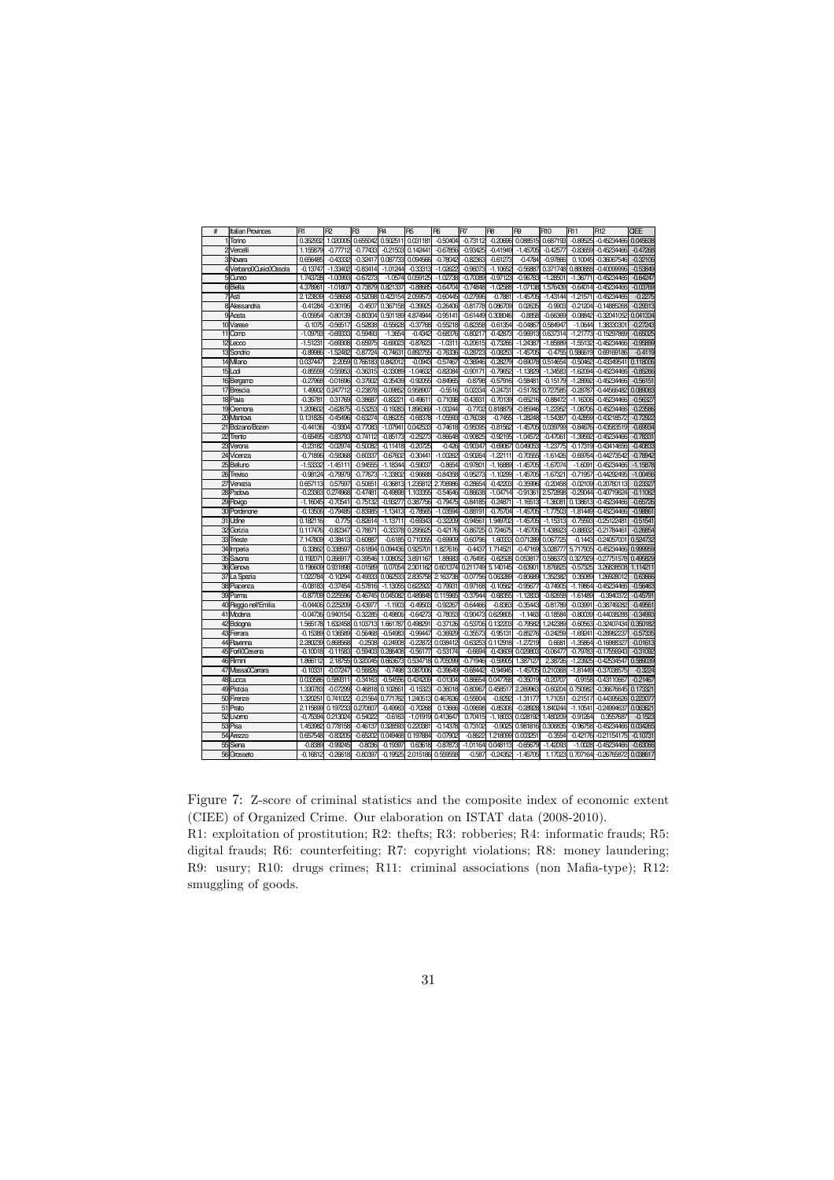| # | Italian Provinces | R1 | R2 | R3 | R4 | R5 | R6 | R7 | R8 | R9 | R10 | R11 | R12 | CIEE |
|---|---|---|---|---|---|---|---|---|---|---|---|---|---|---|
| 1 | Torino | 0.352932 | 1.020005 | 0.655042 | 0.502511 | 0.031181 | -0.50404 | -0.73112 | -0.20696 | 0.088515 | 0.687193 | -0.89525 | -0.45234466 | 0.045638 |
| 2 | Vercelli | 1.155879 | -0.77712 | -0.77433 | -0.21503 | 0.142441 | -0.67856 | -0.93425 | -0.41949 | -1.45705 | -0.42577 | -0.83659 | -0.45234466 | -0.47268 |
| 3 | Novara | 0.656485 | -0.43332 | -0.32417 | 0.087733 | 0.094568 | -0.78042 | -0.82363 | -0.61273 | -0.4784 | -0.97866 | 0.10045 | -0.36067546 | -0.32106 |
| 4 | Verbano0Cusio0Ossola | -0.13747 | -1.33402 | -0.83414 | -1.01244 | -0.33313 | -1.02622 | -0.96073 | -1.10652 | -0.56887 | 0.371748 | 0.880888 | -0.40099996 | -0.53849 |
| 5 | Cuneo | 1.743728 | -1.00993 | -0.67273 | -1.0574 | 0.059125 | -1.02738 | -0.70089 | -0.97123 | -0.96783 | -1.28501 | -1.36771 | -0.45234466 | -0.64247 |
| 6 | Biella | 4.378961 | -1.01807 | -0.73879 | 0.821337 | -0.88688 | -0.64704 | -0.74848 | -1.02588 | -1.07138 | 1.576439 | -0.64014 | -0.45234466 | -0.03769 |
| 7 | Asti | 2.125839 | -0.58658 | -0.52098 | 0.423154 | 2.059573 | -0.60445 | -0.27996 | -0.7881 | -1.45705 | -1.43144 | -1.21571 | -0.45234466 | -0.2275 |
| 8 | Alessandria | -0.41284 | -0.30195 | -0.4507 | 0.367158 | -0.39925 | -0.26406 | -0.81778 | 0.086709 | 0.02635 | -0.9903 | -0.21204 | -0.14885268 | -0.29313 |
| 9 | Aosta | -0.05954 | -0.80139 | -0.80304 | 0.501189 | 4.874944 | -0.95141 | -0.61449 | 0.308046 | -0.8858 | -0.66369 | -0.08842 | -0.32041052 | 0.041334 |
| 10 | Varese | -0.1075 | -0.56517 | -0.52838 | -0.55628 | -0.37768 | -0.55218 | -0.82358 | -0.61354 | -0.04867 | 0.584947 | -1.0644 | 1.38330301 | -0.27243 |
| 11 | Como | -1.09793 | -0.69333 | -0.59493 | -1.3654 | -0.4342 | -0.68376 | -0.80217 | -0.42873 | -0.96913 | 0.637314 | -1.21773 | -0.15297869 | -0.65025 |
| 12 | Lecco | -1.51231 | -0.69308 | -0.65975 | -0.69023 | -0.87623 | -1.0311 | -0.20615 | -0.73266 | -1.24087 | -1.85889 | -1.55132 | -0.45234466 | -0.95899 |
| 13 | Sondrio | -0.89986 | -1.52482 | -0.87724 | -0.74631 | 0.892755 | -0.76336 | -0.28723 | -0.08253 | -1.45705 | -0.4755 | 0.586679 | 0.69168186 | -0.4119 |
| 14 | Milano | 0.037447 | 2.2059 | 0.766183 | 0.842012 | -0.0943 | -0.57467 | -0.36946 | -0.28279 | -0.69078 | 0.514654 | -0.50462 | -0.43349541 | 0.118006 |
| 15 | Lodi | -0.85559 | -0.55953 | -0.36315 | -0.33089 | -1.04632 | -0.82084 | -0.90171 | -0.79652 | -1.13829 | -1.34583 | -1.62094 | -0.45234466 | -0.85266 |
| 16 | Bergamo | -0.27968 | -0.01696 | -0.37902 | -0.35439 | -0.92055 | -0.84965 | -0.8798 | -0.57916 | -0.58481 | -0.15179 | -1.28992 | -0.45234466 | -0.56151 |
| 17 | Brescia | 1.49902 | 0.247712 | -0.23878 | -0.09852 | 0.958907 | -0.5516 | 0.02334 | -0.24731 | -0.51782 | 0.727585 | -0.28787 | -0.44566482 | 0.089063 |
| 18 | Pavia | -0.35781 | 0.31769 | -0.38687 | -0.83221 | -0.49611 | -0.71098 | -0.43931 | -0.70139 | -0.65216 | -0.88472 | -1.16306 | -0.45234466 | -0.56327 |
| 19 | Cremona | 1.209602 | -0.63875 | -0.53253 | -0.19283 | 1.896368 | -1.00244 | -0.7702 | 0.818879 | -0.85946 | -1.22952 | -1.08706 | -0.45234466 | -0.23586 |
| 20 | Mantova | 0.131826 | -0.45496 | -0.63274 | -0.86205 | -0.68076 | -1.05593 | -0.76038 | -0.7465 | -1.28248 | -1.54387 | -0.42859 | -0.43218572 | -0.72922 |
| 21 | Bolzano/Bozen | -0.44136 | -0.9304 | -0.77083 | -1.07941 | 0.042533 | -0.74618 | -0.95095 | -0.81562 | -1.45705 | 0.039799 | -0.84676 | -0.43583519 | -0.69934 |
| 22 | Trento | -0.65495 | -0.83793 | -0.74112 | -0.85173 | -0.25275 | -0.86648 | -0.90825 | -0.92195 | -1.04572 | -0.47061 | -1.39592 | -0.45234466 | -0.78331 |
| 23 | Verona | -0.23182 | -0.02974 | -0.50082 | -0.11418 | -0.20725 | -0.426 | -0.90347 | -0.69067 | 0.049053 | -1.23775 | -0.17319 | -0.43414656 | -0.40833 |
| 24 | Vicenza | -0.71896 | -0.58368 | -0.60337 | -0.67602 | -0.30441 | -1.00262 | -0.90264 | -1.22111 | -0.70555 | -1.61426 | -0.69764 | -0.44273542 | -0.78942 |
| 25 | Belluno | -1.53332 | -1.45111 | -0.94555 | -1.18344 | -0.59037 | -0.8654 | -0.97801 | -1.16889 | -1.45705 | -1.67074 | -1.6091 | -0.45234466 | -1.15878 |
| 26 | Treviso | -0.98124 | -0.79979 | -0.77673 | -1.33802 | -0.96688 | -0.84358 | -0.95273 | -1.10299 | -1.45705 | -1.67321 | -0.71957 | -0.44290495 | -1.00456 |
| 27 | Venezia | 0.657113 | 0.57597 | -0.50651 | -0.36813 | 1.235812 | 2.704986 | -0.28654 | -0.42203 | -0.35996 | -0.20458 | -0.02109 | -0.20780113 | 0.23327 |
| 28 | Padova | -0.23363 | 0.274968 | -0.47481 | -0.49698 | 1.103355 | -0.54646 | -0.86638 | -1.04714 | -0.91361 | 2.572698 | -0.29044 | -0.40719624 | -0.11062 |
| 29 | Rovigo | -1.16045 | -0.70541 | -0.75132 | -0.93277 | 0.387758 | -0.79475 | -0.84185 | -0.24871 | -1.16513 | -1.36081 | 0.138613 | -0.45234466 | -0.65726 |
| 30 | Pordenone | -0.13506 | -0.79485 | -0.83985 | -1.13413 | -0.78565 | -1.03594 | -0.88191 | -0.75704 | -1.45705 | -1.77503 | -1.81449 | -0.45234466 | -0.98861 |
| 31 | Udine | 0.182116 | -0.775 | -0.82614 | -1.13711 | -0.69343 | -0.32209 | -0.94561 | 1.949702 | -1.45705 | -1.15313 | -0.75593 | -0.25122481 | -0.51541 |
| 32 | Gorizia | 0.117476 | -0.82347 | -0.78871 | -0.33378 | 0.295625 | -0.42176 | -0.86725 | 0.724675 | -1.45705 | 1.438923 | -0.88932 | -0.21784461 | -0.26654 |
| 33 | Trieste | 7.147809 | -0.38413 | -0.60887 | -0.6185 | 0.710055 | -0.69909 | -0.60796 | 1.60333 | 0.071289 | 0.067725 | -0.1443 | -0.24057001 | 0.524732 |
| 34 | Imperia | 0.33862 | 0.338597 | -0.61894 | 0.094436 | 0.925701 | 1.827616 | -0.4437 | 1.714521 | -0.47169 | 3.028777 | 5.717905 | -0.45234466 | 0.999959 |
| 35 | Savona | 0.192071 | 0.266917 | -0.39546 | 1.008052 | 3.691167 | 1.88683 | -0.76495 | -0.62528 | 0.053817 | 0.586373 | 0.327929 | -0.27751578 | 0.495829 |
| 36 | Genova | 0.196609 | 0.931898 | -0.01589 | 0.07054 | 2.301162 | 0.601374 | 0.211749 | 5.140145 | -0.63901 | 1.876825 | -0.57325 | 3.26838508 | 1.114211 |
| 37 | La Spezia | 1.022784 | -0.10294 | -0.49333 | 0.062533 | 2.835758 | 2.163738 | -0.07756 | 0.063289 | -0.80689 | 1.352382 | 0.35089 | 1.26928012 | 0.63666 |
| 38 | Piacenza | -0.08183 | -0.37454 | -0.57816 | -1.13055 | 0.622922 | -0.79931 | -0.97168 | -0.10562 | -0.95677 | -0.74805 | -1.19864 | -0.45234466 | -0.56463 |
| 39 | Parma | -0.87709 | 0.225596 | -0.46745 | 0.045082 | 0.489848 | 0.115965 | -0.37944 | -0.68355 | -1.12833 | -0.83558 | -1.61489 | -0.3940372 | -0.45791 |
| 40 | Reggio nell'Emilia | -0.04406 | 0.225209 | -0.43977 | -1.1903 | -0.49503 | -0.92267 | -0.64466 | -0.8363 | -0.35443 | -0.81789 | -0.03991 | -0.38749282 | -0.49561 |
| 41 | Modena | -0.04736 | 0.940154 | -0.32285 | -0.49806 | -0.64273 | -0.78053 | -0.90473 | 0.629805 | -1.1463 | -0.18584 | -0.80039 | -0.44039288 | -0.34993 |
| 42 | Bologna | 1.565178 | 1.632458 | 0.103713 | 1.661787 | 0.498291 | -0.37126 | -0.53706 | 0.132203 | -0.79582 | 1.242389 | -0.60563 | -0.32407434 | 0.350182 |
| 43 | Ferrara | -0.15389 | 0.136589 | -0.56468 | -0.54983 | -0.99447 | -0.36929 | -0.35573 | -0.95131 | -0.85276 | -0.24259 | -1.69241 | -0.28982237 | -0.57335 |
| 44 | Ravenna | 2.280239 | 0.868568 | -0.2508 | -0.24908 | -0.22872 | 0.038412 | -0.63253 | 0.112918 | -1.27219 | 0.6681 | -1.35864 | -0.16988327 | -0.01613 |
| 45 | Forlì0Cesena | -0.10018 | -0.11583 | -0.59403 | 0.286408 | -0.56177 | -0.53174 | -0.6694 | -0.43609 | 0.029803 | -0.06477 | -0.79783 | -0.17556943 | -0.31092 |
| 46 | Rimini | 1.866112 | 2.18755 | 0.320045 | 0.665673 | 0.534718 | 0.705099 | -0.71946 | -0.59905 | 1.387127 | 2.38726 | -1.23925 | -0.42534547 | 0.589039 |
| 47 | Massa0Carrara | -0.10331 | -0.07247 | -0.56826 | -0.7498 | 3.087006 | -0.39649 | -0.68442 | -0.94945 | -1.45705 | 0.210368 | -1.81449 | -0.37038575 | -0.3224 |
| 48 | Lucca | 0.033586 | 0.589311 | -0.34163 | -0.54556 | 0.424209 | -0.01304 | -0.86654 | 0.047768 | -0.35019 | -0.20707 | -0.9158 | -0.43110667 | -0.21467 |
| 49 | Pistoia | 1.330783 | -0.07299 | -0.46818 | 0.102661 | -0.15323 | -0.36018 | -0.80967 | 0.458517 | 2.269963 | -0.60204 | 0.750982 | -0.36676645 | 0.173321 |
| 50 | Firenze | 1.320251 | 0.741022 | -0.21564 | 0.771762 | 1.240513 | 0.467636 | -0.55904 | -0.8292 | -1.31177 | 1.71051 | -0.21517 | -0.44395626 | 0.223077 |
| 51 | Prato | 2.115699 | 0.197233 | 0.270607 | -0.49963 | -0.70268 | 0.13666 | -0.09698 | -0.85306 | -0.28928 | 1.840244 | -1.10541 | -0.24994637 | 0.063621 |
| 52 | Livorno | -0.75394 | 0.213024 | -0.54022 | -0.6163 | -1.01919 | 0.413647 | 0.70415 | -1.18033 | 0.028192 | 1.480209 | -0.91264 | 0.3557687 | -0.1523 |
| 53 | Pisa | 1.453982 | 0.778158 | -0.46137 | 0.339593 | 0.220381 | -0.14378 | -0.73102 | -0.9025 | 0.981816 | 0.306835 | -0.96758 | -0.45234466 | 0.034265 |
| 54 | Arezzo | 0.657548 | -0.83205 | -0.65202 | 0.049468 | 0.197884 | -0.07902 | -0.8622 | 1.218099 | 0.003251 | -0.3554 | -0.42176 | -0.21154175 | -0.10731 |
| 55 | Siena | -0.8389 | -0.99245 | -0.8036 | -0.19397 | 0.63618 | -0.87873 | -1.01164 | 0.048113 | -0.65679 | -1.42093 | -1.0028 | -0.45234466 | -0.63086 |
| 56 | Grosseto | -0.16812 | -0.26618 | -0.80397 | -0.19525 | 2.015186 | 0.559558 | -0.587 | -0.24352 | -1.45705 | 1.17023 | 0.707164 | -0.26765872 | 0.038617 |

Figure 7: Z-score of criminal statistics and the composite index of economic extent (CIEE) of Organized Crime. Our elaboration on ISTAT data (2008-2010).

R1: exploitation of prostitution; R2: thefts; R3: robberies; R4: informatic frauds; R5: digital frauds; R6: counterfeiting; R7: copyright violations; R8: money laundering; R9: usury; R10: drugs crimes; R11: criminal associations (non Mafia-type); R12: smuggling of goods.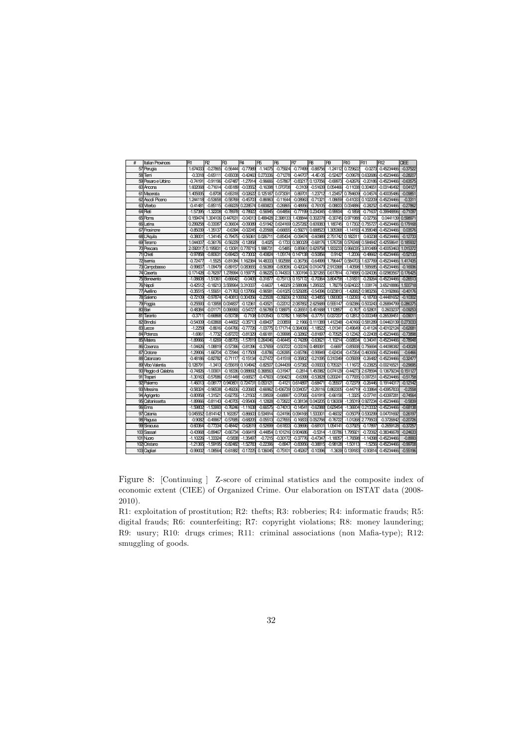| # | Italian Provinces | R1 | R2 | R3 | R4 | R5 | R6 | R7 | R8 | R9 | R10 | R11 | R12 | CIEE |
|---|---|---|---|---|---|---|---|---|---|---|---|---|---|---|
| 57 | Perugia | 1.674033 | -0.27865 | -0.56444 | -0.77989 | -1.14075 | -0.75924 | -0.77499 | -0.88756 | -1.24112 | 0.729622 | -0.0273 | -0.45234466 | -0.37522 |
| 58 | Terni | -0.3318 | -0.65111 | -0.65008 | -0.42463 | 0.273336 | -0.71278 | -0.44707 | -4.4E-05 | -0.52427 | -0.09678 | 0.632686 | -0.45234466 | -0.28207 |
| 59 | Pesaro e Urbino | -0.74191 | -0.91196 | -0.67487 | -1.27914 | -0.96666 | -0.57867 | -0.83217 | 0.137056 | -0.69973 | -0.42676 | -0.20186 | -0.45234466 | -0.63575 |
| 60 | Ancona | 1.602068 | -0.71614 | -0.65189 | -0.03552 | -0.16398 | 1.070708 | -0.3109 | -0.51639 | 0.054466 | -0.11038 | 0.304651 | -0.03146492 | 0.04127 |
| 61 | Macerata | 1.405935 | -0.8708 | -0.65318 | -0.02622 | 0.125187 | 0.073091 | 0.89701 | -1.23712 | -1.23457 | 0.784609 | -0.04574 | -0.40035486 | -0.09851 |
| 62 | Ascoli Piceno | 1.244118 | -0.53658 | -0.58769 | -0.45703 | -0.86963 | -0.11644 | -0.08963 | -0.71321 | -1.08659 | -0.41033 | 0.102209 | -0.45234466 | -0.3311 |
| 63 | Viterbo | -0.41481 | -0.85115 | -0.69229 | 0.228574 | 0.693823 | -0.26865 | -0.48956 | -0.76105 | -0.08833 | 0.034886 | -0.28252 | -0.45234466 | -0.27862 |
| 64 | Rieti | -1.57395 | -1.32208 | -0.78978 | -0.78922 | -0.56945 | -0.64856 | -0.77199 | 0.234345 | -0.99934 | -0.1858 | -0.71637 | -0.39948896 | -0.71097 |
| 65 | Roma | 0.159474 | 1.304106 | 0.447631 | -0.04313 | 0.499428 | 2.398133 | 1.438844 | 0.302078 | -0.30745 | 0.971988 | -0.02756 | 0.0441139 | 0.598971 |
| 66 | Latina | 0.299256 | -0.33087 | -0.36604 | -0.09089 | -0.51942 | 0.634169 | 0.257282 | 0.609983 | 1.180745 | 0.17302 | 0.755727 | -0.45234466 | 0.179168 |
| 67 | Frosinone | -0.85039 | -1.35137 | -0.6394 | -0.02245 | -0.20568 | -0.66655 | -0.59271 | 0.668623 | 1.305368 | -1.14193 | 4.358048 | -0.45234466 | 0.03576 |
| 68 | L'Aquila | -0.38001 | -1.34145 | -0.79475 | -0.56361 | 0.026711 | -0.85434 | -0.09474 | -0.60989 | 2.751742 | 0.182311 | 0.60238 | -0.45234466 | -0.12733 |
| 69 | Teramo | 1.044007 | -0.36176 | -0.56229 | -0.12858 | 0.4025 | -0.1733 | 0.380029 | -0.68176 | 1.576728 | 0.576348 | 0.584842 | -0.42558641 | 0.185932 |
| 70 | Pescara | 2.092017 | 0.195631 | -0.13091 | 0.778715 | 1.998731 | -0.5485 | 0.85961 | 0.629758 | 1.933233 | 0.966035 | 3.810489 | -0.40053463 | 1.015372 |
| 71 | Chieti | -0.97858 | -0.80631 | -0.69423 | -0.73002 | -0.40824 | -1.05174 | 0.147138 | -0.50856 | 0.9142 | -1.2006 | -0.48662 | -0.45234466 | -0.52133 |
| 72 | Isernia | -0.72477 | -1.5525 | -0.81084 | 1.162384 | 14.48333 | 1.902588 | -0.36756 | -0.64999 | 1.796447 | 0.584703 | 1.637769 | -0.45234466 | 1.417435 |
| 73 | Campobasso | -0.99837 | -1.09479 | -0.89157 | 0.083655 | -0.56389 | -0.80836 | -0.42024 | 0.010479 | 2.913368 | -1.40598 | 1.595685 | -0.45234466 | -0.16936 |
| 74 | Caserta | 0.171426 | -0.76297 | 1.278994 | 0.159775 | -0.96225 | 0.744303 | 1.300194 | 0.321265 | 0.617814 | -0.74595 | 0.024336 | -0.02983567 | 0.176425 |
| 75 | Benevento | -1.08608 | -1.51361 | -0.66642 | -0.0405 | -0.31877 | -0.75713 | 0.157172 | -0.70364 | 3.804758 | -1.31831 | -0.29264 | -0.45234466 | -0.26513 |
| 76 | Napoli | -0.42512 | -0.18213 | 3.558964 | 3.310037 | -0.6637 | 1.46029 | 2.598086 | 1.295022 | 1.78279 | 0.624022 | 1.008174 | 3.65218886 | 1.500718 |
| 77 | Avellino | -0.35515 | -1.55651 | -0.71763 | 0.137956 | -0.96581 | -0.61025 | 0.529285 | -0.54396 | 0.023813 | -1.42682 | 0.983256 | -0.3192866 | -0.40176 |
| 78 | Salerno | -0.72109 | -0.97874 | -0.40813 | 0.304356 | -0.23508 | -0.39206 | 2.106592 | -0.34855 | 1.090083 | -1.02093 | -0.18793 | -0.44481652 | -0.10302 |
| 79 | Foggia | -0.25593 | -0.13958 | 0.034837 | -0.12361 | -0.43521 | -0.22012 | 2.067852 | 2.625689 | 0.555147 | -0.92386 | 0.500243 | -0.26894799 | 0.286375 |
| 80 | Bari | -0.48384 | -0.01171 | 0.099993 | -0.54727 | -0.56789 | 0.138975 | -0.26551 | 0.451688 | 1.112857 | -0.767 | -0.52801 | 0.2609237 | -0.09253 |
| 81 | Taranto | -0.3711 | -0.66868 | -0.50738 | -0.7108 | 0.013543 | 0.72782 | 1.168784 | -0.37751 | 0.037207 | -0.12812 | 0.000349 | -0.26539451 | -0.09011 |
| 82 | Brindisi | -0.54009 | -0.63868 | -0.44652 | -0.35713 | -0.69437 | 2.00859 | 2.1966 | 0.111389 | 1.412348 | -0.40166 | 0.581289 | 0.04463139 | 0.273033 |
| 83 | Lecce | -1.2259 | -0.8616 | -0.64766 | -0.77726 | -1.03775 | 0.171714 | 0.364066 | -1.18522 | -1.01341 | -0.49649 | -0.41124 | -0.40102124 | -0.62881 |
| 84 | Potenza | -1.6061 | -1.7732 | -0.87272 | -0.81329 | -0.66181 | -0.39998 | -0.32862 | -0.81697 | -0.70525 | -0.12342 | -0.22408 | -0.45234466 | -0.73898 |
| 85 | Matera | -1.89966 | -1.6269 | -0.88705 | -1.57819 | 0.264046 | -0.46445 | -0.74289 | -0.63621 | -1.10214 | -0.68834 | 0.34041 | -0.45234466 | -0.78948 |
| 86 | Cosenza | -1.04626 | -1.08819 | -0.57396 | -0.81396 | -0.37659 | -0.50722 | -0.03316 | 0.489391 | -0.6697 | -0.85938 | 0.756694 | -0.44096382 | -0.43028 |
| 87 | Crotone | -1.29906 | -1.66704 | -0.72944 | -0.17509 | -0.8786 | -0.26395 | -0.65786 | -0.99949 | -0.62434 | -0.47264 | 0.460656 | -0.45234466 | -0.6466 |
| 88 | Catanzaro | -0.48186 | -0.82782 | -0.71117 | -0.15134 | -0.27472 | -0.41518 | -0.35802 | -0.21095 | 0.310349 | -0.05939 | -0.26482 | -0.45234466 | -0.32477 |
| 89 | Vibo Valentia | 0.128791 | -1.3413 | -0.55619 | 0.104942 | -0.82507 | 0.244439 | -0.57382 | -0.09933 | 0.705321 | -1.11672 | -0.23825 | -0.00216521 | -0.29695 |
| 90 | Reggio di Calabria | -0.74826 | -1.00901 | -0.18336 | 0.088692 | 0.368563 | -0.31947 | -0.2814 | 1.450982 | 0.074129 | -0.44273 | 2.678594 | 0.13679234 | 0.151127 |
| 91 | Trapani | -1.30163 | -0.57686 | -0.51449 | -0.66527 | -0.47603 | -0.56423 | -0.6399 | -0.53828 | 0.200241 | -0.77935 | 0.097251 | -0.45234466 | -0.51758 |
| 92 | Palermo | -1.46013 | -0.08177 | 0.940801 | 0.724731 | 0.053121 | -0.4121 | 0.614897 | -0.68471 | -0.35507 | -0.72379 | -0.26446 | 0.19144317 | -0.12142 |
| 93 | Messina | -0.58324 | -0.96538 | -0.49206 | -0.20683 | -0.66962 | 0.436739 | 0.034057 | -0.26116 | 0.863305 | -0.44719 | -0.33864 | -0.43957633 | -0.2558 |
| 94 | Agrigento | -0.80958 | -1.31521 | -0.62755 | -1.21502 | -1.09509 | -0.68697 | -0.07065 | -0.61919 | -0.66158 | -1.3325 | -0.07741 | -0.43397281 | -0.74564 |
| 95 | Caltanissetta | -1.89966 | -0.81143 | -0.40705 | -0.95406 | -1.12828 | -0.72622 | -0.38134 | 0.040205 | 0.136309 | -1.35019 | 0.927234 | -0.45234466 | -0.5839 |
| 96 | Enna | -1.59802 | -1.53993 | -0.76246 | -1.11638 | -0.66575 | -0.74013 | -0.14541 | -0.62988 | 0.629454 | -1.36604 | 0.213332 | -0.45234466 | -0.68138 |
| 97 | Catania | 0.045552 | 0.814142 | 1.163357 | -0.86603 | 0.534914 | -0.24196 | 0.094168 | 1.533301 | -0.46032 | -0.05079 | 0.530299 | 0.04701692 | 0.26197 |
| 98 | Ragusa | -0.9082 | -0.49967 | -0.57685 | -0.68205 | -0.05513 | -0.27655 | -0.16833 | 0.052766 | -0.76722 | -1.01268 | 2.779503 | -0.3726842 | -0.20726 |
| 99 | Siracusa | -0.60364 | -0.77334 | -0.48442 | -0.83619 | -0.52699 | -0.61833 | -0.39698 | -0.68101 | 1.054141 | -0.37925 | -0.17897 | -0.2659128 | -0.37257 |
| 100 | Sassari | -0.43966 | -0.89467 | -0.65734 | -0.66419 | -0.44854 | 0.101216 | 0.904686 | -0.5314 | -1.00786 | 1.795921 | -0.72062 | -0.38346578 | -0.24633 |
| 101 | Nuoro | -1.10226 | -1.33324 | -0.5838 | -1.35497 | -0.7215 | -0.30172 | -0.37776 | -0.47347 | -1.18057 | -1.76598 | -1.14398 | -0.45234466 | -0.8993 |
| 102 | Oristano | -1.21365 | -1.59195 | -0.82482 | -1.52783 | -0.22396 | -0.8947 | -0.83955 | -0.38815 | -0.98128 | -1.50113 | -1.5256 | -0.45234466 | -0.99708 |
| 103 | Cagliari | -0.99002 | -1.08564 | -0.61882 | -0.17225 | 0.136045 | -0.75101 | -0.45267 | -0.10396 | -1.3639 | 0.139183 | -0.90814 | -0.45234466 | -0.55196 |

Figure 8: [Continuing ] Z-score of criminal statistics and the composite index of economic extent (CIEE) of Organized Crime. Our elaboration on ISTAT data (2008-2010).

R1: exploitation of prostitution; R2: thefts; R3: robberies; R4: informatic frauds; R5: digital frauds; R6: counterfeiting; R7: copyright violations; R8: money laundering; R9: usury; R10: drugs crimes; R11: criminal associations (non Mafia-type); R12: smuggling of goods.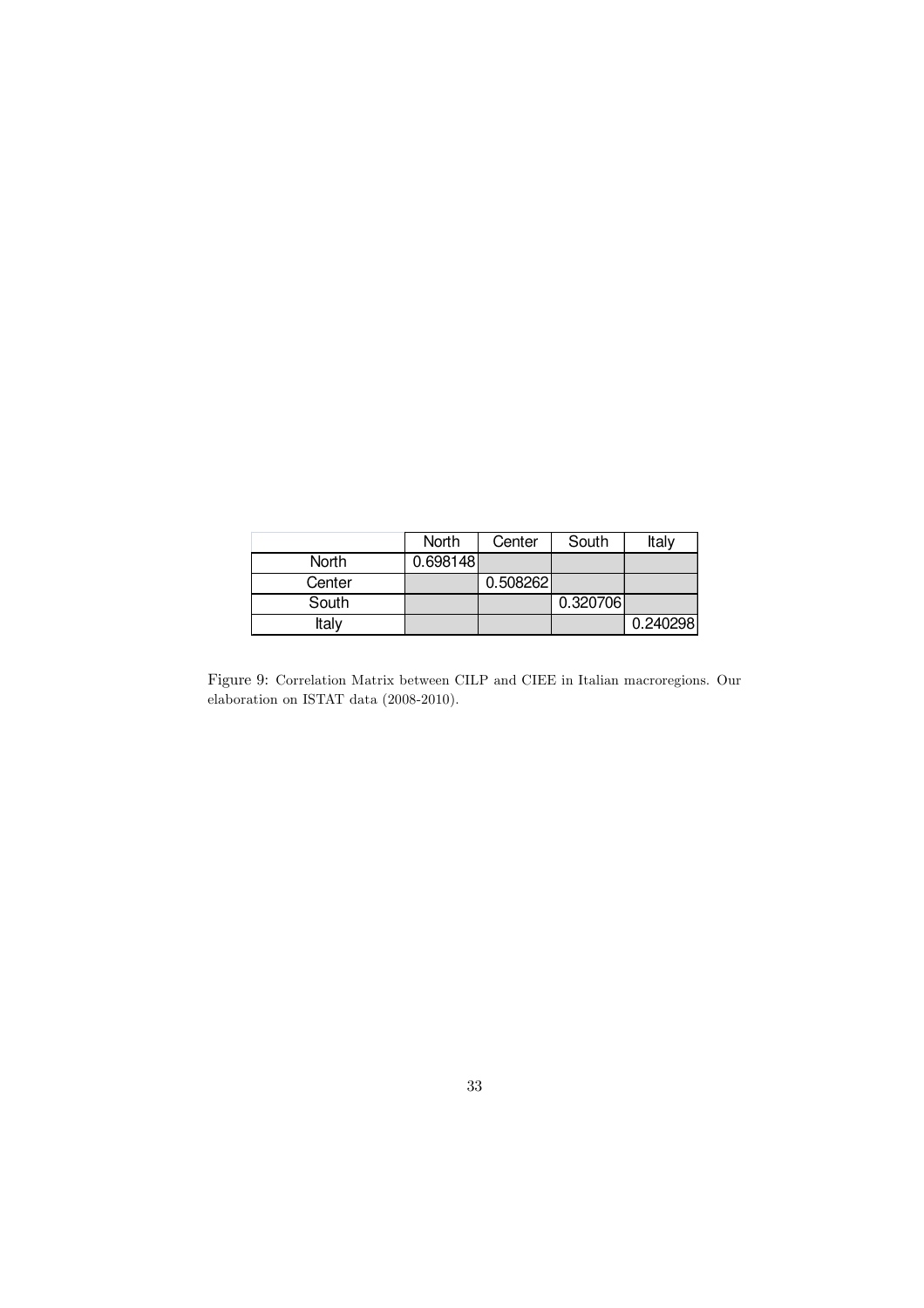| | North | Center | South | Italy |
|---|---|---|---|---|
| North | 0.698148 | | | |
| Center | | 0.508262 | | |
| South | | | 0.320706 | |
| Italy | | | | 0.240298 |

Figure 9: Correlation Matrix between CILP and CIEE in Italian macroregions. Our elaboration on ISTAT data (2008-2010).